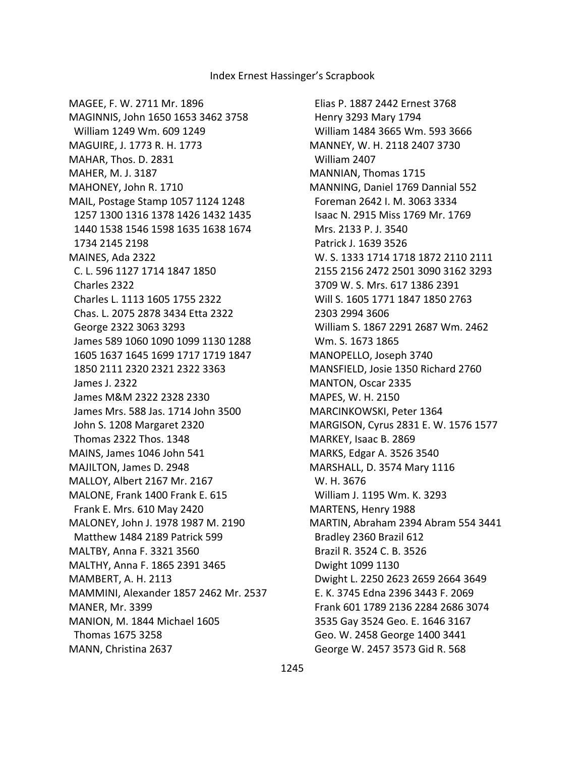# Index Ernest Hassinger's Scrapbook

MAGEE, F. W. 2711 Mr. 1896
MAGINNIS, John 1650 1653 3462 3758
  William 1249 Wm. 609 1249
MAGUIRE, J. 1773 R. H. 1773
MAHAR, Thos. D. 2831
MAHER, M. J. 3187
MAHONEY, John R. 1710
MAIL, Postage Stamp 1057 1124 1248
  1257 1300 1316 1378 1426 1432 1435
  1440 1538 1546 1598 1635 1638 1674
  1734 2145 2198
MAINES, Ada 2322
  C. L. 596 1127 1714 1847 1850
  Charles 2322
  Charles L. 1113 1605 1755 2322
  Chas. L. 2075 2878 3434 Etta 2322
  George 2322 3063 3293
  James 589 1060 1090 1099 1130 1288
  1605 1637 1645 1699 1717 1719 1847
  1850 2111 2320 2321 2322 3363
  James J. 2322
  James M&M 2322 2328 2330
  James Mrs. 588 Jas. 1714 John 3500
  John S. 1208 Margaret 2320
  Thomas 2322 Thos. 1348
MAINS, James 1046 John 541
MAJILTON, James D. 2948
MALLOY, Albert 2167 Mr. 2167
MALONE, Frank 1400 Frank E. 615
  Frank E. Mrs. 610 May 2420
MALONEY, John J. 1978 1987 M. 2190
  Matthew 1484 2189 Patrick 599
MALTBY, Anna F. 3321 3560
MALTHY, Anna F. 1865 2391 3465
MAMBERT, A. H. 2113
MAMMINI, Alexander 1857 2462 Mr. 2537
MANER, Mr. 3399
MANION, M. 1844 Michael 1605
  Thomas 1675 3258
MANN, Christina 2637
  Elias P. 1887 2442 Ernest 3768
  Henry 3293 Mary 1794
  William 1484 3665 Wm. 593 3666
MANNEY, W. H. 2118 2407 3730
  William 2407
MANNIAN, Thomas 1715
MANNING, Daniel 1769 Dannial 552
  Foreman 2642 I. M. 3063 3334
  Isaac N. 2915 Miss 1769 Mr. 1769
  Mrs. 2133 P. J. 3540
  Patrick J. 1639 3526
  W. S. 1333 1714 1718 1872 2110 2111
  2155 2156 2472 2501 3090 3162 3293
  3709 W. S. Mrs. 617 1386 2391
  Will S. 1605 1771 1847 1850 2763
  2303 2994 3606
  William S. 1867 2291 2687 Wm. 2462
  Wm. S. 1673 1865
MANOPELLO, Joseph 3740
MANSFIELD, Josie 1350 Richard 2760
MANTON, Oscar 2335
MAPES, W. H. 2150
MARCINKOWSKI, Peter 1364
MARGISON, Cyrus 2831 E. W. 1576 1577
MARKEY, Isaac B. 2869
MARKS, Edgar A. 3526 3540
MARSHALL, D. 3574 Mary 1116
  W. H. 3676
  William J. 1195 Wm. K. 3293
MARTENS, Henry 1988
MARTIN, Abraham 2394 Abram 554 3441
  Bradley 2360 Brazil 612
  Brazil R. 3524 C. B. 3526
  Dwight 1099 1130
  Dwight L. 2250 2623 2659 2664 3649
  E. K. 3745 Edna 2396 3443 F. 2069
  Frank 601 1789 2136 2284 2686 3074
  3535 Gay 3524 Geo. E. 1646 3167
  Geo. W. 2458 George 1400 3441
  George W. 2457 3573 Gid R. 568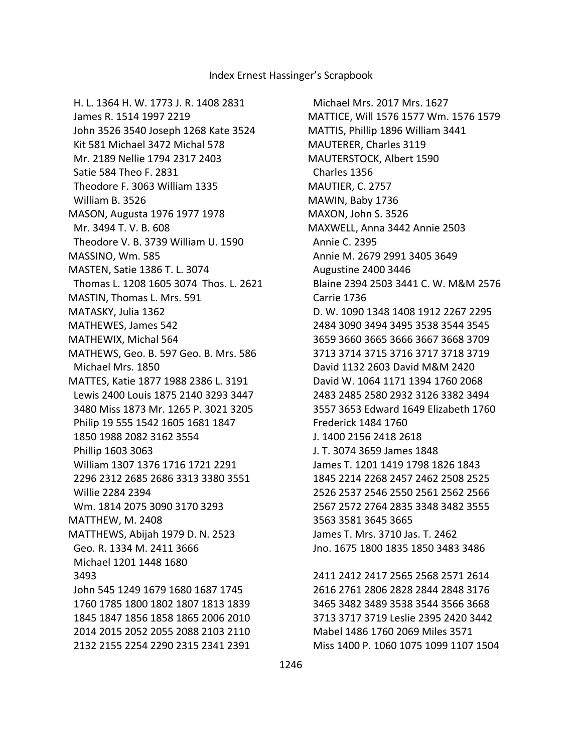H. L. 1364 H. W. 1773 J. R. 1408 2831
James R. 1514 1997 2219
John 3526 3540 Joseph 1268 Kate 3524
Kit 581 Michael 3472 Michal 578
Mr. 2189 Nellie 1794 2317 2403
Satie 584 Theo F. 2831
Theodore F. 3063 William 1335
William B. 3526

MASON, Augusta 1976 1977 1978
Mr. 3494 T. V. B. 608
Theodore V. B. 3739 William U. 1590

MASSINO, Wm. 585

MASTEN, Satie 1386 T. L. 3074
Thomas L. 1208 1605 3074 Thos. L. 2621

MASTIN, Thomas L. Mrs. 591

MATASKY, Julia 1362

MATHEWES, James 542

MATHEWIX, Michal 564

MATHEWS, Geo. B. 597 Geo. B. Mrs. 586
Michael Mrs. 1850

MATTES, Katie 1877 1988 2386 L. 3191
Lewis 2400 Louis 1875 2140 3293 3447
3480 Miss 1873 Mr. 1265 P. 3021 3205
Philip 19 555 1542 1605 1681 1847
1850 1988 2082 3162 3554
Phillip 1603 3063
William 1307 1376 1716 1721 2291
2296 2312 2685 2686 3313 3380 3551
Willie 2284 2394
Wm. 1814 2075 3090 3170 3293

MATTHEW, M. 2408

MATTHEWS, Abijah 1979 D. N. 2523
Geo. R. 1334 M. 2411 3666
Michael 1201 1448 1680
3493
John 545 1249 1679 1680 1687 1745
1760 1785 1800 1802 1807 1813 1839
1845 1847 1856 1858 1865 2006 2010
2014 2015 2052 2055 2088 2103 2110
2132 2155 2254 2290 2315 2341 2391

Michael Mrs. 2017 Mrs. 1627

MATTICE, Will 1576 1577 Wm. 1576 1579

MATTIS, Phillip 1896 William 3441

MAUTERER, Charles 3119

MAUTERSTOCK, Albert 1590
Charles 1356

MAUTIER, C. 2757

MAWIN, Baby 1736

MAXON, John S. 3526

MAXWELL, Anna 3442 Annie 2503
Annie C. 2395
Annie M. 2679 2991 3405 3649
Augustine 2400 3446
Blaine 2394 2503 3441 C. W. M&M 2576
Carrie 1736
D. W. 1090 1348 1408 1912 2267 2295
2484 3090 3494 3495 3538 3544 3545
3659 3660 3665 3666 3667 3668 3709
3713 3714 3715 3716 3717 3718 3719
David 1132 2603 David M&M 2420
David W. 1064 1171 1394 1760 2068
2483 2485 2580 2932 3126 3382 3494
3557 3653 Edward 1649 Elizabeth 1760
Frederick 1484 1760
J. 1400 2156 2418 2618
J. T. 3074 3659 James 1848
James T. 1201 1419 1798 1826 1843
1845 2214 2268 2457 2462 2508 2525
2526 2537 2546 2550 2561 2562 2566
2567 2572 2764 2835 3348 3482 3555
3563 3581 3645 3665
James T. Mrs. 3710 Jas. T. 2462
Jno. 1675 1800 1835 1850 3483 3486

2411 2412 2417 2565 2568 2571 2614
2616 2761 2806 2828 2844 2848 3176
3465 3482 3489 3538 3544 3566 3668
3713 3717 3719 Leslie 2395 2420 3442
Mabel 1486 1760 2069 Miles 3571
Miss 1400 P. 1060 1075 1099 1107 1504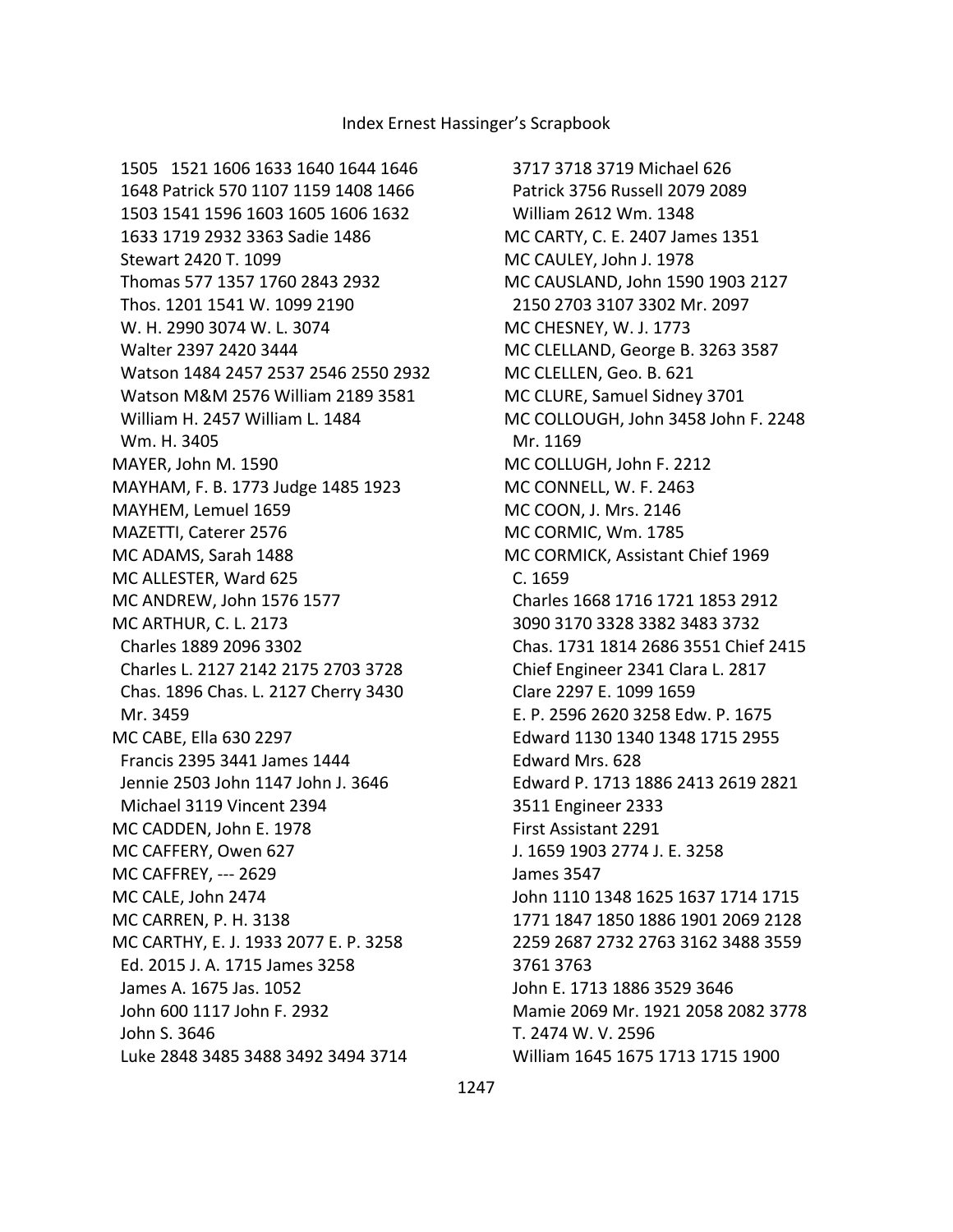1505 1521 1606 1633 1640 1644 1646
1648 Patrick 570 1107 1159 1408 1466
1503 1541 1596 1603 1605 1606 1632
1633 1719 2932 3363 Sadie 1486
Stewart 2420 T. 1099
Thomas 577 1357 1760 2843 2932
Thos. 1201 1541 W. 1099 2190
W. H. 2990 3074 W. L. 3074
Walter 2397 2420 3444
Watson 1484 2457 2537 2546 2550 2932
Watson M&M 2576 William 2189 3581
William H. 2457 William L. 1484
Wm. H. 3405

MAYER, John M. 1590

MAYHAM, F. B. 1773 Judge 1485 1923

MAYHEM, Lemuel 1659

MAZETTI, Caterer 2576

MC ADAMS, Sarah 1488

MC ALLESTER, Ward 625

MC ANDREW, John 1576 1577

MC ARTHUR, C. L. 2173
Charles 1889 2096 3302
Charles L. 2127 2142 2175 2703 3728
Chas. 1896 Chas. L. 2127 Cherry 3430
Mr. 3459

MC CABE, Ella 630 2297
Francis 2395 3441 James 1444
Jennie 2503 John 1147 John J. 3646
Michael 3119 Vincent 2394

MC CADDEN, John E. 1978

MC CAFFERY, Owen 627

MC CAFFREY, --- 2629

MC CALE, John 2474

MC CARREN, P. H. 3138

MC CARTHY, E. J. 1933 2077 E. P. 3258
Ed. 2015 J. A. 1715 James 3258
James A. 1675 Jas. 1052
John 600 1117 John F. 2932
John S. 3646
Luke 2848 3485 3488 3492 3494 3714
3717 3718 3719 Michael 626
Patrick 3756 Russell 2079 2089
William 2612 Wm. 1348

MC CARTY, C. E. 2407 James 1351

MC CAULEY, John J. 1978

MC CAUSLAND, John 1590 1903 2127
2150 2703 3107 3302 Mr. 2097

MC CHESNEY, W. J. 1773

MC CLELLAND, George B. 3263 3587

MC CLELLEN, Geo. B. 621

MC CLURE, Samuel Sidney 3701

MC COLLOUGH, John 3458 John F. 2248
Mr. 1169

MC COLLUGH, John F. 2212

MC CONNELL, W. F. 2463

MC COON, J. Mrs. 2146

MC CORMIC, Wm. 1785

MC CORMICK, Assistant Chief 1969
C. 1659
Charles 1668 1716 1721 1853 2912
3090 3170 3328 3382 3483 3732
Chas. 1731 1814 2686 3551 Chief 2415
Chief Engineer 2341 Clara L. 2817
Clare 2297 E. 1099 1659
E. P. 2596 2620 3258 Edw. P. 1675
Edward 1130 1340 1348 1715 2955
Edward Mrs. 628
Edward P. 1713 1886 2413 2619 2821
3511 Engineer 2333
First Assistant 2291
J. 1659 1903 2774 J. E. 3258
James 3547
John 1110 1348 1625 1637 1714 1715
1771 1847 1850 1886 1901 2069 2128
2259 2687 2732 2763 3162 3488 3559
3761 3763
John E. 1713 1886 3529 3646
Mamie 2069 Mr. 1921 2058 2082 3778
T. 2474 W. V. 2596
William 1645 1675 1713 1715 1900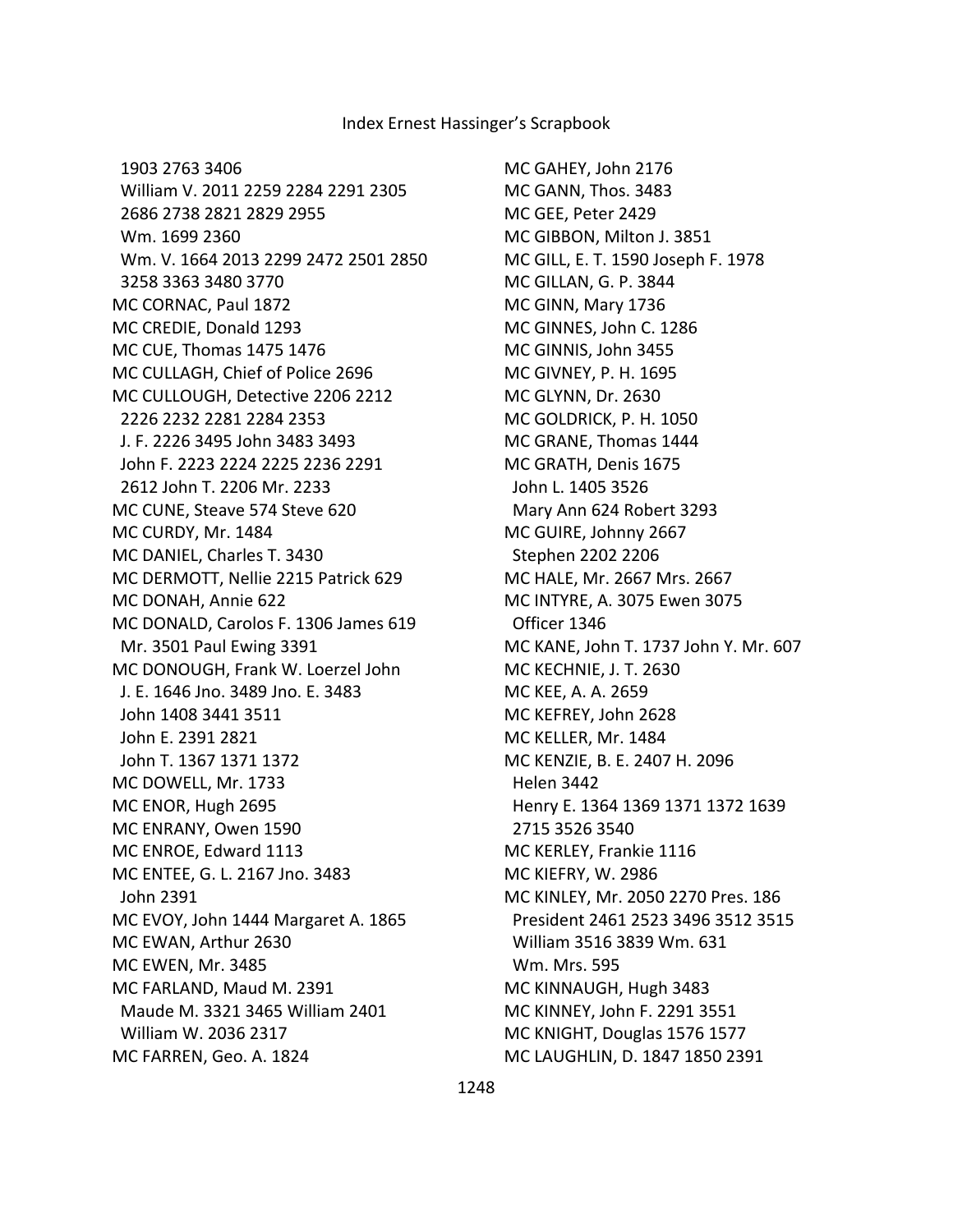1903 2763 3406
William V. 2011 2259 2284 2291 2305
2686 2738 2821 2829 2955
Wm. 1699 2360
Wm. V. 1664 2013 2299 2472 2501 2850
3258 3363 3480 3770
MC CORNAC, Paul 1872
MC CREDIE, Donald 1293
MC CUE, Thomas 1475 1476
MC CULLAGH, Chief of Police 2696
MC CULLOUGH, Detective 2206 2212
2226 2232 2281 2284 2353
J. F. 2226 3495 John 3483 3493
John F. 2223 2224 2225 2236 2291
2612 John T. 2206 Mr. 2233
MC CUNE, Steave 574 Steve 620
MC CURDY, Mr. 1484
MC DANIEL, Charles T. 3430
MC DERMOTT, Nellie 2215 Patrick 629
MC DONAH, Annie 622
MC DONALD, Carolos F. 1306 James 619
Mr. 3501 Paul Ewing 3391
MC DONOUGH, Frank W. Loerzel John
J. E. 1646 Jno. 3489 Jno. E. 3483
John 1408 3441 3511
John E. 2391 2821
John T. 1367 1371 1372
MC DOWELL, Mr. 1733
MC ENOR, Hugh 2695
MC ENRANY, Owen 1590
MC ENROE, Edward 1113
MC ENTEE, G. L. 2167 Jno. 3483
John 2391
MC EVOY, John 1444 Margaret A. 1865
MC EWAN, Arthur 2630
MC EWEN, Mr. 3485
MC FARLAND, Maud M. 2391
Maude M. 3321 3465 William 2401
William W. 2036 2317
MC FARREN, Geo. A. 1824
MC GAHEY, John 2176
MC GANN, Thos. 3483
MC GEE, Peter 2429
MC GIBBON, Milton J. 3851
MC GILL, E. T. 1590 Joseph F. 1978
MC GILLAN, G. P. 3844
MC GINN, Mary 1736
MC GINNES, John C. 1286
MC GINNIS, John 3455
MC GIVNEY, P. H. 1695
MC GLYNN, Dr. 2630
MC GOLDRICK, P. H. 1050
MC GRANE, Thomas 1444
MC GRATH, Denis 1675
John L. 1405 3526
Mary Ann 624 Robert 3293
MC GUIRE, Johnny 2667
Stephen 2202 2206
MC HALE, Mr. 2667 Mrs. 2667
MC INTYRE, A. 3075 Ewen 3075
Officer 1346
MC KANE, John T. 1737 John Y. Mr. 607
MC KECHNIE, J. T. 2630
MC KEE, A. A. 2659
MC KEFREY, John 2628
MC KELLER, Mr. 1484
MC KENZIE, B. E. 2407 H. 2096
Helen 3442
Henry E. 1364 1369 1371 1372 1639
2715 3526 3540
MC KERLEY, Frankie 1116
MC KIEFRY, W. 2986
MC KINLEY, Mr. 2050 2270 Pres. 186
President 2461 2523 3496 3512 3515
William 3516 3839 Wm. 631
Wm. Mrs. 595
MC KINNAUGH, Hugh 3483
MC KINNEY, John F. 2291 3551
MC KNIGHT, Douglas 1576 1577
MC LAUGHLIN, D. 1847 1850 2391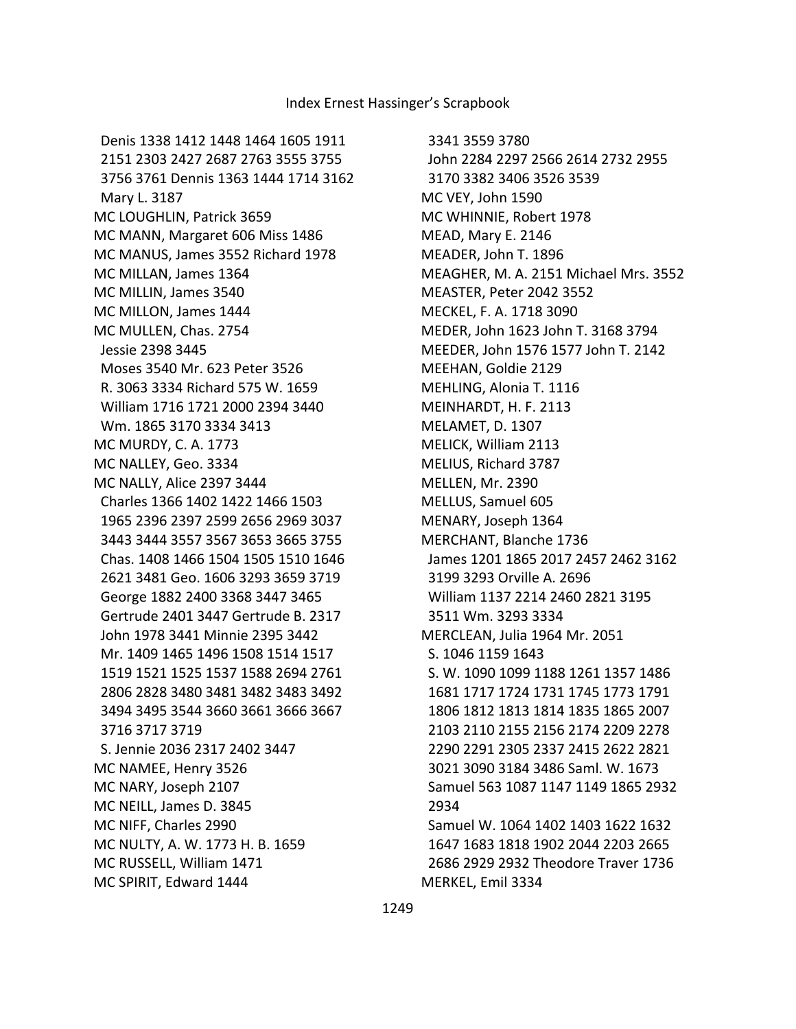Denis 1338 1412 1448 1464 1605 1911 2151 2303 2427 2687 2763 3555 3755 3756 3761 Dennis 1363 1444 1714 3162
Mary L. 3187
MC LOUGHLIN, Patrick 3659
MC MANN, Margaret 606 Miss 1486
MC MANUS, James 3552 Richard 1978
MC MILLAN, James 1364
MC MILLIN, James 3540
MC MILLON, James 1444
MC MULLEN, Chas. 2754
Jessie 2398 3445
Moses 3540 Mr. 623 Peter 3526
R. 3063 3334 Richard 575 W. 1659
William 1716 1721 2000 2394 3440
Wm. 1865 3170 3334 3413
MC MURDY, C. A. 1773
MC NALLEY, Geo. 3334
MC NALLY, Alice 2397 3444
Charles 1366 1402 1422 1466 1503 1965 2396 2397 2599 2656 2969 3037 3443 3444 3557 3567 3653 3665 3755
Chas. 1408 1466 1504 1505 1510 1646 2621 3481 Geo. 1606 3293 3659 3719
George 1882 2400 3368 3447 3465
Gertrude 2401 3447 Gertrude B. 2317
John 1978 3441 Minnie 2395 3442
Mr. 1409 1465 1496 1508 1514 1517 1519 1521 1525 1537 1588 2694 2761 2806 2828 3480 3481 3482 3483 3492 3494 3495 3544 3660 3661 3666 3667 3716 3717 3719
S. Jennie 2036 2317 2402 3447
MC NAMEE, Henry 3526
MC NARY, Joseph 2107
MC NEILL, James D. 3845
MC NIFF, Charles 2990
MC NULTY, A. W. 1773 H. B. 1659
MC RUSSELL, William 1471
MC SPIRIT, Edward 1444
3341 3559 3780
John 2284 2297 2566 2614 2732 2955 3170 3382 3406 3526 3539
MC VEY, John 1590
MC WHINNIE, Robert 1978
MEAD, Mary E. 2146
MEADER, John T. 1896
MEAGHER, M. A. 2151 Michael Mrs. 3552
MEASTER, Peter 2042 3552
MECKEL, F. A. 1718 3090
MEDER, John 1623 John T. 3168 3794
MEEDER, John 1576 1577 John T. 2142
MEEHAN, Goldie 2129
MEHLING, Alonia T. 1116
MEINHARDT, H. F. 2113
MELAMET, D. 1307
MELICK, William 2113
MELIUS, Richard 3787
MELLEN, Mr. 2390
MELLUS, Samuel 605
MENARY, Joseph 1364
MERCHANT, Blanche 1736
James 1201 1865 2017 2457 2462 3162 3199 3293 Orville A. 2696
William 1137 2214 2460 2821 3195 3511 Wm. 3293 3334
MERCLEAN, Julia 1964 Mr. 2051
S. 1046 1159 1643
S. W. 1090 1099 1188 1261 1357 1486 1681 1717 1724 1731 1745 1773 1791 1806 1812 1813 1814 1835 1865 2007 2103 2110 2155 2156 2174 2209 2278 2290 2291 2305 2337 2415 2622 2821 3021 3090 3184 3486 Saml. W. 1673
Samuel 563 1087 1147 1149 1865 2932 2934
Samuel W. 1064 1402 1403 1622 1632 1647 1683 1818 1902 2044 2203 2665 2686 2929 2932 Theodore Traver 1736
MERKEL, Emil 3334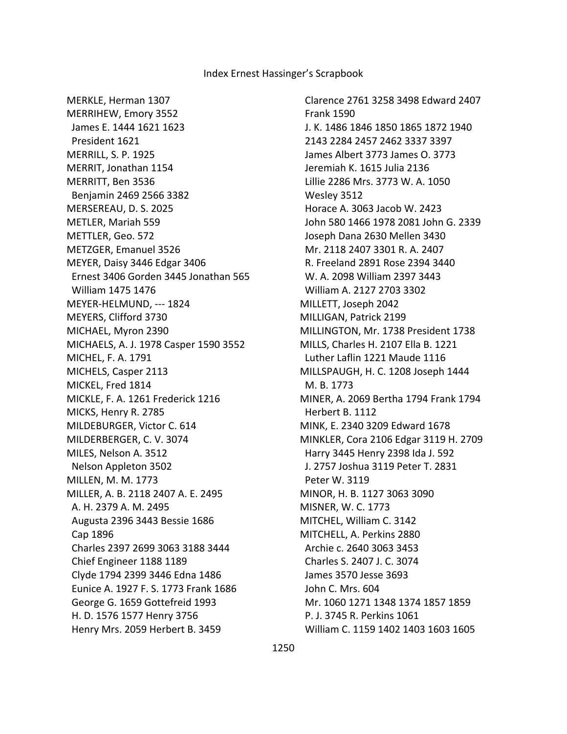MERKLE, Herman 1307
MERRIHEW, Emory 3552
James E. 1444 1621 1623
President 1621
MERRILL, S. P. 1925
MERRIT, Jonathan 1154
MERRITT, Ben 3536
Benjamin 2469 2566 3382
MERSEREAU, D. S. 2025
METLER, Mariah 559
METTLER, Geo. 572
METZGER, Emanuel 3526
MEYER, Daisy 3446 Edgar 3406
Ernest 3406 Gorden 3445 Jonathan 565
William 1475 1476
MEYER-HELMUND, --- 1824
MEYERS, Clifford 3730
MICHAEL, Myron 2390
MICHAELS, A. J. 1978 Casper 1590 3552
MICHEL, F. A. 1791
MICHELS, Casper 2113
MICKEL, Fred 1814
MICKLE, F. A. 1261 Frederick 1216
MICKS, Henry R. 2785
MILDEBURGER, Victor C. 614
MILDERBERGER, C. V. 3074
MILES, Nelson A. 3512
Nelson Appleton 3502
MILLEN, M. M. 1773
MILLER, A. B. 2118 2407 A. E. 2495
A. H. 2379 A. M. 2495
Augusta 2396 3443 Bessie 1686
Cap 1896
Charles 2397 2699 3063 3188 3444
Chief Engineer 1188 1189
Clyde 1794 2399 3446 Edna 1486
Eunice A. 1927 F. S. 1773 Frank 1686
George G. 1659 Gottefreid 1993
H. D. 1576 1577 Henry 3756
Henry Mrs. 2059 Herbert B. 3459
Clarence 2761 3258 3498 Edward 2407
Frank 1590
J. K. 1486 1846 1850 1865 1872 1940
2143 2284 2457 2462 3337 3397
James Albert 3773 James O. 3773
Jeremiah K. 1615 Julia 2136
Lillie 2286 Mrs. 3773 W. A. 1050
Wesley 3512
Horace A. 3063 Jacob W. 2423
John 580 1466 1978 2081 John G. 2339
Joseph Dana 2630 Mellen 3430
Mr. 2118 2407 3301 R. A. 2407
R. Freeland 2891 Rose 2394 3440
W. A. 2098 William 2397 3443
William A. 2127 2703 3302
MILLETT, Joseph 2042
MILLIGAN, Patrick 2199
MILLINGTON, Mr. 1738 President 1738
MILLS, Charles H. 2107 Ella B. 1221
Luther Laflin 1221 Maude 1116
MILLSPAUGH, H. C. 1208 Joseph 1444
M. B. 1773
MINER, A. 2069 Bertha 1794 Frank 1794
Herbert B. 1112
MINK, E. 2340 3209 Edward 1678
MINKLER, Cora 2106 Edgar 3119 H. 2709
Harry 3445 Henry 2398 Ida J. 592
J. 2757 Joshua 3119 Peter T. 2831
Peter W. 3119
MINOR, H. B. 1127 3063 3090
MISNER, W. C. 1773
MITCHEL, William C. 3142
MITCHELL, A. Perkins 2880
Archie c. 2640 3063 3453
Charles S. 2407 J. C. 3074
James 3570 Jesse 3693
John C. Mrs. 604
Mr. 1060 1271 1348 1374 1857 1859
P. J. 3745 R. Perkins 1061
William C. 1159 1402 1403 1603 1605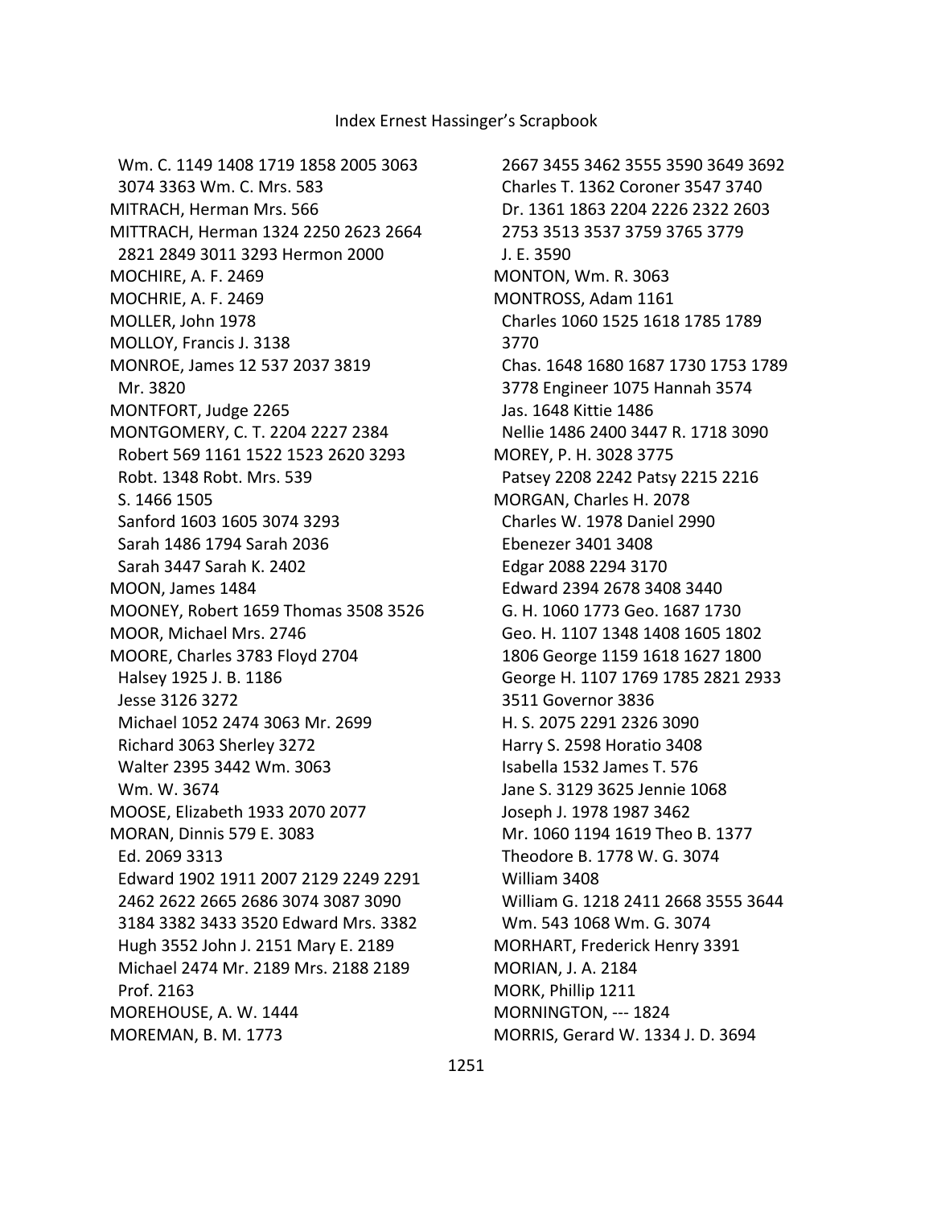Wm. C. 1149 1408 1719 1858 2005 3063 3074 3363 Wm. C. Mrs. 583
MITRACH, Herman Mrs. 566
MITTRACH, Herman 1324 2250 2623 2664 2821 2849 3011 3293 Hermon 2000
MOCHIRE, A. F. 2469
MOCHRIE, A. F. 2469
MOLLER, John 1978
MOLLOY, Francis J. 3138
MONROE, James 12 537 2037 3819
Mr. 3820
MONTFORT, Judge 2265
MONTGOMERY, C. T. 2204 2227 2384
Robert 569 1161 1522 1523 2620 3293
Robt. 1348 Robt. Mrs. 539
S. 1466 1505
Sanford 1603 1605 3074 3293
Sarah 1486 1794 Sarah 2036
Sarah 3447 Sarah K. 2402
MOON, James 1484
MOONEY, Robert 1659 Thomas 3508 3526
MOOR, Michael Mrs. 2746
MOORE, Charles 3783 Floyd 2704
Halsey 1925 J. B. 1186
Jesse 3126 3272
Michael 1052 2474 3063 Mr. 2699
Richard 3063 Sherley 3272
Walter 2395 3442 Wm. 3063
Wm. W. 3674
MOOSE, Elizabeth 1933 2070 2077
MORAN, Dinnis 579 E. 3083
Ed. 2069 3313
Edward 1902 1911 2007 2129 2249 2291 2462 2622 2665 2686 3074 3087 3090 3184 3382 3433 3520 Edward Mrs. 3382
Hugh 3552 John J. 2151 Mary E. 2189
Michael 2474 Mr. 2189 Mrs. 2188 2189
Prof. 2163
MOREHOUSE, A. W. 1444
MOREMAN, B. M. 1773
2667 3455 3462 3555 3590 3649 3692
Charles T. 1362 Coroner 3547 3740
Dr. 1361 1863 2204 2226 2322 2603 2753 3513 3537 3759 3765 3779
J. E. 3590
MONTON, Wm. R. 3063
MONTROSS, Adam 1161
Charles 1060 1525 1618 1785 1789 3770
Chas. 1648 1680 1687 1730 1753 1789 3778 Engineer 1075 Hannah 3574
Jas. 1648 Kittie 1486
Nellie 1486 2400 3447 R. 1718 3090
MOREY, P. H. 3028 3775
Patsey 2208 2242 Patsy 2215 2216
MORGAN, Charles H. 2078
Charles W. 1978 Daniel 2990
Ebenezer 3401 3408
Edgar 2088 2294 3170
Edward 2394 2678 3408 3440
G. H. 1060 1773 Geo. 1687 1730
Geo. H. 1107 1348 1408 1605 1802 1806 George 1159 1618 1627 1800
George H. 1107 1769 1785 2821 2933 3511 Governor 3836
H. S. 2075 2291 2326 3090
Harry S. 2598 Horatio 3408
Isabella 1532 James T. 576
Jane S. 3129 3625 Jennie 1068
Joseph J. 1978 1987 3462
Mr. 1060 1194 1619 Theo B. 1377
Theodore B. 1778 W. G. 3074
William 3408
William G. 1218 2411 2668 3555 3644
Wm. 543 1068 Wm. G. 3074
MORHART, Frederick Henry 3391
MORIAN, J. A. 2184
MORK, Phillip 1211
MORNINGTON, --- 1824
MORRIS, Gerard W. 1334 J. D. 3694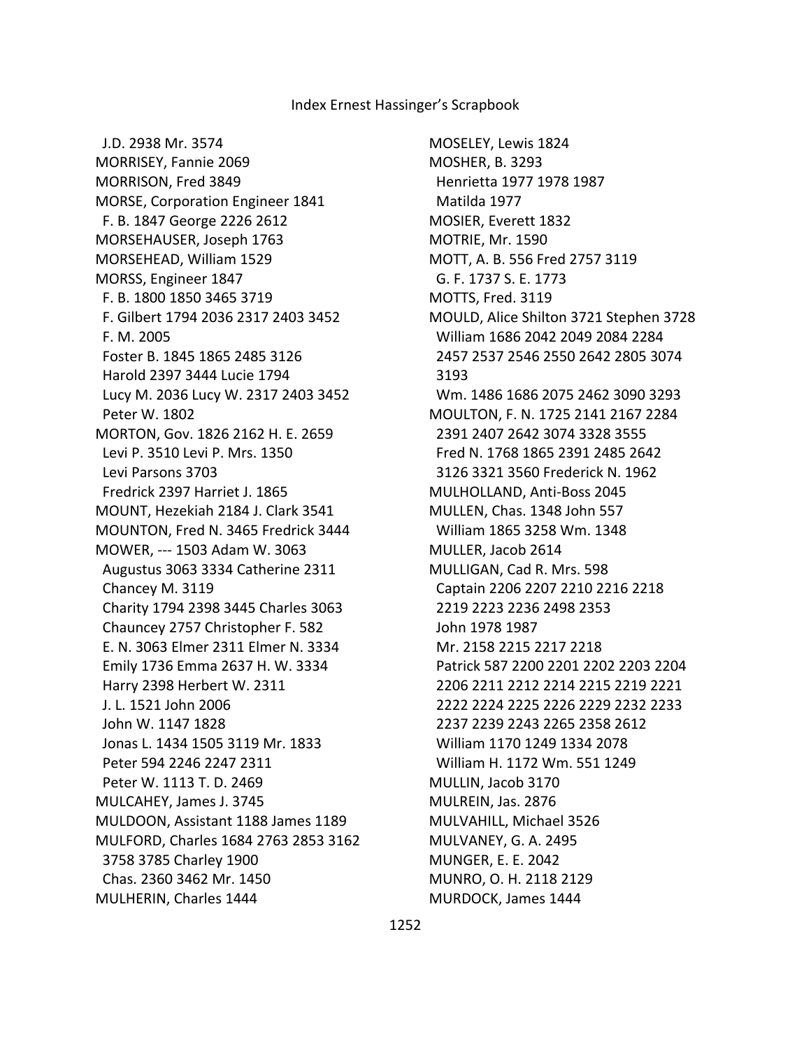J.D. 2938 Mr. 3574
MORRISEY, Fannie 2069
MORRISON, Fred 3849
MORSE, Corporation Engineer 1841
F. B. 1847 George 2226 2612
MORSEHAUSER, Joseph 1763
MORSEHEAD, William 1529
MORSS, Engineer 1847
F. B. 1800 1850 3465 3719
F. Gilbert 1794 2036 2317 2403 3452
F. M. 2005
Foster B. 1845 1865 2485 3126
Harold 2397 3444 Lucie 1794
Lucy M. 2036 Lucy W. 2317 2403 3452
Peter W. 1802
MORTON, Gov. 1826 2162 H. E. 2659
Levi P. 3510 Levi P. Mrs. 1350
Levi Parsons 3703
Fredrick 2397 Harriet J. 1865
MOUNT, Hezekiah 2184 J. Clark 3541
MOUNTON, Fred N. 3465 Fredrick 3444
MOWER, --- 1503 Adam W. 3063
Augustus 3063 3334 Catherine 2311
Chancey M. 3119
Charity 1794 2398 3445 Charles 3063
Chauncey 2757 Christopher F. 582
E. N. 3063 Elmer 2311 Elmer N. 3334
Emily 1736 Emma 2637 H. W. 3334
Harry 2398 Herbert W. 2311
J. L. 1521 John 2006
John W. 1147 1828
Jonas L. 1434 1505 3119 Mr. 1833
Peter 594 2246 2247 2311
Peter W. 1113 T. D. 2469
MULCAHEY, James J. 3745
MULDOON, Assistant 1188 James 1189
MULFORD, Charles 1684 2763 2853 3162
3758 3785 Charley 1900
Chas. 2360 3462 Mr. 1450
MULHERIN, Charles 1444
MOSELEY, Lewis 1824
MOSHER, B. 3293
Henrietta 1977 1978 1987
Matilda 1977
MOSIER, Everett 1832
MOTRIE, Mr. 1590
MOTT, A. B. 556 Fred 2757 3119
G. F. 1737 S. E. 1773
MOTTS, Fred. 3119
MOULD, Alice Shilton 3721 Stephen 3728
William 1686 2042 2049 2084 2284
2457 2537 2546 2550 2642 2805 3074
3193
Wm. 1486 1686 2075 2462 3090 3293
MOULTON, F. N. 1725 2141 2167 2284
2391 2407 2642 3074 3328 3555
Fred N. 1768 1865 2391 2485 2642
3126 3321 3560 Frederick N. 1962
MULHOLLAND, Anti-Boss 2045
MULLEN, Chas. 1348 John 557
William 1865 3258 Wm. 1348
MULLER, Jacob 2614
MULLIGAN, Cad R. Mrs. 598
Captain 2206 2207 2210 2216 2218
2219 2223 2236 2498 2353
John 1978 1987
Mr. 2158 2215 2217 2218
Patrick 587 2200 2201 2202 2203 2204
2206 2211 2212 2214 2215 2219 2221
2222 2224 2225 2226 2229 2232 2233
2237 2239 2243 2265 2358 2612
William 1170 1249 1334 2078
William H. 1172 Wm. 551 1249
MULLIN, Jacob 3170
MULREIN, Jas. 2876
MULVAHILL, Michael 3526
MULVANEY, G. A. 2495
MUNGER, E. E. 2042
MUNRO, O. H. 2118 2129
MURDOCK, James 1444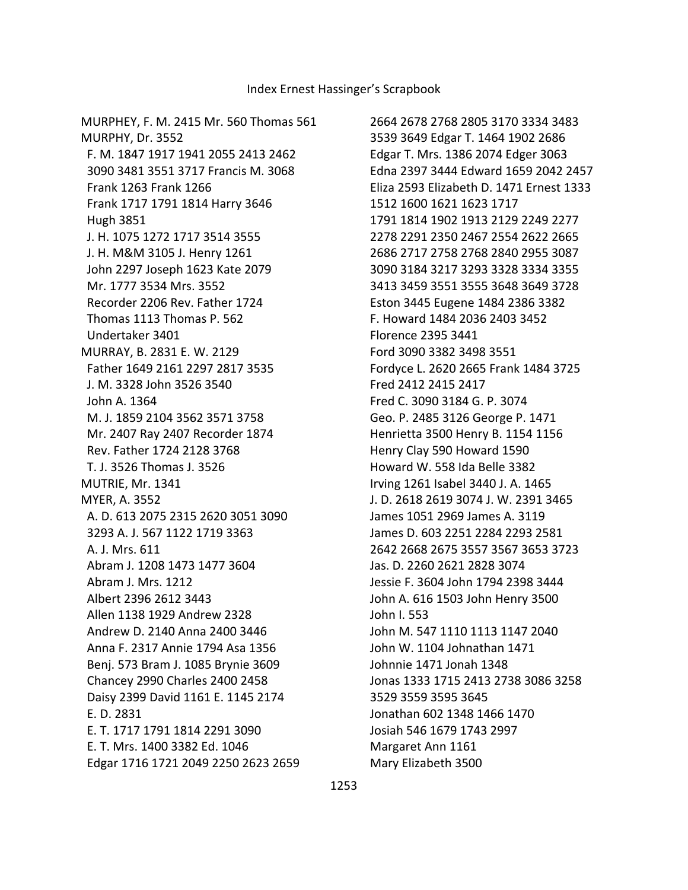MURPHEY, F. M. 2415 Mr. 560 Thomas 561
MURPHY, Dr. 3552
F. M. 1847 1917 1941 2055 2413 2462
3090 3481 3551 3717 Francis M. 3068
Frank 1263 Frank 1266
Frank 1717 1791 1814 Harry 3646
Hugh 3851
J. H. 1075 1272 1717 3514 3555
J. H. M&M 3105 J. Henry 1261
John 2297 Joseph 1623 Kate 2079
Mr. 1777 3534 Mrs. 3552
Recorder 2206 Rev. Father 1724
Thomas 1113 Thomas P. 562
Undertaker 3401
MURRAY, B. 2831 E. W. 2129
Father 1649 2161 2297 2817 3535
J. M. 3328 John 3526 3540
John A. 1364
M. J. 1859 2104 3562 3571 3758
Mr. 2407 Ray 2407 Recorder 1874
Rev. Father 1724 2128 3768
T. J. 3526 Thomas J. 3526
MUTRIE, Mr. 1341
MYER, A. 3552
A. D. 613 2075 2315 2620 3051 3090
3293 A. J. 567 1122 1719 3363
A. J. Mrs. 611
Abram J. 1208 1473 1477 3604
Abram J. Mrs. 1212
Albert 2396 2612 3443
Allen 1138 1929 Andrew 2328
Andrew D. 2140 Anna 2400 3446
Anna F. 2317 Annie 1794 Asa 1356
Benj. 573 Bram J. 1085 Brynie 3609
Chancey 2990 Charles 2400 2458
Daisy 2399 David 1161 E. 1145 2174
E. D. 2831
E. T. 1717 1791 1814 2291 3090
E. T. Mrs. 1400 3382 Ed. 1046
Edgar 1716 1721 2049 2250 2623 2659
2664 2678 2768 2805 3170 3334 3483
3539 3649 Edgar T. 1464 1902 2686
Edgar T. Mrs. 1386 2074 Edger 3063
Edna 2397 3444 Edward 1659 2042 2457
Eliza 2593 Elizabeth D. 1471 Ernest 1333
1512 1600 1621 1623 1717
1791 1814 1902 1913 2129 2249 2277
2278 2291 2350 2467 2554 2622 2665
2686 2717 2758 2768 2840 2955 3087
3090 3184 3217 3293 3328 3334 3355
3413 3459 3551 3555 3648 3649 3728
Eston 3445 Eugene 1484 2386 3382
F. Howard 1484 2036 2403 3452
Florence 2395 3441
Ford 3090 3382 3498 3551
Fordyce L. 2620 2665 Frank 1484 3725
Fred 2412 2415 2417
Fred C. 3090 3184 G. P. 3074
Geo. P. 2485 3126 George P. 1471
Henrietta 3500 Henry B. 1154 1156
Henry Clay 590 Howard 1590
Howard W. 558 Ida Belle 3382
Irving 1261 Isabel 3440 J. A. 1465
J. D. 2618 2619 3074 J. W. 2391 3465
James 1051 2969 James A. 3119
James D. 603 2251 2284 2293 2581
2642 2668 2675 3557 3567 3653 3723
Jas. D. 2260 2621 2828 3074
Jessie F. 3604 John 1794 2398 3444
John A. 616 1503 John Henry 3500
John I. 553
John M. 547 1110 1113 1147 2040
John W. 1104 Johnathan 1471
Johnnie 1471 Jonah 1348
Jonas 1333 1715 2413 2738 3086 3258
3529 3559 3595 3645
Jonathan 602 1348 1466 1470
Josiah 546 1679 1743 2997
Margaret Ann 1161
Mary Elizabeth 3500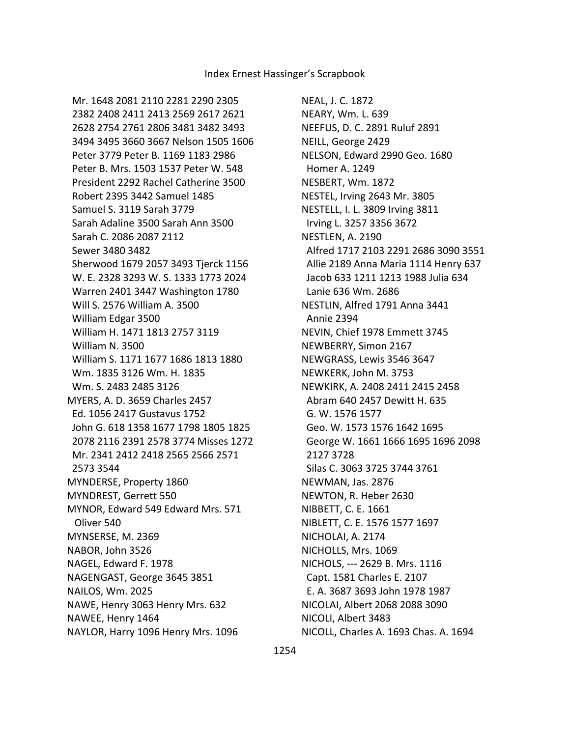Mr. 1648 2081 2110 2281 2290 2305 2382 2408 2411 2413 2569 2617 2621 2628 2754 2761 2806 3481 3482 3493 3494 3495 3660 3667 Nelson 1505 1606 Peter 3779 Peter B. 1169 1183 2986 Peter B. Mrs. 1503 1537 Peter W. 548 President 2292 Rachel Catherine 3500 Robert 2395 3442 Samuel 1485 Samuel S. 3119 Sarah 3779 Sarah Adaline 3500 Sarah Ann 3500 Sarah C. 2086 2087 2112 Sewer 3480 3482 Sherwood 1679 2057 3493 Tjerck 1156 W. E. 2328 3293 W. S. 1333 1773 2024 Warren 2401 3447 Washington 1780 Will S. 2576 William A. 3500 William Edgar 3500 William H. 1471 1813 2757 3119 William N. 3500 William S. 1171 1677 1686 1813 1880 Wm. 1835 3126 Wm. H. 1835 Wm. S. 2483 2485 3126

MYERS, A. D. 3659 Charles 2457 Ed. 1056 2417 Gustavus 1752 John G. 618 1358 1677 1798 1805 1825 2078 2116 2391 2578 3774 Misses 1272 Mr. 2341 2412 2418 2565 2566 2571 2573 3544

MYNDERSE, Property 1860

MYNDREST, Gerrett 550

MYNOR, Edward 549 Edward Mrs. 571 Oliver 540

MYNSERSE, M. 2369

NABOR, John 3526

NAGEL, Edward F. 1978

NAGENGAST, George 3645 3851

NAILOS, Wm. 2025

NAWE, Henry 3063 Henry Mrs. 632

NAWEE, Henry 1464

NAYLOR, Harry 1096 Henry Mrs. 1096

NEAL, J. C. 1872

NEARY, Wm. L. 639

NEEFUS, D. C. 2891 Ruluf 2891

NEILL, George 2429

NELSON, Edward 2990 Geo. 1680 Homer A. 1249

NESBERT, Wm. 1872

NESTEL, Irving 2643 Mr. 3805

NESTELL, I. L. 3809 Irving 3811 Irving L. 3257 3356 3672

NESTLEN, A. 2190 Alfred 1717 2103 2291 2686 3090 3551 Allie 2189 Anna Maria 1114 Henry 637 Jacob 633 1211 1213 1988 Julia 634 Lanie 636 Wm. 2686

NESTLIN, Alfred 1791 Anna 3441 Annie 2394

NEVIN, Chief 1978 Emmett 3745

NEWBERRY, Simon 2167

NEWGRASS, Lewis 3546 3647

NEWKERK, John M. 3753

NEWKIRK, A. 2408 2411 2415 2458 Abram 640 2457 Dewitt H. 635 G. W. 1576 1577 Geo. W. 1573 1576 1642 1695 George W. 1661 1666 1695 1696 2098 2127 3728 Silas C. 3063 3725 3744 3761

NEWMAN, Jas. 2876

NEWTON, R. Heber 2630

NIBBETT, C. E. 1661

NIBLETT, C. E. 1576 1577 1697

NICHOLAI, A. 2174

NICHOLLS, Mrs. 1069

NICHOLS, --- 2629 B. Mrs. 1116 Capt. 1581 Charles E. 2107 E. A. 3687 3693 John 1978 1987

NICOLAI, Albert 2068 2088 3090

NICOLI, Albert 3483

NICOLL, Charles A. 1693 Chas. A. 1694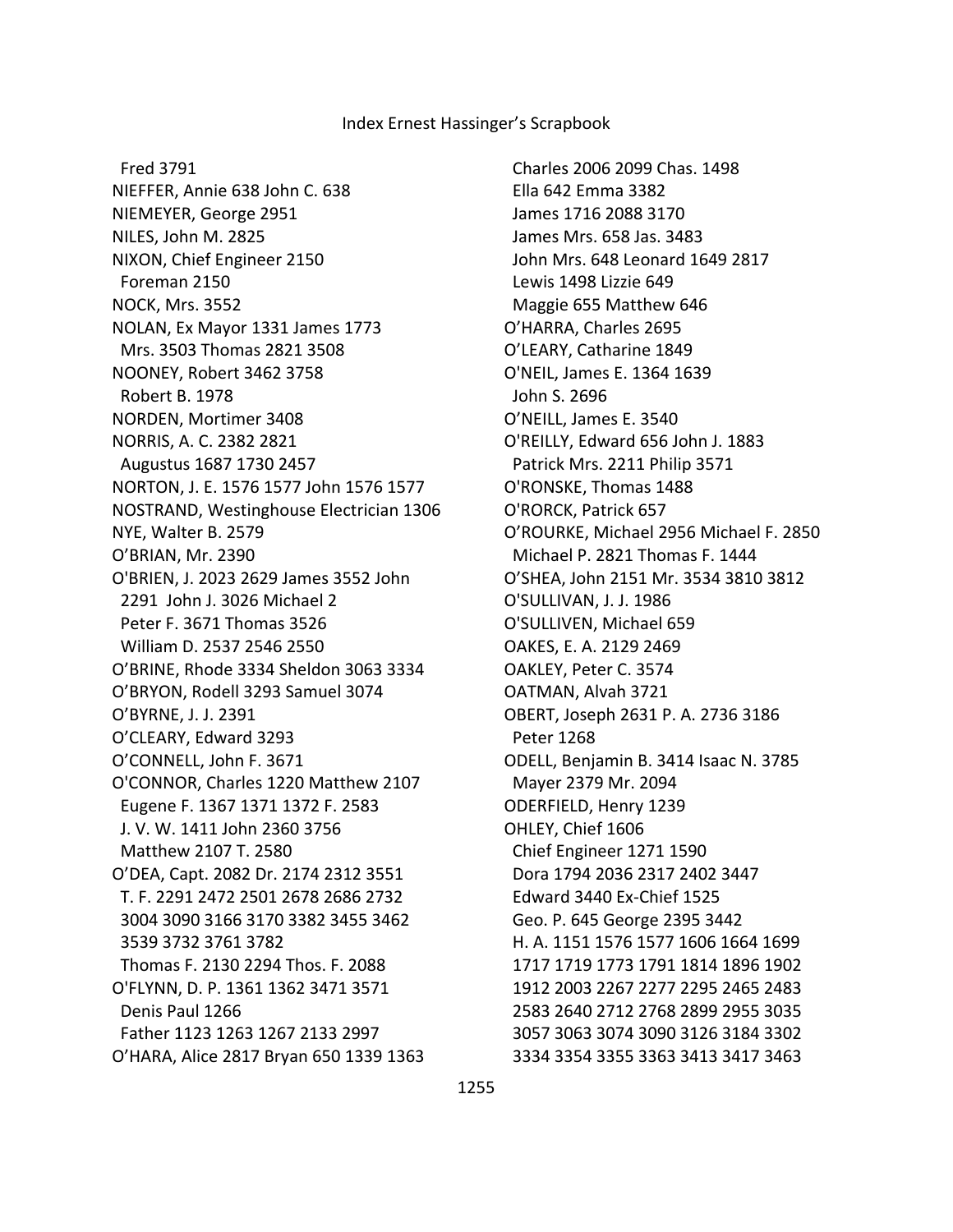Fred 3791
NIEFFER, Annie 638 John C. 638
NIEMEYER, George 2951
NILES, John M. 2825
NIXON, Chief Engineer 2150
Foreman 2150
NOCK, Mrs. 3552
NOLAN, Ex Mayor 1331 James 1773
Mrs. 3503 Thomas 2821 3508
NOONEY, Robert 3462 3758
Robert B. 1978
NORDEN, Mortimer 3408
NORRIS, A. C. 2382 2821
Augustus 1687 1730 2457
NORTON, J. E. 1576 1577 John 1576 1577
NOSTRAND, Westinghouse Electrician 1306
NYE, Walter B. 2579
O'BRIAN, Mr. 2390
O'BRIEN, J. 2023 2629 James 3552 John 2291 John J. 3026 Michael 2
Peter F. 3671 Thomas 3526
William D. 2537 2546 2550
O'BRINE, Rhode 3334 Sheldon 3063 3334
O'BRYON, Rodell 3293 Samuel 3074
O'BYRNE, J. J. 2391
O'CLEARY, Edward 3293
O'CONNELL, John F. 3671
O'CONNOR, Charles 1220 Matthew 2107
Eugene F. 1367 1371 1372 F. 2583
J. V. W. 1411 John 2360 3756
Matthew 2107 T. 2580
O'DEA, Capt. 2082 Dr. 2174 2312 3551
T. F. 2291 2472 2501 2678 2686 2732 3004 3090 3166 3170 3382 3455 3462 3539 3732 3761 3782
Thomas F. 2130 2294 Thos. F. 2088
O'FLYNN, D. P. 1361 1362 3471 3571
Denis Paul 1266
Father 1123 1263 1267 2133 2997
O'HARA, Alice 2817 Bryan 650 1339 1363
Charles 2006 2099 Chas. 1498
Ella 642 Emma 3382
James 1716 2088 3170
James Mrs. 658 Jas. 3483
John Mrs. 648 Leonard 1649 2817
Lewis 1498 Lizzie 649
Maggie 655 Matthew 646
O'HARRA, Charles 2695
O'LEARY, Catharine 1849
O'NEIL, James E. 1364 1639
John S. 2696
O'NEILL, James E. 3540
O'REILLY, Edward 656 John J. 1883
Patrick Mrs. 2211 Philip 3571
O'RONSKE, Thomas 1488
O'RORCK, Patrick 657
O'ROURKE, Michael 2956 Michael F. 2850
Michael P. 2821 Thomas F. 1444
O'SHEA, John 2151 Mr. 3534 3810 3812
O'SULLIVAN, J. J. 1986
O'SULLIVEN, Michael 659
OAKES, E. A. 2129 2469
OAKLEY, Peter C. 3574
OATMAN, Alvah 3721
OBERT, Joseph 2631 P. A. 2736 3186
Peter 1268
ODELL, Benjamin B. 3414 Isaac N. 3785
Mayer 2379 Mr. 2094
ODERFIELD, Henry 1239
OHLEY, Chief 1606
Chief Engineer 1271 1590
Dora 1794 2036 2317 2402 3447
Edward 3440 Ex-Chief 1525
Geo. P. 645 George 2395 3442
H. A. 1151 1576 1577 1606 1664 1699 1717 1719 1773 1791 1814 1896 1902 1912 2003 2267 2277 2295 2465 2483 2583 2640 2712 2768 2899 2955 3035 3057 3063 3074 3090 3126 3184 3302 3334 3354 3355 3363 3413 3417 3463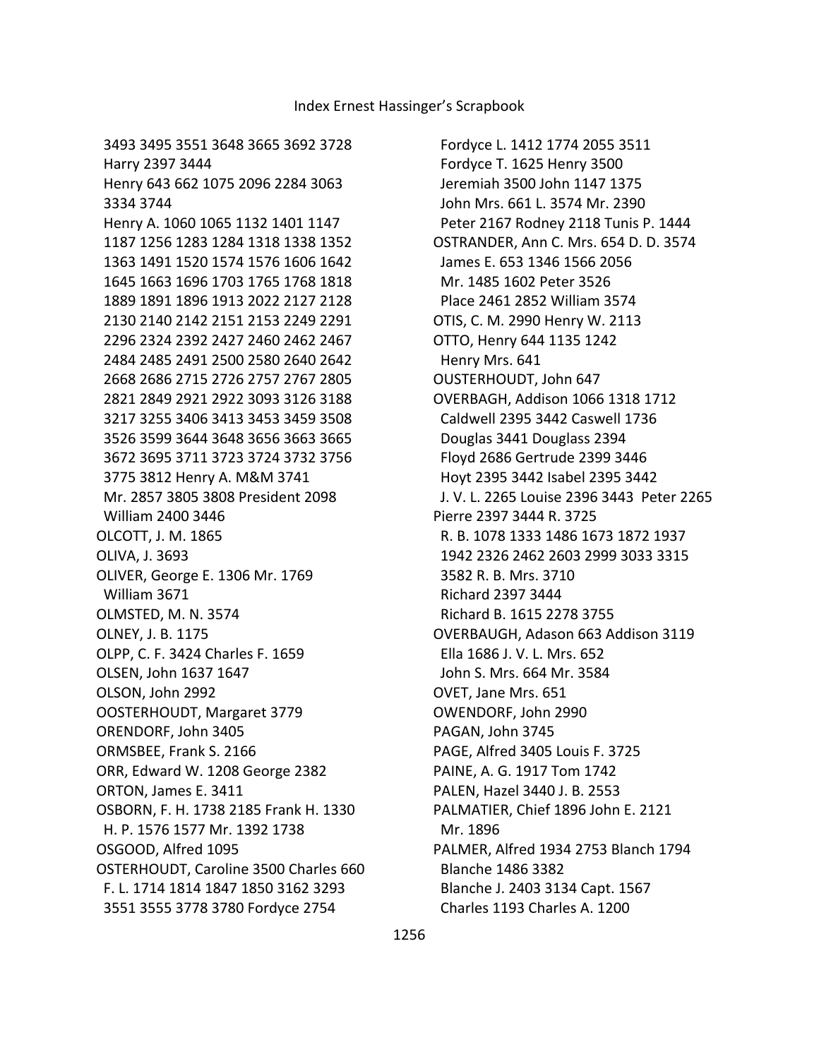3493 3495 3551 3648 3665 3692 3728
Harry 2397 3444
Henry 643 662 1075 2096 2284 3063
3334 3744
Henry A. 1060 1065 1132 1401 1147
1187 1256 1283 1284 1318 1338 1352
1363 1491 1520 1574 1576 1606 1642
1645 1663 1696 1703 1765 1768 1818
1889 1891 1896 1913 2022 2127 2128
2130 2140 2142 2151 2153 2249 2291
2296 2324 2392 2427 2460 2462 2467
2484 2485 2491 2500 2580 2640 2642
2668 2686 2715 2726 2757 2767 2805
2821 2849 2921 2922 3093 3126 3188
3217 3255 3406 3413 3453 3459 3508
3526 3599 3644 3648 3656 3663 3665
3672 3695 3711 3723 3724 3732 3756
3775 3812 Henry A. M&M 3741
Mr. 2857 3805 3808 President 2098
William 2400 3446

OLCOTT, J. M. 1865

OLIVA, J. 3693

OLIVER, George E. 1306 Mr. 1769
William 3671

OLMSTED, M. N. 3574

OLNEY, J. B. 1175

OLPP, C. F. 3424 Charles F. 1659

OLSEN, John 1637 1647

OLSON, John 2992

OOSTERHOUDT, Margaret 3779

ORENDORF, John 3405

ORMSBEE, Frank S. 2166

ORR, Edward W. 1208 George 2382

ORTON, James E. 3411

OSBORN, F. H. 1738 2185 Frank H. 1330
H. P. 1576 1577 Mr. 1392 1738

OSGOOD, Alfred 1095

OSTERHOUDT, Caroline 3500 Charles 660
F. L. 1714 1814 1847 1850 3162 3293
3551 3555 3778 3780 Fordyce 2754
Fordyce L. 1412 1774 2055 3511
Fordyce T. 1625 Henry 3500
Jeremiah 3500 John 1147 1375
John Mrs. 661 L. 3574 Mr. 2390
Peter 2167 Rodney 2118 Tunis P. 1444

OSTRANDER, Ann C. Mrs. 654 D. D. 3574
James E. 653 1346 1566 2056
Mr. 1485 1602 Peter 3526
Place 2461 2852 William 3574

OTIS, C. M. 2990 Henry W. 2113

OTTO, Henry 644 1135 1242
Henry Mrs. 641

OUSTERHOUDT, John 647

OVERBAGH, Addison 1066 1318 1712
Caldwell 2395 3442 Caswell 1736
Douglas 3441 Douglass 2394
Floyd 2686 Gertrude 2399 3446
Hoyt 2395 3442 Isabel 2395 3442
J. V. L. 2265 Louise 2396 3443 Peter 2265
Pierre 2397 3444 R. 3725
R. B. 1078 1333 1486 1673 1872 1937
1942 2326 2462 2603 2999 3033 3315
3582 R. B. Mrs. 3710
Richard 2397 3444
Richard B. 1615 2278 3755

OVERBAUGH, Adason 663 Addison 3119
Ella 1686 J. V. L. Mrs. 652
John S. Mrs. 664 Mr. 3584

OVET, Jane Mrs. 651

OWENDORF, John 2990

PAGAN, John 3745

PAGE, Alfred 3405 Louis F. 3725

PAINE, A. G. 1917 Tom 1742

PALEN, Hazel 3440 J. B. 2553

PALMATIER, Chief 1896 John E. 2121
Mr. 1896

PALMER, Alfred 1934 2753 Blanch 1794
Blanche 1486 3382
Blanche J. 2403 3134 Capt. 1567
Charles 1193 Charles A. 1200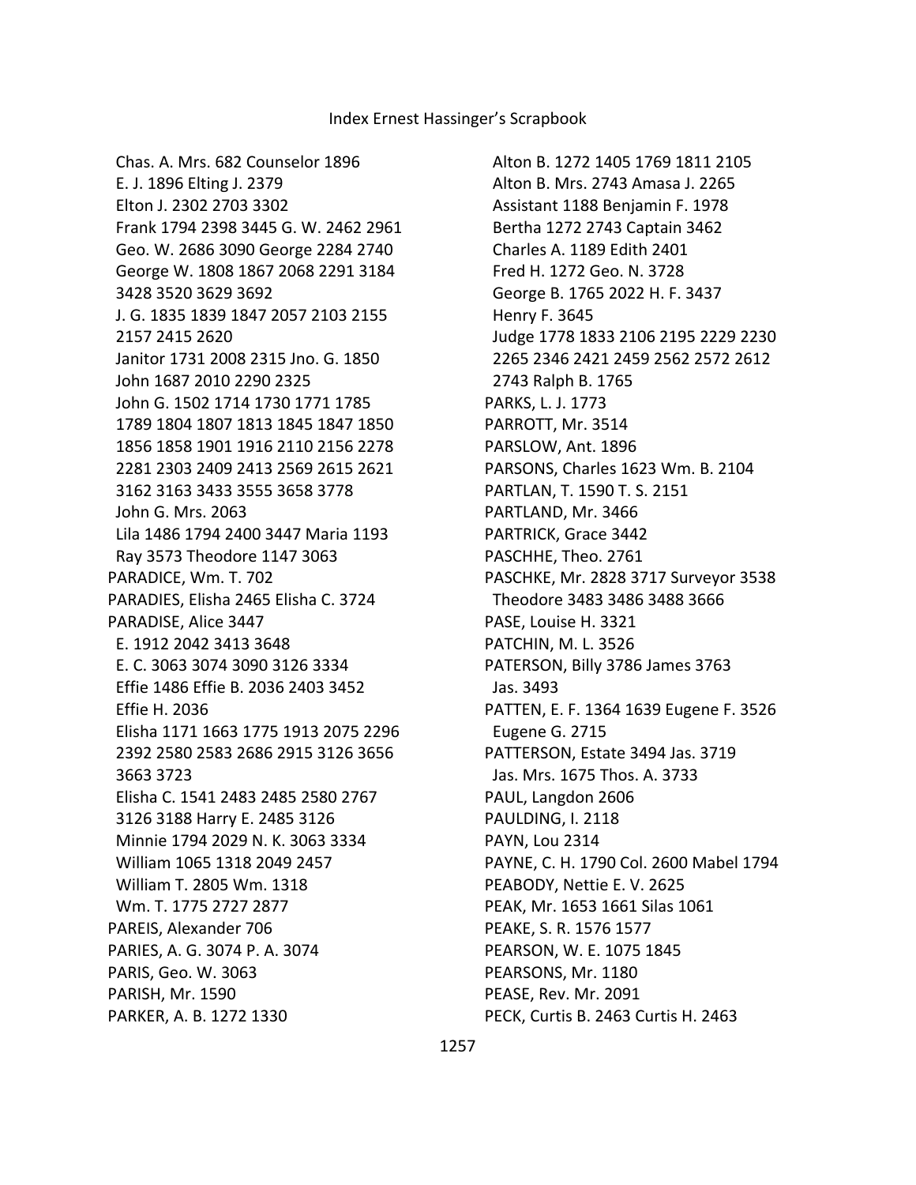Chas. A. Mrs. 682 Counselor 1896
E. J. 1896 Elting J. 2379
Elton J. 2302 2703 3302
Frank 1794 2398 3445 G. W. 2462 2961
Geo. W. 2686 3090 George 2284 2740
George W. 1808 1867 2068 2291 3184 3428 3520 3629 3692
J. G. 1835 1839 1847 2057 2103 2155 2157 2415 2620
Janitor 1731 2008 2315 Jno. G. 1850
John 1687 2010 2290 2325
John G. 1502 1714 1730 1771 1785 1789 1804 1807 1813 1845 1847 1850 1856 1858 1901 1916 2110 2156 2278 2281 2303 2409 2413 2569 2615 2621 3162 3163 3433 3555 3658 3778
John G. Mrs. 2063
Lila 1486 1794 2400 3447 Maria 1193
Ray 3573 Theodore 1147 3063

PARADICE, Wm. T. 702

PARADIES, Elisha 2465 Elisha C. 3724

PARADISE, Alice 3447
E. 1912 2042 3413 3648
E. C. 3063 3074 3090 3126 3334
Effie 1486 Effie B. 2036 2403 3452
Effie H. 2036
Elisha 1171 1663 1775 1913 2075 2296 2392 2580 2583 2686 2915 3126 3656 3663 3723
Elisha C. 1541 2483 2485 2580 2767 3126 3188 Harry E. 2485 3126
Minnie 1794 2029 N. K. 3063 3334
William 1065 1318 2049 2457
William T. 2805 Wm. 1318
Wm. T. 1775 2727 2877

PAREIS, Alexander 706

PARIES, A. G. 3074 P. A. 3074

PARIS, Geo. W. 3063

PARISH, Mr. 1590

PARKER, A. B. 1272 1330
Alton B. 1272 1405 1769 1811 2105
Alton B. Mrs. 2743 Amasa J. 2265
Assistant 1188 Benjamin F. 1978
Bertha 1272 2743 Captain 3462
Charles A. 1189 Edith 2401
Fred H. 1272 Geo. N. 3728
George B. 1765 2022 H. F. 3437
Henry F. 3645
Judge 1778 1833 2106 2195 2229 2230 2265 2346 2421 2459 2562 2572 2612 2743 Ralph B. 1765

PARKS, L. J. 1773

PARROTT, Mr. 3514

PARSLOW, Ant. 1896

PARSONS, Charles 1623 Wm. B. 2104

PARTLAN, T. 1590 T. S. 2151

PARTLAND, Mr. 3466

PARTRICK, Grace 3442

PASCHHE, Theo. 2761

PASCHKE, Mr. 2828 3717 Surveyor 3538
Theodore 3483 3486 3488 3666

PASE, Louise H. 3321

PATCHIN, M. L. 3526

PATERSON, Billy 3786 James 3763
Jas. 3493

PATTEN, E. F. 1364 1639 Eugene F. 3526
Eugene G. 2715

PATTERSON, Estate 3494 Jas. 3719
Jas. Mrs. 1675 Thos. A. 3733

PAUL, Langdon 2606

PAULDING, I. 2118

PAYN, Lou 2314

PAYNE, C. H. 1790 Col. 2600 Mabel 1794

PEABODY, Nettie E. V. 2625

PEAK, Mr. 1653 1661 Silas 1061

PEAKE, S. R. 1576 1577

PEARSON, W. E. 1075 1845

PEARSONS, Mr. 1180

PEASE, Rev. Mr. 2091

PECK, Curtis B. 2463 Curtis H. 2463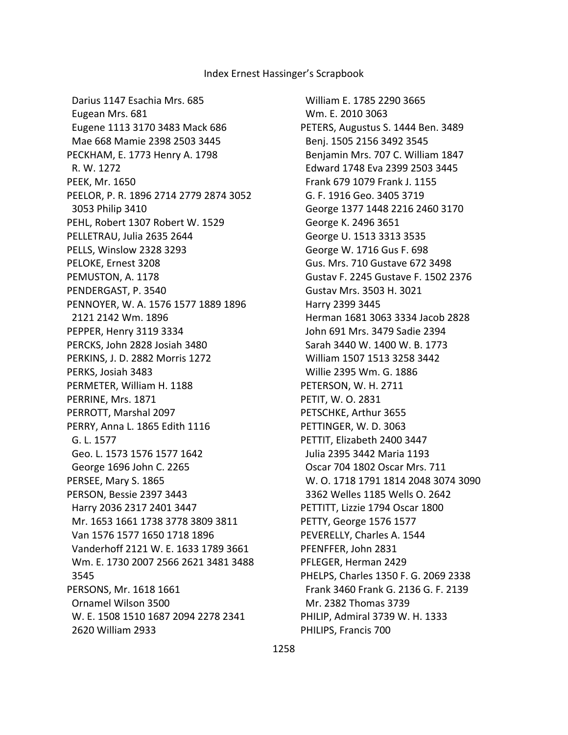Darius 1147 Esachia Mrs. 685
Eugean Mrs. 681
Eugene 1113 3170 3483 Mack 686
Mae 668 Mamie 2398 2503 3445
PECKHAM, E. 1773 Henry A. 1798
R. W. 1272
PEEK, Mr. 1650
PEELOR, P. R. 1896 2714 2779 2874 3052
3053 Philip 3410
PEHL, Robert 1307 Robert W. 1529
PELLETRAU, Julia 2635 2644
PELLS, Winslow 2328 3293
PELOKE, Ernest 3208
PEMUSTON, A. 1178
PENDERGAST, P. 3540
PENNOYER, W. A. 1576 1577 1889 1896
2121 2142 Wm. 1896
PEPPER, Henry 3119 3334
PERCKS, John 2828 Josiah 3480
PERKINS, J. D. 2882 Morris 1272
PERKS, Josiah 3483
PERMETER, William H. 1188
PERRINE, Mrs. 1871
PERROTT, Marshal 2097
PERRY, Anna L. 1865 Edith 1116
G. L. 1577
Geo. L. 1573 1576 1577 1642
George 1696 John C. 2265
PERSEE, Mary S. 1865
PERSON, Bessie 2397 3443
Harry 2036 2317 2401 3447
Mr. 1653 1661 1738 3778 3809 3811
Van 1576 1577 1650 1718 1896
Vanderhoff 2121 W. E. 1633 1789 3661
Wm. E. 1730 2007 2566 2621 3481 3488
3545
PERSONS, Mr. 1618 1661
Ornamel Wilson 3500
W. E. 1508 1510 1687 2094 2278 2341
2620 William 2933
William E. 1785 2290 3665
Wm. E. 2010 3063
PETERS, Augustus S. 1444 Ben. 3489
Benj. 1505 2156 3492 3545
Benjamin Mrs. 707 C. William 1847
Edward 1748 Eva 2399 2503 3445
Frank 679 1079 Frank J. 1155
G. F. 1916 Geo. 3405 3719
George 1377 1448 2216 2460 3170
George K. 2496 3651
George U. 1513 3313 3535
George W. 1716 Gus F. 698
Gus. Mrs. 710 Gustave 672 3498
Gustav F. 2245 Gustave F. 1502 2376
Gustav Mrs. 3503 H. 3021
Harry 2399 3445
Herman 1681 3063 3334 Jacob 2828
John 691 Mrs. 3479 Sadie 2394
Sarah 3440 W. 1400 W. B. 1773
William 1507 1513 3258 3442
Willie 2395 Wm. G. 1886
PETERSON, W. H. 2711
PETIT, W. O. 2831
PETSCHKE, Arthur 3655
PETTINGER, W. D. 3063
PETTIT, Elizabeth 2400 3447
Julia 2395 3442 Maria 1193
Oscar 704 1802 Oscar Mrs. 711
W. O. 1718 1791 1814 2048 3074 3090
3362 Welles 1185 Wells O. 2642
PETTITT, Lizzie 1794 Oscar 1800
PETTY, George 1576 1577
PEVERELLY, Charles A. 1544
PFENFFER, John 2831
PFLEGER, Herman 2429
PHELPS, Charles 1350 F. G. 2069 2338
Frank 3460 Frank G. 2136 G. F. 2139
Mr. 2382 Thomas 3739
PHILIP, Admiral 3739 W. H. 1333
PHILIPS, Francis 700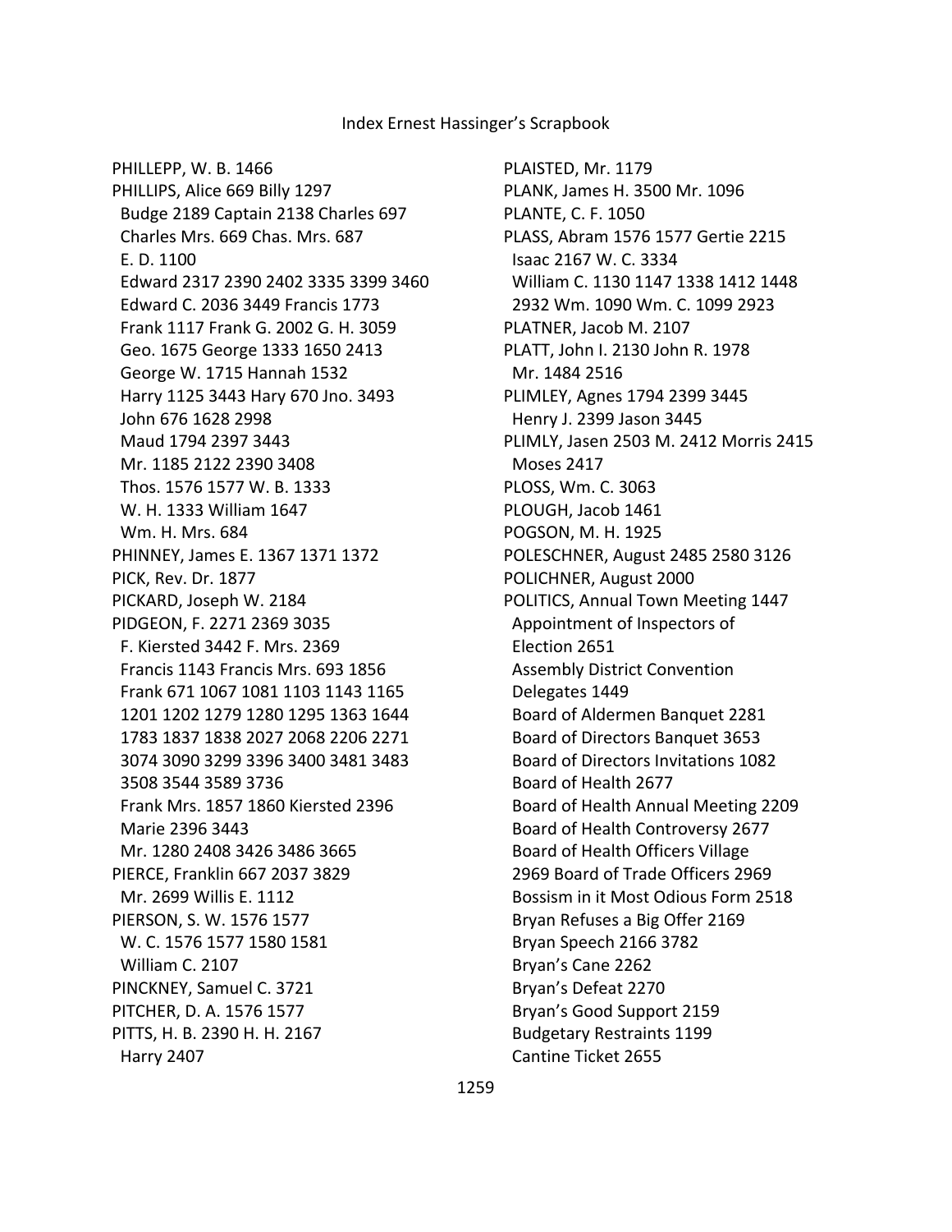PHILLEPP, W. B. 1466
PHILLIPS, Alice 669 Billy 1297
Budge 2189 Captain 2138 Charles 697
Charles Mrs. 669 Chas. Mrs. 687
E. D. 1100
Edward 2317 2390 2402 3335 3399 3460
Edward C. 2036 3449 Francis 1773
Frank 1117 Frank G. 2002 G. H. 3059
Geo. 1675 George 1333 1650 2413
George W. 1715 Hannah 1532
Harry 1125 3443 Hary 670 Jno. 3493
John 676 1628 2998
Maud 1794 2397 3443
Mr. 1185 2122 2390 3408
Thos. 1576 1577 W. B. 1333
W. H. 1333 William 1647
Wm. H. Mrs. 684
PHINNEY, James E. 1367 1371 1372
PICK, Rev. Dr. 1877
PICKARD, Joseph W. 2184
PIDGEON, F. 2271 2369 3035
F. Kiersted 3442 F. Mrs. 2369
Francis 1143 Francis Mrs. 693 1856
Frank 671 1067 1081 1103 1143 1165
1201 1202 1279 1280 1295 1363 1644
1783 1837 1838 2027 2068 2206 2271
3074 3090 3299 3396 3400 3481 3483
3508 3544 3589 3736
Frank Mrs. 1857 1860 Kiersted 2396
Marie 2396 3443
Mr. 1280 2408 3426 3486 3665
PIERCE, Franklin 667 2037 3829
Mr. 2699 Willis E. 1112
PIERSON, S. W. 1576 1577
W. C. 1576 1577 1580 1581
William C. 2107
PINCKNEY, Samuel C. 3721
PITCHER, D. A. 1576 1577
PITTS, H. B. 2390 H. H. 2167
Harry 2407
PLAISTED, Mr. 1179
PLANK, James H. 3500 Mr. 1096
PLANTE, C. F. 1050
PLASS, Abram 1576 1577 Gertie 2215
Isaac 2167 W. C. 3334
William C. 1130 1147 1338 1412 1448
2932 Wm. 1090 Wm. C. 1099 2923
PLATNER, Jacob M. 2107
PLATT, John I. 2130 John R. 1978
Mr. 1484 2516
PLIMLEY, Agnes 1794 2399 3445
Henry J. 2399 Jason 3445
PLIMLY, Jasen 2503 M. 2412 Morris 2415
Moses 2417
PLOSS, Wm. C. 3063
PLOUGH, Jacob 1461
POGSON, M. H. 1925
POLESCHNER, August 2485 2580 3126
POLICHNER, August 2000
POLITICS, Annual Town Meeting 1447
Appointment of Inspectors of
Election 2651
Assembly District Convention
Delegates 1449
Board of Aldermen Banquet 2281
Board of Directors Banquet 3653
Board of Directors Invitations 1082
Board of Health 2677
Board of Health Annual Meeting 2209
Board of Health Controversy 2677
Board of Health Officers Village
2969 Board of Trade Officers 2969
Bossism in it Most Odious Form 2518
Bryan Refuses a Big Offer 2169
Bryan Speech 2166 3782
Bryan's Cane 2262
Bryan's Defeat 2270
Bryan's Good Support 2159
Budgetary Restraints 1199
Cantine Ticket 2655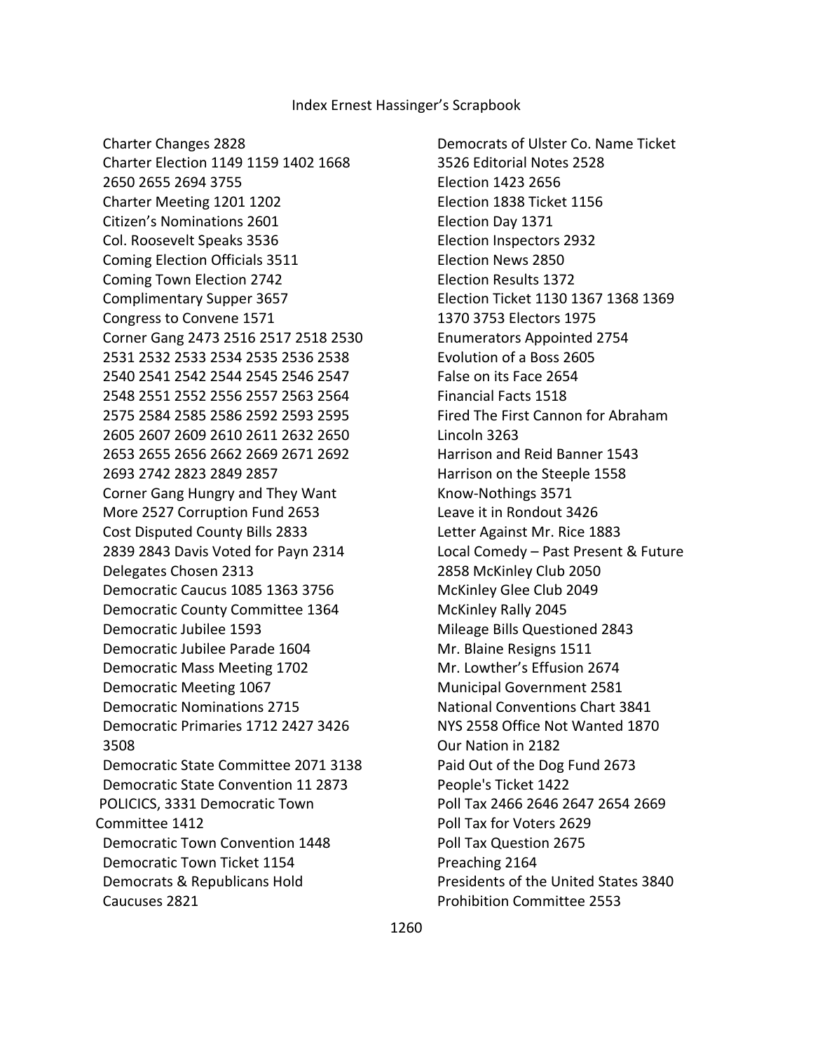Index Ernest Hassinger's Scrapbook

Charter Changes 2828
Charter Election 1149 1159 1402 1668 2650 2655 2694 3755
Charter Meeting 1201 1202
Citizen's Nominations 2601
Col. Roosevelt Speaks 3536
Coming Election Officials 3511
Coming Town Election 2742
Complimentary Supper 3657
Congress to Convene 1571
Corner Gang 2473 2516 2517 2518 2530 2531 2532 2533 2534 2535 2536 2538 2540 2541 2542 2544 2545 2546 2547 2548 2551 2552 2556 2557 2563 2564 2575 2584 2585 2586 2592 2593 2595 2605 2607 2609 2610 2611 2632 2650 2653 2655 2656 2662 2669 2671 2692 2693 2742 2823 2849 2857
Corner Gang Hungry and They Want More 2527 Corruption Fund 2653
Cost Disputed County Bills 2833 2839 2843 Davis Voted for Payn 2314
Delegates Chosen 2313
Democratic Caucus 1085 1363 3756
Democratic County Committee 1364
Democratic Jubilee 1593
Democratic Jubilee Parade 1604
Democratic Mass Meeting 1702
Democratic Meeting 1067
Democratic Nominations 2715
Democratic Primaries 1712 2427 3426 3508
Democratic State Committee 2071 3138
Democratic State Convention 11 2873
POLICICS, 3331 Democratic Town Committee 1412
Democratic Town Convention 1448
Democratic Town Ticket 1154
Democrats & Republicans Hold Caucuses 2821
Democrats of Ulster Co. Name Ticket 3526 Editorial Notes 2528
Election 1423 2656
Election 1838 Ticket 1156
Election Day 1371
Election Inspectors 2932
Election News 2850
Election Results 1372
Election Ticket 1130 1367 1368 1369 1370 3753 Electors 1975
Enumerators Appointed 2754
Evolution of a Boss 2605
False on its Face 2654
Financial Facts 1518
Fired The First Cannon for Abraham Lincoln 3263
Harrison and Reid Banner 1543
Harrison on the Steeple 1558
Know-Nothings 3571
Leave it in Rondout 3426
Letter Against Mr. Rice 1883
Local Comedy – Past Present & Future 2858 McKinley Club 2050
McKinley Glee Club 2049
McKinley Rally 2045
Mileage Bills Questioned 2843
Mr. Blaine Resigns 1511
Mr. Lowther's Effusion 2674
Municipal Government 2581
National Conventions Chart 3841
NYS 2558 Office Not Wanted 1870
Our Nation in 2182
Paid Out of the Dog Fund 2673
People's Ticket 1422
Poll Tax 2466 2646 2647 2654 2669
Poll Tax for Voters 2629
Poll Tax Question 2675
Preaching 2164
Presidents of the United States 3840
Prohibition Committee 2553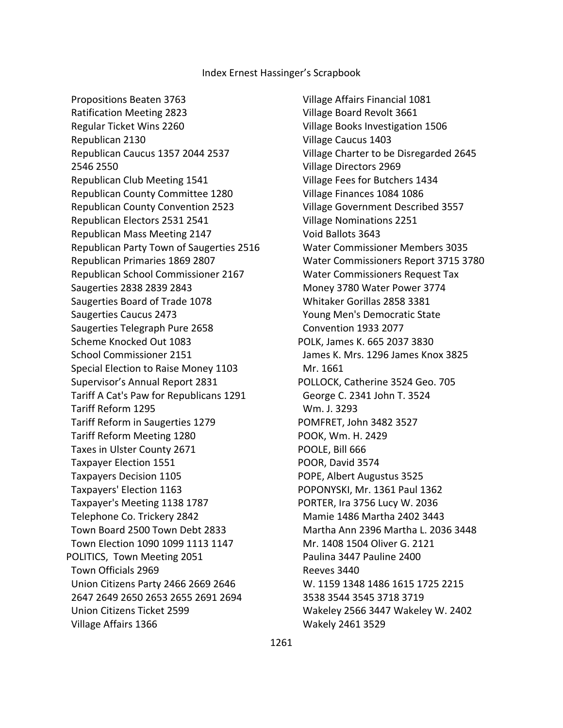Propositions Beaten 3763
Ratification Meeting 2823
Regular Ticket Wins 2260
Republican 2130
Republican Caucus 1357 2044 2537 2546 2550
Republican Club Meeting 1541
Republican County Committee 1280
Republican County Convention 2523
Republican Electors 2531 2541
Republican Mass Meeting 2147
Republican Party Town of Saugerties 2516
Republican Primaries 1869 2807
Republican School Commissioner 2167
Saugerties 2838 2839 2843
Saugerties Board of Trade 1078
Saugerties Caucus 2473
Saugerties Telegraph Pure 2658
Scheme Knocked Out 1083
School Commissioner 2151
Special Election to Raise Money 1103
Supervisor's Annual Report 2831
Tariff A Cat's Paw for Republicans 1291
Tariff Reform 1295
Tariff Reform in Saugerties 1279
Tariff Reform Meeting 1280
Taxes in Ulster County 2671
Taxpayer Election 1551
Taxpayers Decision 1105
Taxpayers' Election 1163
Taxpayer's Meeting 1138 1787
Telephone Co. Trickery 2842
Town Board 2500 Town Debt 2833
Town Election 1090 1099 1113 1147
POLITICS, Town Meeting 2051
Town Officials 2969
Union Citizens Party 2466 2669 2646 2647 2649 2650 2653 2655 2691 2694
Union Citizens Ticket 2599
Village Affairs 1366
Village Affairs Financial 1081
Village Board Revolt 3661
Village Books Investigation 1506
Village Caucus 1403
Village Charter to be Disregarded 2645
Village Directors 2969
Village Fees for Butchers 1434
Village Finances 1084 1086
Village Government Described 3557
Village Nominations 2251
Void Ballots 3643
Water Commissioner Members 3035
Water Commissioners Report 3715 3780
Water Commissioners Request Tax Money 3780 Water Power 3774
Whitaker Gorillas 2858 3381
Young Men's Democratic State Convention 1933 2077
POLK, James K. 665 2037 3830
James K. Mrs. 1296 James Knox 3825
Mr. 1661
POLLOCK, Catherine 3524 Geo. 705
George C. 2341 John T. 3524
Wm. J. 3293
POMFRET, John 3482 3527
POOK, Wm. H. 2429
POOLE, Bill 666
POOR, David 3574
POPE, Albert Augustus 3525
POPONYSKI, Mr. 1361 Paul 1362
PORTER, Ira 3756 Lucy W. 2036
Mamie 1486 Martha 2402 3443
Martha Ann 2396 Martha L. 2036 3448
Mr. 1408 1504 Oliver G. 2121
Paulina 3447 Pauline 2400
Reeves 3440
W. 1159 1348 1486 1615 1725 2215 3538 3544 3545 3718 3719
Wakeley 2566 3447 Wakeley W. 2402
Wakely 2461 3529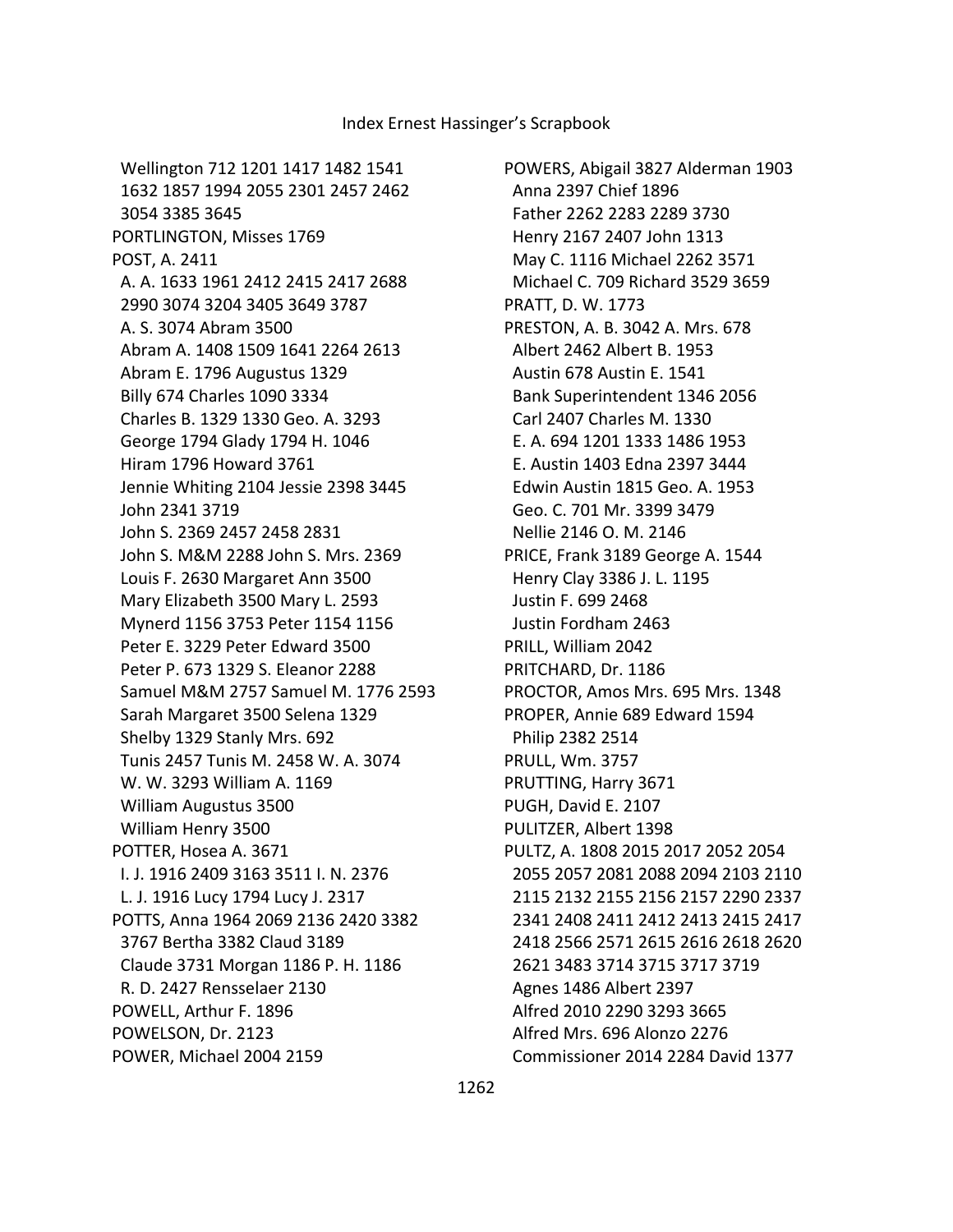Wellington 712 1201 1417 1482 1541 1632 1857 1994 2055 2301 2457 2462 3054 3385 3645

PORTLINGTON, Misses 1769

POST, A. 2411
A. A. 1633 1961 2412 2415 2417 2688 2990 3074 3204 3405 3649 3787
A. S. 3074 Abram 3500
Abram A. 1408 1509 1641 2264 2613
Abram E. 1796 Augustus 1329
Billy 674 Charles 1090 3334
Charles B. 1329 1330 Geo. A. 3293
George 1794 Glady 1794 H. 1046
Hiram 1796 Howard 3761
Jennie Whiting 2104 Jessie 2398 3445
John 2341 3719
John S. 2369 2457 2458 2831
John S. M&M 2288 John S. Mrs. 2369
Louis F. 2630 Margaret Ann 3500
Mary Elizabeth 3500 Mary L. 2593
Mynerd 1156 3753 Peter 1154 1156
Peter E. 3229 Peter Edward 3500
Peter P. 673 1329 S. Eleanor 2288
Samuel M&M 2757 Samuel M. 1776 2593
Sarah Margaret 3500 Selena 1329
Shelby 1329 Stanly Mrs. 692
Tunis 2457 Tunis M. 2458 W. A. 3074
W. W. 3293 William A. 1169
William Augustus 3500
William Henry 3500

POTTER, Hosea A. 3671
I. J. 1916 2409 3163 3511 I. N. 2376
L. J. 1916 Lucy 1794 Lucy J. 2317

POTTS, Anna 1964 2069 2136 2420 3382 3767 Bertha 3382 Claud 3189
Claude 3731 Morgan 1186 P. H. 1186
R. D. 2427 Rensselaer 2130

POWELL, Arthur F. 1896

POWELSON, Dr. 2123

POWER, Michael 2004 2159

POWERS, Abigail 3827 Alderman 1903
Anna 2397 Chief 1896
Father 2262 2283 2289 3730
Henry 2167 2407 John 1313
May C. 1116 Michael 2262 3571
Michael C. 709 Richard 3529 3659

PRATT, D. W. 1773

PRESTON, A. B. 3042 A. Mrs. 678
Albert 2462 Albert B. 1953
Austin 678 Austin E. 1541
Bank Superintendent 1346 2056
Carl 2407 Charles M. 1330
E. A. 694 1201 1333 1486 1953
E. Austin 1403 Edna 2397 3444
Edwin Austin 1815 Geo. A. 1953
Geo. C. 701 Mr. 3399 3479
Nellie 2146 O. M. 2146

PRICE, Frank 3189 George A. 1544
Henry Clay 3386 J. L. 1195
Justin F. 699 2468
Justin Fordham 2463

PRILL, William 2042

PRITCHARD, Dr. 1186

PROCTOR, Amos Mrs. 695 Mrs. 1348

PROPER, Annie 689 Edward 1594
Philip 2382 2514

PRULL, Wm. 3757

PRUTTING, Harry 3671

PUGH, David E. 2107

PULITZER, Albert 1398

PULTZ, A. 1808 2015 2017 2052 2054 2055 2057 2081 2088 2094 2103 2110 2115 2132 2155 2156 2157 2290 2337 2341 2408 2411 2412 2413 2415 2417 2418 2566 2571 2615 2616 2618 2620 2621 3483 3714 3715 3717 3719
Agnes 1486 Albert 2397
Alfred 2010 2290 3293 3665
Alfred Mrs. 696 Alonzo 2276
Commissioner 2014 2284 David 1377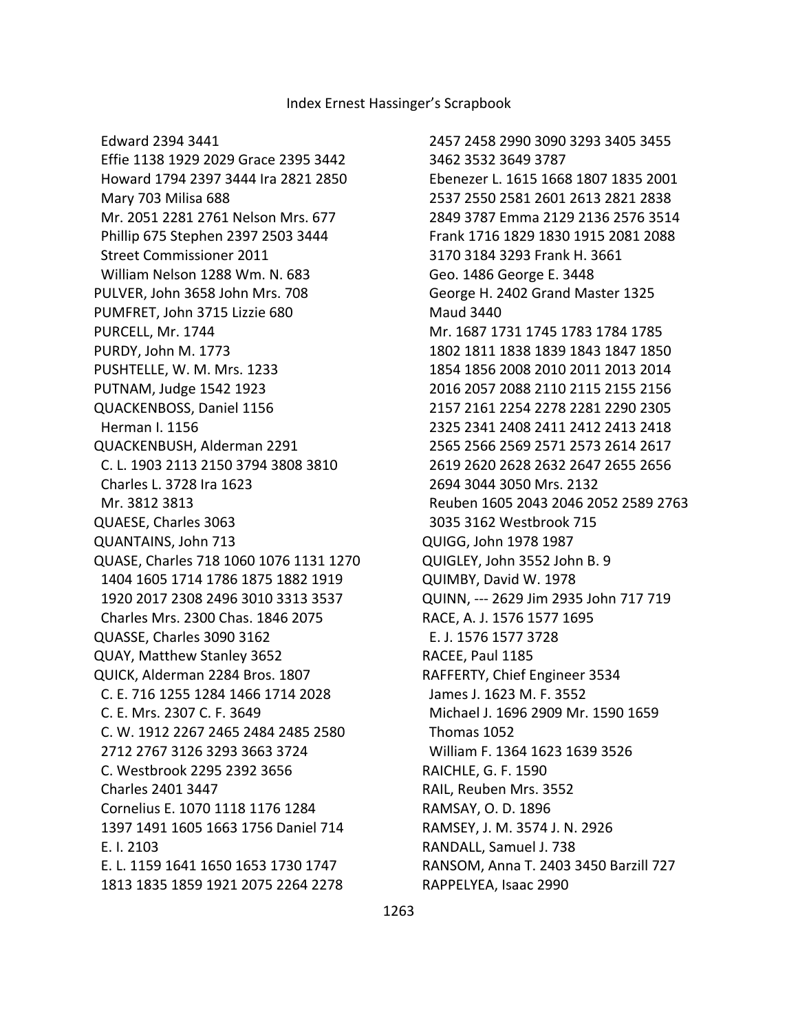Edward 2394 3441
Effie 1138 1929 2029 Grace 2395 3442
Howard 1794 2397 3444 Ira 2821 2850
Mary 703 Milisa 688
Mr. 2051 2281 2761 Nelson Mrs. 677
Phillip 675 Stephen 2397 2503 3444
Street Commissioner 2011
William Nelson 1288 Wm. N. 683
PULVER, John 3658 John Mrs. 708
PUMFRET, John 3715 Lizzie 680
PURCELL, Mr. 1744
PURDY, John M. 1773
PUSHTELLE, W. M. Mrs. 1233
PUTNAM, Judge 1542 1923
QUACKENBOSS, Daniel 1156
Herman I. 1156
QUACKENBUSH, Alderman 2291
C. L. 1903 2113 2150 3794 3808 3810
Charles L. 3728 Ira 1623
Mr. 3812 3813
QUAESE, Charles 3063
QUANTAINS, John 713
QUASE, Charles 718 1060 1076 1131 1270 1404 1605 1714 1786 1875 1882 1919 1920 2017 2308 2496 3010 3313 3537
Charles Mrs. 2300 Chas. 1846 2075
QUASSE, Charles 3090 3162
QUAY, Matthew Stanley 3652
QUICK, Alderman 2284 Bros. 1807
C. E. 716 1255 1284 1466 1714 2028
C. E. Mrs. 2307 C. F. 3649
C. W. 1912 2267 2465 2484 2485 2580 2712 2767 3126 3293 3663 3724
C. Westbrook 2295 2392 3656
Charles 2401 3447
Cornelius E. 1070 1118 1176 1284 1397 1491 1605 1663 1756 Daniel 714
E. I. 2103
E. L. 1159 1641 1650 1653 1730 1747 1813 1835 1859 1921 2075 2264 2278 2457 2458 2990 3090 3293 3405 3455 3462 3532 3649 3787
Ebenezer L. 1615 1668 1807 1835 2001 2537 2550 2581 2601 2613 2821 2838 2849 3787 Emma 2129 2136 2576 3514
Frank 1716 1829 1830 1915 2081 2088 3170 3184 3293 Frank H. 3661
Geo. 1486 George E. 3448
George H. 2402 Grand Master 1325
Maud 3440
Mr. 1687 1731 1745 1783 1784 1785 1802 1811 1838 1839 1843 1847 1850 1854 1856 2008 2010 2011 2013 2014 2016 2057 2088 2110 2115 2155 2156 2157 2161 2254 2278 2281 2290 2305 2325 2341 2408 2411 2412 2413 2418 2565 2566 2569 2571 2573 2614 2617 2619 2620 2628 2632 2647 2655 2656 2694 3044 3050 Mrs. 2132
Reuben 1605 2043 2046 2052 2589 2763 3035 3162 Westbrook 715
QUIGG, John 1978 1987
QUIGLEY, John 3552 John B. 9
QUIMBY, David W. 1978
QUINN, --- 2629 Jim 2935 John 717 719
RACE, A. J. 1576 1577 1695
E. J. 1576 1577 3728
RACEE, Paul 1185
RAFFERTY, Chief Engineer 3534
James J. 1623 M. F. 3552
Michael J. 1696 2909 Mr. 1590 1659
Thomas 1052
William F. 1364 1623 1639 3526
RAICHLE, G. F. 1590
RAIL, Reuben Mrs. 3552
RAMSAY, O. D. 1896
RAMSEY, J. M. 3574 J. N. 2926
RANDALL, Samuel J. 738
RANSOM, Anna T. 2403 3450 Barzill 727
RAPPELYEA, Isaac 2990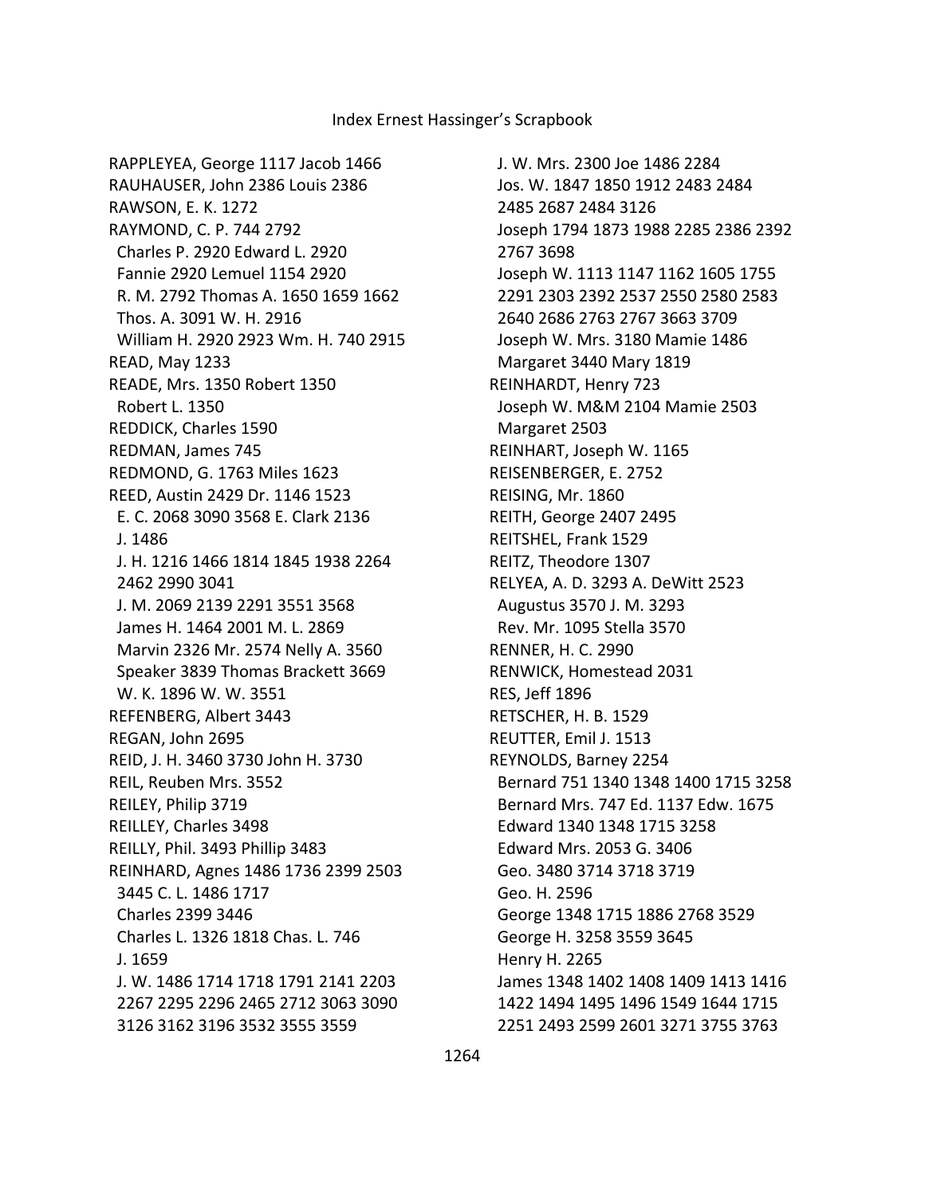RAPPLEYEA, George 1117 Jacob 1466
RAUHAUSER, John 2386 Louis 2386
RAWSON, E. K. 1272
RAYMOND, C. P. 744 2792
Charles P. 2920 Edward L. 2920
Fannie 2920 Lemuel 1154 2920
R. M. 2792 Thomas A. 1650 1659 1662
Thos. A. 3091 W. H. 2916
William H. 2920 2923 Wm. H. 740 2915
READ, May 1233
READE, Mrs. 1350 Robert 1350
Robert L. 1350
REDDICK, Charles 1590
REDMAN, James 745
REDMOND, G. 1763 Miles 1623
REED, Austin 2429 Dr. 1146 1523
E. C. 2068 3090 3568 E. Clark 2136
J. 1486
J. H. 1216 1466 1814 1845 1938 2264 2462 2990 3041
J. M. 2069 2139 2291 3551 3568
James H. 1464 2001 M. L. 2869
Marvin 2326 Mr. 2574 Nelly A. 3560
Speaker 3839 Thomas Brackett 3669
W. K. 1896 W. W. 3551
REFENBERG, Albert 3443
REGAN, John 2695
REID, J. H. 3460 3730 John H. 3730
REIL, Reuben Mrs. 3552
REILEY, Philip 3719
REILLEY, Charles 3498
REILLY, Phil. 3493 Phillip 3483
REINHARD, Agnes 1486 1736 2399 2503 3445 C. L. 1486 1717
Charles 2399 3446
Charles L. 1326 1818 Chas. L. 746
J. 1659
J. W. 1486 1714 1718 1791 2141 2203 2267 2295 2296 2465 2712 3063 3090 3126 3162 3196 3532 3555 3559
J. W. Mrs. 2300 Joe 1486 2284
Jos. W. 1847 1850 1912 2483 2484 2485 2687 2484 3126
Joseph 1794 1873 1988 2285 2386 2392 2767 3698
Joseph W. 1113 1147 1162 1605 1755 2291 2303 2392 2537 2550 2580 2583 2640 2686 2763 2767 3663 3709
Joseph W. Mrs. 3180 Mamie 1486
Margaret 3440 Mary 1819
REINHARDT, Henry 723
Joseph W. M&M 2104 Mamie 2503
Margaret 2503
REINHART, Joseph W. 1165
REISENBERGER, E. 2752
REISING, Mr. 1860
REITH, George 2407 2495
REITSHEL, Frank 1529
REITZ, Theodore 1307
RELYEA, A. D. 3293 A. DeWitt 2523
Augustus 3570 J. M. 3293
Rev. Mr. 1095 Stella 3570
RENNER, H. C. 2990
RENWICK, Homestead 2031
RES, Jeff 1896
RETSCHER, H. B. 1529
REUTTER, Emil J. 1513
REYNOLDS, Barney 2254
Bernard 751 1340 1348 1400 1715 3258
Bernard Mrs. 747 Ed. 1137 Edw. 1675
Edward 1340 1348 1715 3258
Edward Mrs. 2053 G. 3406
Geo. 3480 3714 3718 3719
Geo. H. 2596
George 1348 1715 1886 2768 3529
George H. 3258 3559 3645
Henry H. 2265
James 1348 1402 1408 1409 1413 1416 1422 1494 1495 1496 1549 1644 1715 2251 2493 2599 2601 3271 3755 3763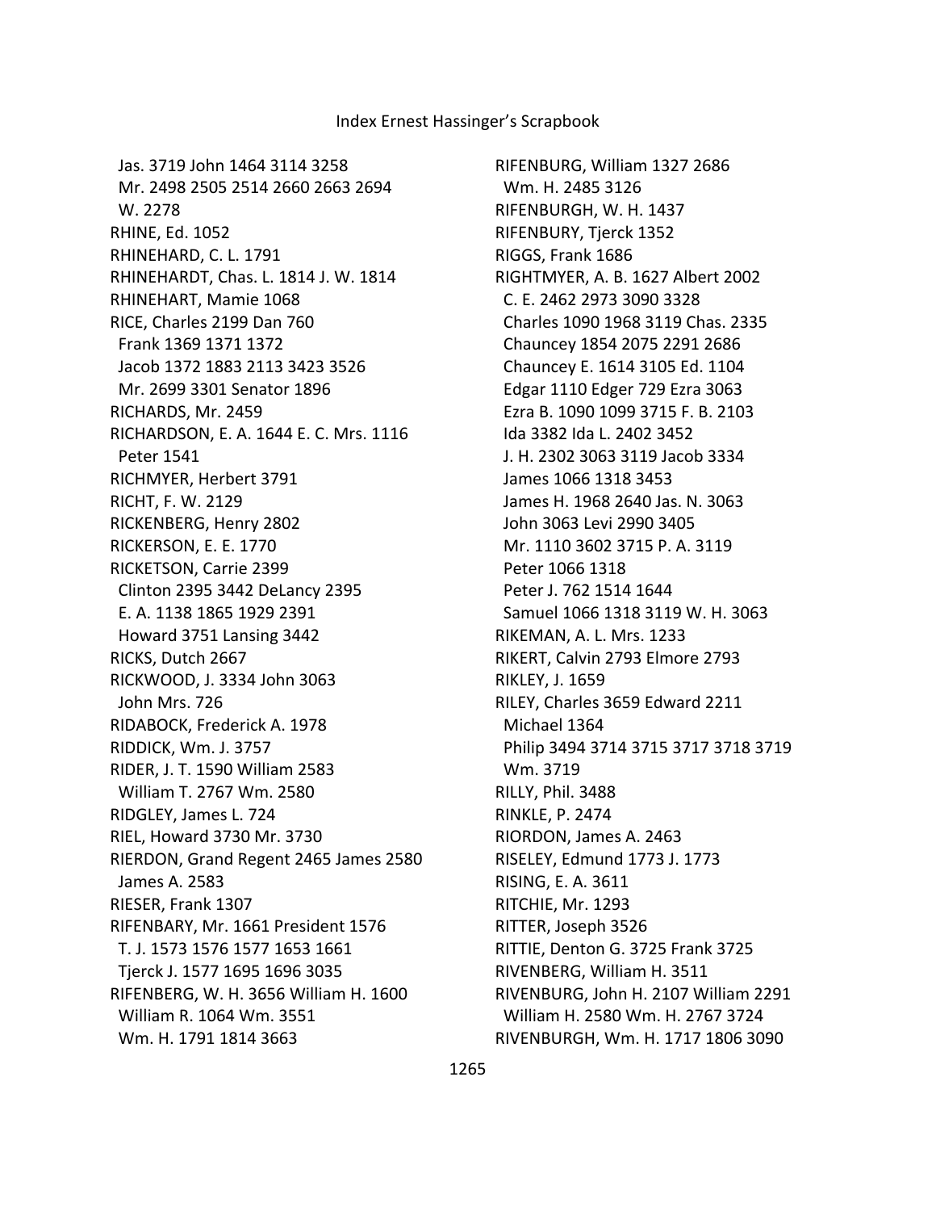Jas. 3719 John 1464 3114 3258
Mr. 2498 2505 2514 2660 2663 2694
W. 2278
RHINE, Ed. 1052
RHINEHARD, C. L. 1791
RHINEHARDT, Chas. L. 1814 J. W. 1814
RHINEHART, Mamie 1068
RICE, Charles 2199 Dan 760
Frank 1369 1371 1372
Jacob 1372 1883 2113 3423 3526
Mr. 2699 3301 Senator 1896
RICHARDS, Mr. 2459
RICHARDSON, E. A. 1644 E. C. Mrs. 1116
Peter 1541
RICHMYER, Herbert 3791
RICHT, F. W. 2129
RICKENBERG, Henry 2802
RICKERSON, E. E. 1770
RICKETSON, Carrie 2399
Clinton 2395 3442 DeLancy 2395
E. A. 1138 1865 1929 2391
Howard 3751 Lansing 3442
RICKS, Dutch 2667
RICKWOOD, J. 3334 John 3063
John Mrs. 726
RIDABOCK, Frederick A. 1978
RIDDICK, Wm. J. 3757
RIDER, J. T. 1590 William 2583
William T. 2767 Wm. 2580
RIDGLEY, James L. 724
RIEL, Howard 3730 Mr. 3730
RIERDON, Grand Regent 2465 James 2580
James A. 2583
RIESER, Frank 1307
RIFENBARY, Mr. 1661 President 1576
T. J. 1573 1576 1577 1653 1661
Tjerck J. 1577 1695 1696 3035
RIFENBERG, W. H. 3656 William H. 1600
William R. 1064 Wm. 3551
Wm. H. 1791 1814 3663
RIFENBURG, William 1327 2686
Wm. H. 2485 3126
RIFENBURGH, W. H. 1437
RIFENBURY, Tjerck 1352
RIGGS, Frank 1686
RIGHTMYER, A. B. 1627 Albert 2002
C. E. 2462 2973 3090 3328
Charles 1090 1968 3119 Chas. 2335
Chauncey 1854 2075 2291 2686
Chauncey E. 1614 3105 Ed. 1104
Edgar 1110 Edger 729 Ezra 3063
Ezra B. 1090 1099 3715 F. B. 2103
Ida 3382 Ida L. 2402 3452
J. H. 2302 3063 3119 Jacob 3334
James 1066 1318 3453
James H. 1968 2640 Jas. N. 3063
John 3063 Levi 2990 3405
Mr. 1110 3602 3715 P. A. 3119
Peter 1066 1318
Peter J. 762 1514 1644
Samuel 1066 1318 3119 W. H. 3063
RIKEMAN, A. L. Mrs. 1233
RIKERT, Calvin 2793 Elmore 2793
RIKLEY, J. 1659
RILEY, Charles 3659 Edward 2211
Michael 1364
Philip 3494 3714 3715 3717 3718 3719
Wm. 3719
RILLY, Phil. 3488
RINKLE, P. 2474
RIORDON, James A. 2463
RISELEY, Edmund 1773 J. 1773
RISING, E. A. 3611
RITCHIE, Mr. 1293
RITTER, Joseph 3526
RITTIE, Denton G. 3725 Frank 3725
RIVENBERG, William H. 3511
RIVENBURG, John H. 2107 William 2291
William H. 2580 Wm. H. 2767 3724
RIVENBURGH, Wm. H. 1717 1806 3090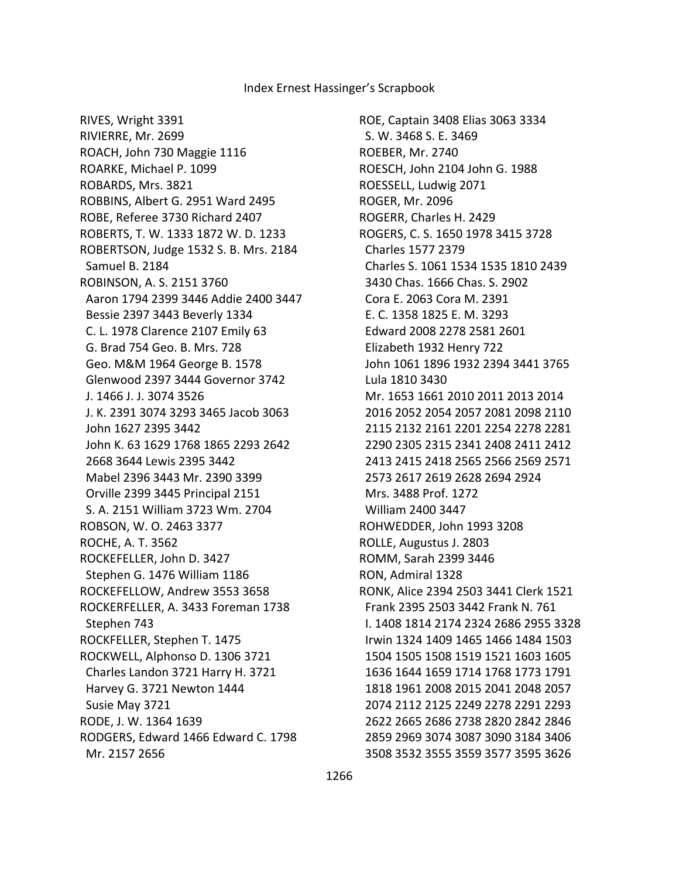RIVES, Wright 3391
RIVIERRE, Mr. 2699
ROACH, John 730 Maggie 1116
ROARKE, Michael P. 1099
ROBARDS, Mrs. 3821
ROBBINS, Albert G. 2951 Ward 2495
ROBE, Referee 3730 Richard 2407
ROBERTS, T. W. 1333 1872 W. D. 1233
ROBERTSON, Judge 1532 S. B. Mrs. 2184
 Samuel B. 2184
ROBINSON, A. S. 2151 3760
 Aaron 1794 2399 3446 Addie 2400 3447
 Bessie 2397 3443 Beverly 1334
 C. L. 1978 Clarence 2107 Emily 63
 G. Brad 754 Geo. B. Mrs. 728
 Geo. M&M 1964 George B. 1578
 Glenwood 2397 3444 Governor 3742
 J. 1466 J. J. 3074 3526
 J. K. 2391 3074 3293 3465 Jacob 3063
 John 1627 2395 3442
 John K. 63 1629 1768 1865 2293 2642
 2668 3644 Lewis 2395 3442
 Mabel 2396 3443 Mr. 2390 3399
 Orville 2399 3445 Principal 2151
 S. A. 2151 William 3723 Wm. 2704
ROBSON, W. O. 2463 3377
ROCHE, A. T. 3562
ROCKEFELLER, John D. 3427
 Stephen G. 1476 William 1186
ROCKEFELLOW, Andrew 3553 3658
ROCKERFELLER, A. 3433 Foreman 1738
 Stephen 743
ROCKFELLER, Stephen T. 1475
ROCKWELL, Alphonso D. 1306 3721
 Charles Landon 3721 Harry H. 3721
 Harvey G. 3721 Newton 1444
 Susie May 3721
RODE, J. W. 1364 1639
RODGERS, Edward 1466 Edward C. 1798
 Mr. 2157 2656

ROE, Captain 3408 Elias 3063 3334
 S. W. 3468 S. E. 3469
ROEBER, Mr. 2740
ROESCH, John 2104 John G. 1988
ROESSELL, Ludwig 2071
ROGER, Mr. 2096
ROGERR, Charles H. 2429
ROGERS, C. S. 1650 1978 3415 3728
 Charles 1577 2379
 Charles S. 1061 1534 1535 1810 2439
 3430 Chas. 1666 Chas. S. 2902
 Cora E. 2063 Cora M. 2391
 E. C. 1358 1825 E. M. 3293
 Edward 2008 2278 2581 2601
 Elizabeth 1932 Henry 722
 John 1061 1896 1932 2394 3441 3765
 Lula 1810 3430
 Mr. 1653 1661 2010 2011 2013 2014
 2016 2052 2054 2057 2081 2098 2110
 2115 2132 2161 2201 2254 2278 2281
 2290 2305 2315 2341 2408 2411 2412
 2413 2415 2418 2565 2566 2569 2571
 2573 2617 2619 2628 2694 2924
 Mrs. 3488 Prof. 1272
 William 2400 3447
ROHWEDDER, John 1993 3208
ROLLE, Augustus J. 2803
ROMM, Sarah 2399 3446
RON, Admiral 1328
RONK, Alice 2394 2503 3441 Clerk 1521
 Frank 2395 2503 3442 Frank N. 761
 I. 1408 1814 2174 2324 2686 2955 3328
 Irwin 1324 1409 1465 1466 1484 1503
 1504 1505 1508 1519 1521 1603 1605
 1636 1644 1659 1714 1768 1773 1791
 1818 1961 2008 2015 2041 2048 2057
 2074 2112 2125 2249 2278 2291 2293
 2622 2665 2686 2738 2820 2842 2846
 2859 2969 3074 3087 3090 3184 3406
 3508 3532 3555 3559 3577 3595 3626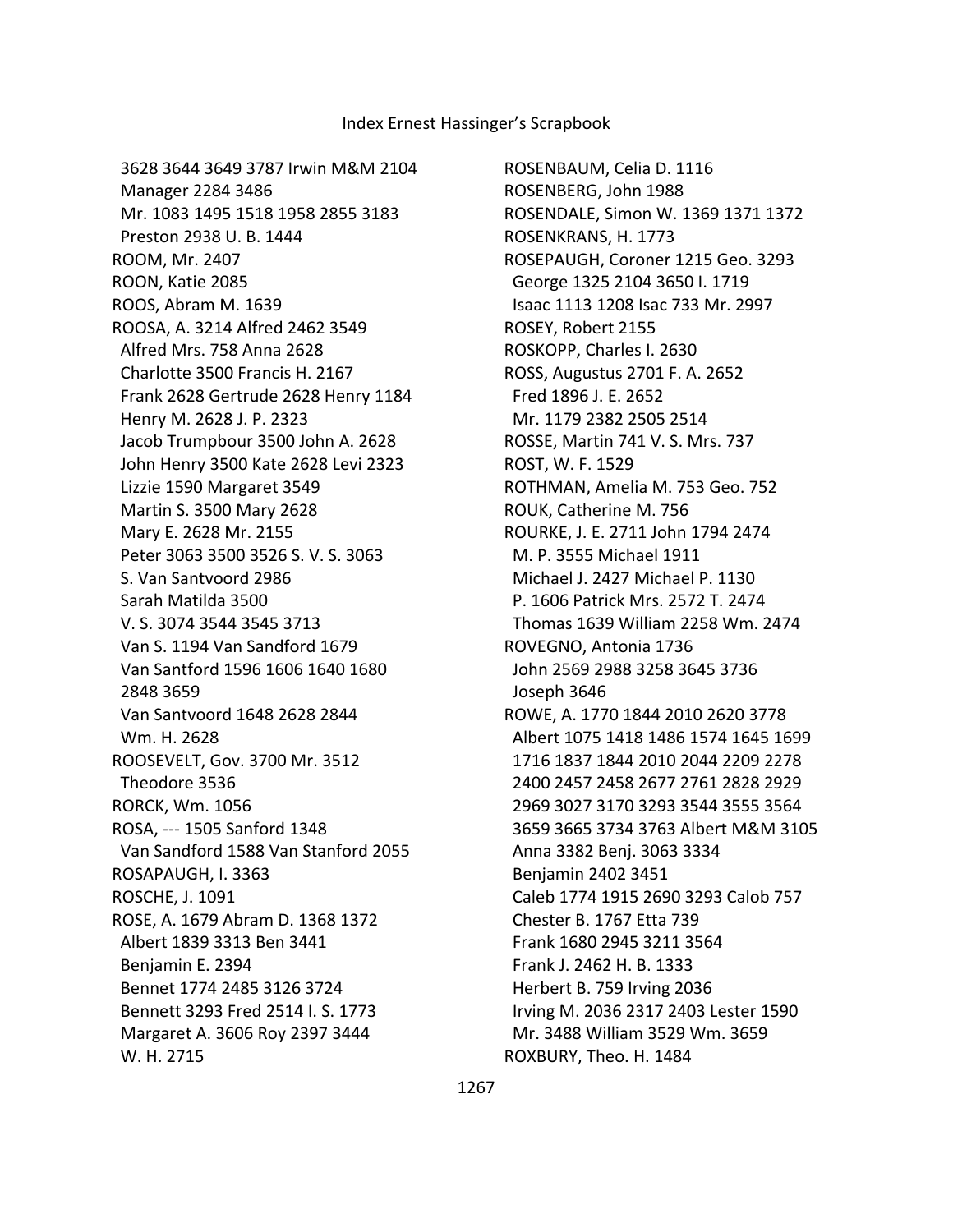3628 3644 3649 3787 Irwin M&M 2104
Manager 2284 3486
Mr. 1083 1495 1518 1958 2855 3183
Preston 2938 U. B. 1444

ROOM, Mr. 2407

ROON, Katie 2085

ROOS, Abram M. 1639

ROOSA, A. 3214 Alfred 2462 3549
Alfred Mrs. 758 Anna 2628
Charlotte 3500 Francis H. 2167
Frank 2628 Gertrude 2628 Henry 1184
Henry M. 2628 J. P. 2323
Jacob Trumpbour 3500 John A. 2628
John Henry 3500 Kate 2628 Levi 2323
Lizzie 1590 Margaret 3549
Martin S. 3500 Mary 2628
Mary E. 2628 Mr. 2155
Peter 3063 3500 3526 S. V. S. 3063
S. Van Santvoord 2986
Sarah Matilda 3500
V. S. 3074 3544 3545 3713
Van S. 1194 Van Sandford 1679
Van Santford 1596 1606 1640 1680
2848 3659
Van Santvoord 1648 2628 2844
Wm. H. 2628

ROOSEVELT, Gov. 3700 Mr. 3512
Theodore 3536

RORCK, Wm. 1056

ROSA, --- 1505 Sanford 1348
Van Sandford 1588 Van Stanford 2055

ROSAPAUGH, I. 3363

ROSCHE, J. 1091

ROSE, A. 1679 Abram D. 1368 1372
Albert 1839 3313 Ben 3441
Benjamin E. 2394
Bennet 1774 2485 3126 3724
Bennett 3293 Fred 2514 I. S. 1773
Margaret A. 3606 Roy 2397 3444
W. H. 2715

ROSENBAUM, Celia D. 1116

ROSENBERG, John 1988

ROSENDALE, Simon W. 1369 1371 1372

ROSENKRANS, H. 1773

ROSEPAUGH, Coroner 1215 Geo. 3293
George 1325 2104 3650 I. 1719
Isaac 1113 1208 Isac 733 Mr. 2997

ROSEY, Robert 2155

ROSKOPP, Charles I. 2630

ROSS, Augustus 2701 F. A. 2652
Fred 1896 J. E. 2652
Mr. 1179 2382 2505 2514

ROSSE, Martin 741 V. S. Mrs. 737

ROST, W. F. 1529

ROTHMAN, Amelia M. 753 Geo. 752

ROUK, Catherine M. 756

ROURKE, J. E. 2711 John 1794 2474
M. P. 3555 Michael 1911
Michael J. 2427 Michael P. 1130
P. 1606 Patrick Mrs. 2572 T. 2474
Thomas 1639 William 2258 Wm. 2474

ROVEGNO, Antonia 1736
John 2569 2988 3258 3645 3736
Joseph 3646

ROWE, A. 1770 1844 2010 2620 3778
Albert 1075 1418 1486 1574 1645 1699
1716 1837 1844 2010 2044 2209 2278
2400 2457 2458 2677 2761 2828 2929
2969 3027 3170 3293 3544 3555 3564
3659 3665 3734 3763 Albert M&M 3105
Anna 3382 Benj. 3063 3334
Benjamin 2402 3451
Caleb 1774 1915 2690 3293 Calob 757
Chester B. 1767 Etta 739
Frank 1680 2945 3211 3564
Frank J. 2462 H. B. 1333
Herbert B. 759 Irving 2036
Irving M. 2036 2317 2403 Lester 1590
Mr. 3488 William 3529 Wm. 3659

ROXBURY, Theo. H. 1484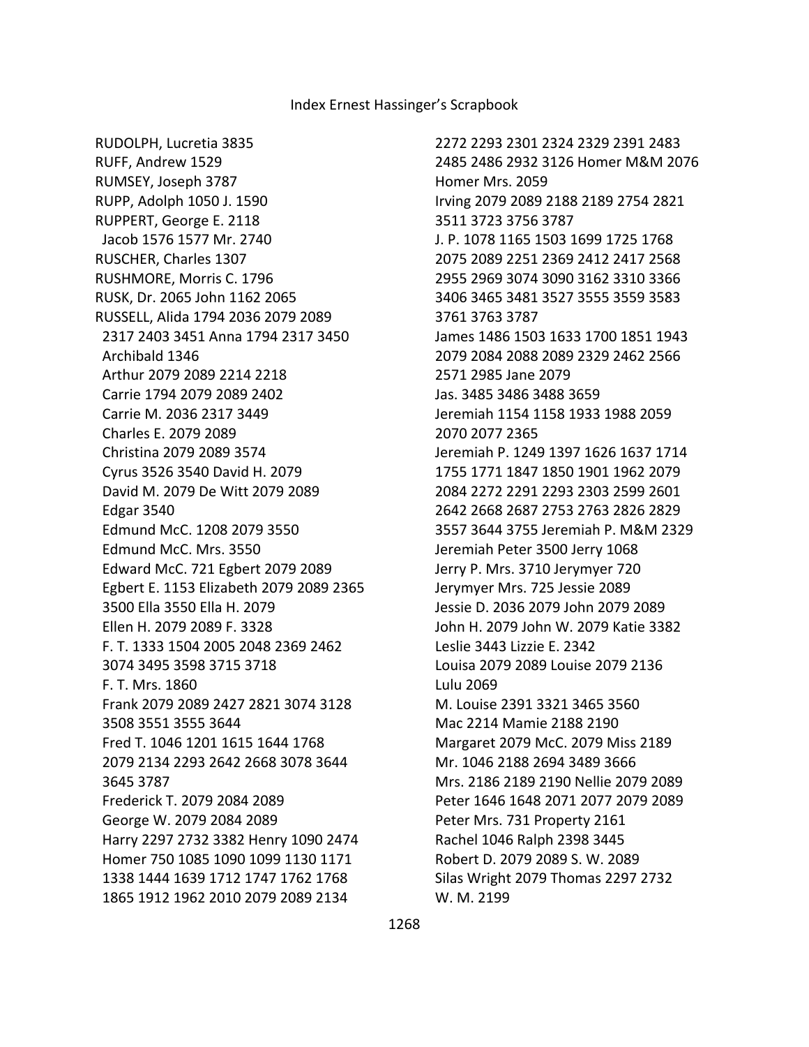RUDOLPH, Lucretia 3835
RUFF, Andrew 1529
RUMSEY, Joseph 3787
RUPP, Adolph 1050 J. 1590
RUPPERT, George E. 2118
Jacob 1576 1577 Mr. 2740
RUSCHER, Charles 1307
RUSHMORE, Morris C. 1796
RUSK, Dr. 2065 John 1162 2065
RUSSELL, Alida 1794 2036 2079 2089
2317 2403 3451 Anna 1794 2317 3450
Archibald 1346
Arthur 2079 2089 2214 2218
Carrie 1794 2079 2089 2402
Carrie M. 2036 2317 3449
Charles E. 2079 2089
Christina 2079 2089 3574
Cyrus 3526 3540 David H. 2079
David M. 2079 De Witt 2079 2089
Edgar 3540
Edmund McC. 1208 2079 3550
Edmund McC. Mrs. 3550
Edward McC. 721 Egbert 2079 2089
Egbert E. 1153 Elizabeth 2079 2089 2365
3500 Ella 3550 Ella H. 2079
Ellen H. 2079 2089 F. 3328
F. T. 1333 1504 2005 2048 2369 2462
3074 3495 3598 3715 3718
F. T. Mrs. 1860
Frank 2079 2089 2427 2821 3074 3128
3508 3551 3555 3644
Fred T. 1046 1201 1615 1644 1768
2079 2134 2293 2642 2668 3078 3644
3645 3787
Frederick T. 2079 2084 2089
George W. 2079 2084 2089
Harry 2297 2732 3382 Henry 1090 2474
Homer 750 1085 1090 1099 1130 1171
1338 1444 1639 1712 1747 1762 1768
1865 1912 1962 2010 2079 2089 2134
2272 2293 2301 2324 2329 2391 2483
2485 2486 2932 3126 Homer M&M 2076
Homer Mrs. 2059
Irving 2079 2089 2188 2189 2754 2821
3511 3723 3756 3787
J. P. 1078 1165 1503 1699 1725 1768
2075 2089 2251 2369 2412 2417 2568
2955 2969 3074 3090 3162 3310 3366
3406 3465 3481 3527 3555 3559 3583
3761 3763 3787
James 1486 1503 1633 1700 1851 1943
2079 2084 2088 2089 2329 2462 2566
2571 2985 Jane 2079
Jas. 3485 3486 3488 3659
Jeremiah 1154 1158 1933 1988 2059
2070 2077 2365
Jeremiah P. 1249 1397 1626 1637 1714
1755 1771 1847 1850 1901 1962 2079
2084 2272 2291 2293 2303 2599 2601
2642 2668 2687 2753 2763 2826 2829
3557 3644 3755 Jeremiah P. M&M 2329
Jeremiah Peter 3500 Jerry 1068
Jerry P. Mrs. 3710 Jerymyer 720
Jerymyer Mrs. 725 Jessie 2089
Jessie D. 2036 2079 John 2079 2089
John H. 2079 John W. 2079 Katie 3382
Leslie 3443 Lizzie E. 2342
Louisa 2079 2089 Louise 2079 2136
Lulu 2069
M. Louise 2391 3321 3465 3560
Mac 2214 Mamie 2188 2190
Margaret 2079 McC. 2079 Miss 2189
Mr. 1046 2188 2694 3489 3666
Mrs. 2186 2189 2190 Nellie 2079 2089
Peter 1646 1648 2071 2077 2079 2089
Peter Mrs. 731 Property 2161
Rachel 1046 Ralph 2398 3445
Robert D. 2079 2089 S. W. 2089
Silas Wright 2079 Thomas 2297 2732
W. M. 2199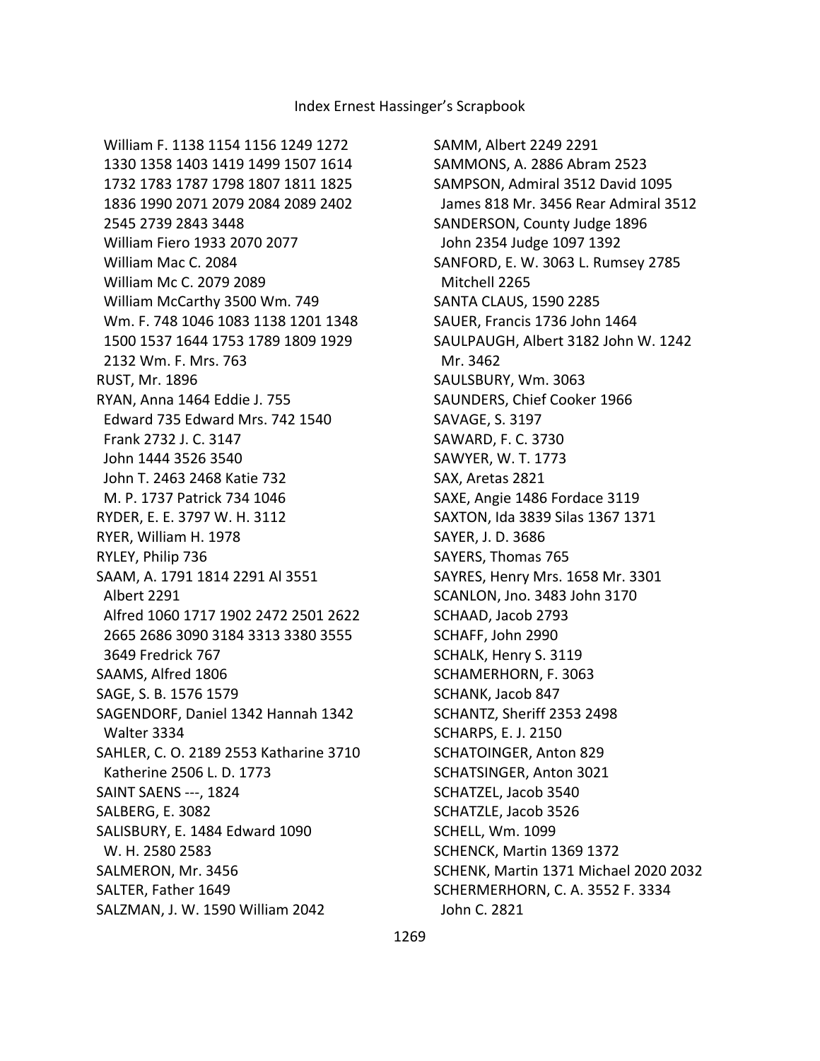William F. 1138 1154 1156 1249 1272 1330 1358 1403 1419 1499 1507 1614 1732 1783 1787 1798 1807 1811 1825 1836 1990 2071 2079 2084 2089 2402 2545 2739 2843 3448
William Fiero 1933 2070 2077
William Mac C. 2084
William Mc C. 2079 2089
William McCarthy 3500 Wm. 749
Wm. F. 748 1046 1083 1138 1201 1348 1500 1537 1644 1753 1789 1809 1929 2132 Wm. F. Mrs. 763

RUST, Mr. 1896
RYAN, Anna 1464 Eddie J. 755 Edward 735 Edward Mrs. 742 1540 Frank 2732 J. C. 3147 John 1444 3526 3540 John T. 2463 2468 Katie 732 M. P. 1737 Patrick 734 1046
RYDER, E. E. 3797 W. H. 3112
RYER, William H. 1978
RYLEY, Philip 736
SAAM, A. 1791 1814 2291 Al 3551 Albert 2291 Alfred 1060 1717 1902 2472 2501 2622 2665 2686 3090 3184 3313 3380 3555 3649 Fredrick 767
SAAMS, Alfred 1806
SAGE, S. B. 1576 1579
SAGENDORF, Daniel 1342 Hannah 1342 Walter 3334
SAHLER, C. O. 2189 2553 Katharine 3710 Katherine 2506 L. D. 1773
SAINT SAENS ---, 1824
SALBERG, E. 3082
SALISBURY, E. 1484 Edward 1090 W. H. 2580 2583
SALMERON, Mr. 3456
SALTER, Father 1649
SALZMAN, J. W. 1590 William 2042
SAMM, Albert 2249 2291
SAMMONS, A. 2886 Abram 2523
SAMPSON, Admiral 3512 David 1095 James 818 Mr. 3456 Rear Admiral 3512
SANDERSON, County Judge 1896 John 2354 Judge 1097 1392
SANFORD, E. W. 3063 L. Rumsey 2785 Mitchell 2265
SANTA CLAUS, 1590 2285
SAUER, Francis 1736 John 1464
SAULPAUGH, Albert 3182 John W. 1242 Mr. 3462
SAULSBURY, Wm. 3063
SAUNDERS, Chief Cooker 1966
SAVAGE, S. 3197
SAWARD, F. C. 3730
SAWYER, W. T. 1773
SAX, Aretas 2821
SAXE, Angie 1486 Fordace 3119
SAXTON, Ida 3839 Silas 1367 1371
SAYER, J. D. 3686
SAYERS, Thomas 765
SAYRES, Henry Mrs. 1658 Mr. 3301
SCANLON, Jno. 3483 John 3170
SCHAAD, Jacob 2793
SCHAFF, John 2990
SCHALK, Henry S. 3119
SCHAMERHORN, F. 3063
SCHANK, Jacob 847
SCHANTZ, Sheriff 2353 2498
SCHARPS, E. J. 2150
SCHATOINGER, Anton 829
SCHATSINGER, Anton 3021
SCHATZEL, Jacob 3540
SCHATZLE, Jacob 3526
SCHELL, Wm. 1099
SCHENCK, Martin 1369 1372
SCHENK, Martin 1371 Michael 2020 2032
SCHERMERHORN, C. A. 3552 F. 3334 John C. 2821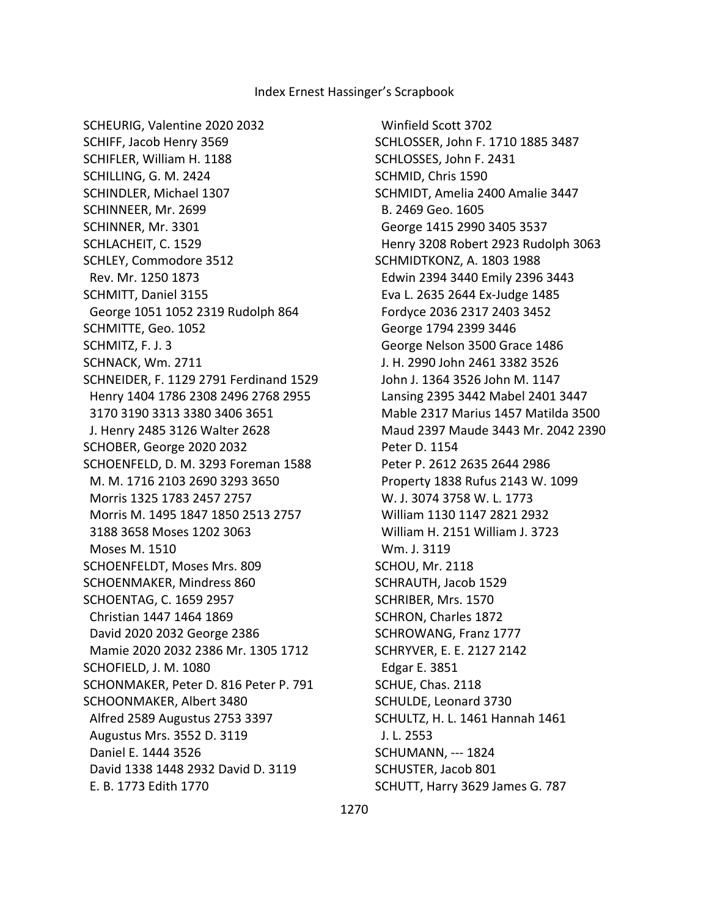SCHEURIG, Valentine 2020 2032
SCHIFF, Jacob Henry 3569
SCHIFLER, William H. 1188
SCHILLING, G. M. 2424
SCHINDLER, Michael 1307
SCHINNEER, Mr. 2699
SCHINNER, Mr. 3301
SCHLACHEIT, C. 1529
SCHLEY, Commodore 3512
 Rev. Mr. 1250 1873
SCHMITT, Daniel 3155
 George 1051 1052 2319 Rudolph 864
SCHMITTE, Geo. 1052
SCHMITZ, F. J. 3
SCHNACK, Wm. 2711
SCHNEIDER, F. 1129 2791 Ferdinand 1529
 Henry 1404 1786 2308 2496 2768 2955
 3170 3190 3313 3380 3406 3651
 J. Henry 2485 3126 Walter 2628
SCHOBER, George 2020 2032
SCHOENFELD, D. M. 3293 Foreman 1588
 M. M. 1716 2103 2690 3293 3650
 Morris 1325 1783 2457 2757
 Morris M. 1495 1847 1850 2513 2757
 3188 3658 Moses 1202 3063
 Moses M. 1510
SCHOENFELDT, Moses Mrs. 809
SCHOENMAKER, Mindress 860
SCHOENTAG, C. 1659 2957
 Christian 1447 1464 1869
 David 2020 2032 George 2386
 Mamie 2020 2032 2386 Mr. 1305 1712
SCHOFIELD, J. M. 1080
SCHONMAKER, Peter D. 816 Peter P. 791
SCHOONMAKER, Albert 3480
 Alfred 2589 Augustus 2753 3397
 Augustus Mrs. 3552 D. 3119
 Daniel E. 1444 3526
 David 1338 1448 2932 David D. 3119
 E. B. 1773 Edith 1770
 Winfield Scott 3702
SCHLOSSER, John F. 1710 1885 3487
SCHLOSSES, John F. 2431
SCHMID, Chris 1590
SCHMIDT, Amelia 2400 Amalie 3447
 B. 2469 Geo. 1605
 George 1415 2990 3405 3537
 Henry 3208 Robert 2923 Rudolph 3063
SCHMIDTKONZ, A. 1803 1988
 Edwin 2394 3440 Emily 2396 3443
 Eva L. 2635 2644 Ex-Judge 1485
 Fordyce 2036 2317 2403 3452
 George 1794 2399 3446
 George Nelson 3500 Grace 1486
 J. H. 2990 John 2461 3382 3526
 John J. 1364 3526 John M. 1147
 Lansing 2395 3442 Mabel 2401 3447
 Mable 2317 Marius 1457 Matilda 3500
 Maud 2397 Maude 3443 Mr. 2042 2390
 Peter D. 1154
 Peter P. 2612 2635 2644 2986
 Property 1838 Rufus 2143 W. 1099
 W. J. 3074 3758 W. L. 1773
 William 1130 1147 2821 2932
 William H. 2151 William J. 3723
 Wm. J. 3119
SCHOU, Mr. 2118
SCHRAUTH, Jacob 1529
SCHRIBER, Mrs. 1570
SCHRON, Charles 1872
SCHROWANG, Franz 1777
SCHRYVER, E. E. 2127 2142
 Edgar E. 3851
SCHUE, Chas. 2118
SCHULDE, Leonard 3730
SCHULTZ, H. L. 1461 Hannah 1461
 J. L. 2553
SCHUMANN, --- 1824
SCHUSTER, Jacob 801
SCHUTT, Harry 3629 James G. 787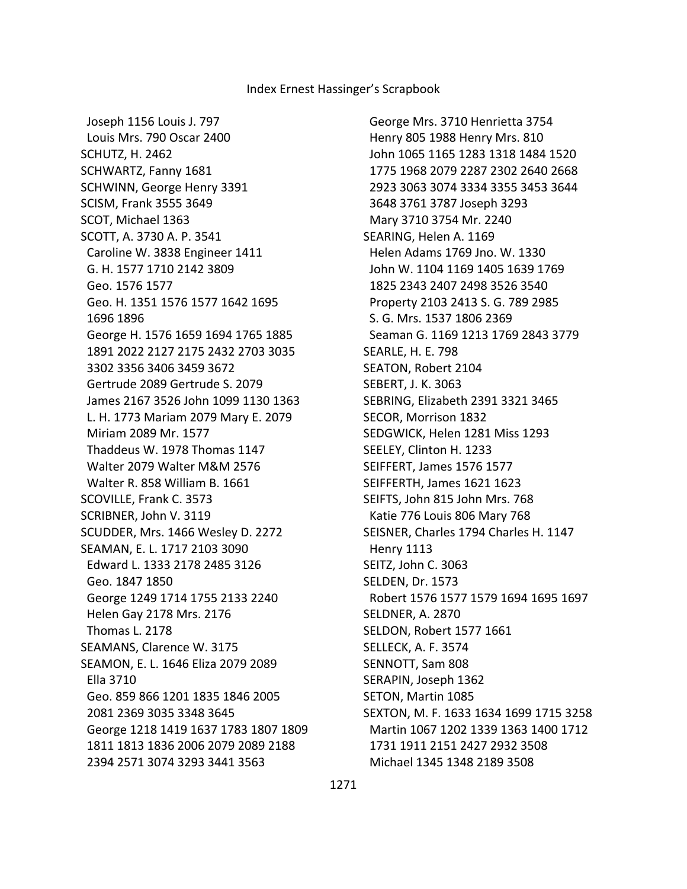Joseph 1156 Louis J. 797
Louis Mrs. 790 Oscar 2400
SCHUTZ, H. 2462
SCHWARTZ, Fanny 1681
SCHWINN, George Henry 3391
SCISM, Frank 3555 3649
SCOT, Michael 1363
SCOTT, A. 3730 A. P. 3541
Caroline W. 3838 Engineer 1411
G. H. 1577 1710 2142 3809
Geo. 1576 1577
Geo. H. 1351 1576 1577 1642 1695 1696 1896
George H. 1576 1659 1694 1765 1885 1891 2022 2127 2175 2432 2703 3035 3302 3356 3406 3459 3672
Gertrude 2089 Gertrude S. 2079
James 2167 3526 John 1099 1130 1363
L. H. 1773 Mariam 2079 Mary E. 2079
Miriam 2089 Mr. 1577
Thaddeus W. 1978 Thomas 1147
Walter 2079 Walter M&M 2576
Walter R. 858 William B. 1661
SCOVILLE, Frank C. 3573
SCRIBNER, John V. 3119
SCUDDER, Mrs. 1466 Wesley D. 2272
SEAMAN, E. L. 1717 2103 3090
Edward L. 1333 2178 2485 3126
Geo. 1847 1850
George 1249 1714 1755 2133 2240
Helen Gay 2178 Mrs. 2176
Thomas L. 2178
SEAMANS, Clarence W. 3175
SEAMON, E. L. 1646 Eliza 2079 2089
Ella 3710
Geo. 859 866 1201 1835 1846 2005 2081 2369 3035 3348 3645
George 1218 1419 1637 1783 1807 1809 1811 1813 1836 2006 2079 2089 2188 2394 2571 3074 3293 3441 3563
George Mrs. 3710 Henrietta 3754
Henry 805 1988 Henry Mrs. 810
John 1065 1165 1283 1318 1484 1520 1775 1968 2079 2287 2302 2640 2668 2923 3063 3074 3334 3355 3453 3644 3648 3761 3787 Joseph 3293
Mary 3710 3754 Mr. 2240
SEARING, Helen A. 1169
Helen Adams 1769 Jno. W. 1330
John W. 1104 1169 1405 1639 1769 1825 2343 2407 2498 3526 3540
Property 2103 2413 S. G. 789 2985
S. G. Mrs. 1537 1806 2369
Seaman G. 1169 1213 1769 2843 3779
SEARLE, H. E. 798
SEATON, Robert 2104
SEBERT, J. K. 3063
SEBRING, Elizabeth 2391 3321 3465
SECOR, Morrison 1832
SEDGWICK, Helen 1281 Miss 1293
SEELEY, Clinton H. 1233
SEIFFERT, James 1576 1577
SEIFFERTH, James 1621 1623
SEIFTS, John 815 John Mrs. 768
Katie 776 Louis 806 Mary 768
SEISNER, Charles 1794 Charles H. 1147
Henry 1113
SEITZ, John C. 3063
SELDEN, Dr. 1573
Robert 1576 1577 1579 1694 1695 1697
SELDNER, A. 2870
SELDON, Robert 1577 1661
SELLECK, A. F. 3574
SENNOTT, Sam 808
SERAPIN, Joseph 1362
SETON, Martin 1085
SEXTON, M. F. 1633 1634 1699 1715 3258
Martin 1067 1202 1339 1363 1400 1712 1731 1911 2151 2427 2932 3508
Michael 1345 1348 2189 3508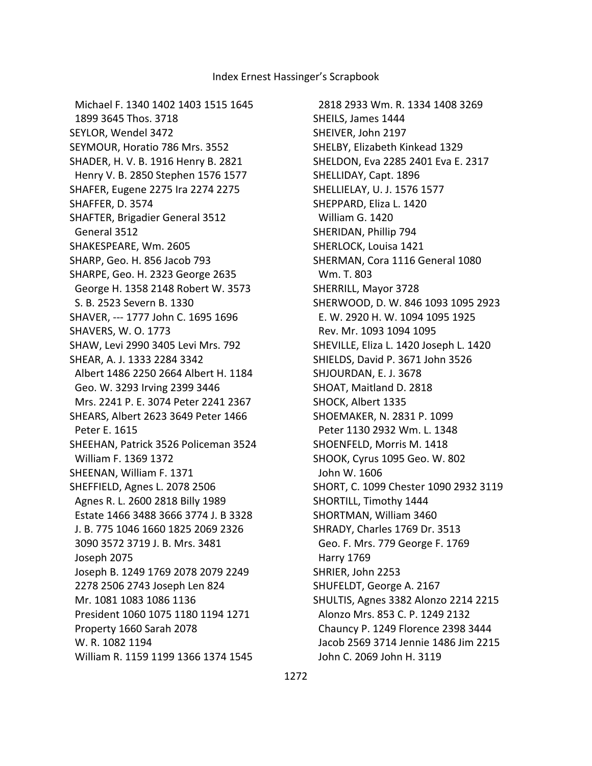Michael F. 1340 1402 1403 1515 1645 1899 3645 Thos. 3718
SEYLOR, Wendel 3472
SEYMOUR, Horatio 786 Mrs. 3552
SHADER, H. V. B. 1916 Henry B. 2821 Henry V. B. 2850 Stephen 1576 1577
SHAFER, Eugene 2275 Ira 2274 2275
SHAFFER, D. 3574
SHAFTER, Brigadier General 3512 General 3512
SHAKESPEARE, Wm. 2605
SHARP, Geo. H. 856 Jacob 793
SHARPE, Geo. H. 2323 George 2635 George H. 1358 2148 Robert W. 3573 S. B. 2523 Severn B. 1330
SHAVER, --- 1777 John C. 1695 1696
SHAVERS, W. O. 1773
SHAW, Levi 2990 3405 Levi Mrs. 792
SHEAR, A. J. 1333 2284 3342 Albert 1486 2250 2664 Albert H. 1184 Geo. W. 3293 Irving 2399 3446 Mrs. 2241 P. E. 3074 Peter 2241 2367
SHEARS, Albert 2623 3649 Peter 1466 Peter E. 1615
SHEEHAN, Patrick 3526 Policeman 3524 William F. 1369 1372
SHEENAN, William F. 1371
SHEFFIELD, Agnes L. 2078 2506 Agnes R. L. 2600 2818 Billy 1989 Estate 1466 3488 3666 3774 J. B 3328 J. B. 775 1046 1660 1825 2069 2326 3090 3572 3719 J. B. Mrs. 3481 Joseph 2075 Joseph B. 1249 1769 2078 2079 2249 2278 2506 2743 Joseph Len 824 Mr. 1081 1083 1086 1136 President 1060 1075 1180 1194 1271 Property 1660 Sarah 2078 W. R. 1082 1194 William R. 1159 1199 1366 1374 1545 2818 2933 Wm. R. 1334 1408 3269
SHEILS, James 1444
SHEIVER, John 2197
SHELBY, Elizabeth Kinkead 1329
SHELDON, Eva 2285 2401 Eva E. 2317
SHELLIDAY, Capt. 1896
SHELLIELAY, U. J. 1576 1577
SHEPPARD, Eliza L. 1420 William G. 1420
SHERIDAN, Phillip 794
SHERLOCK, Louisa 1421
SHERMAN, Cora 1116 General 1080 Wm. T. 803
SHERRILL, Mayor 3728
SHERWOOD, D. W. 846 1093 1095 2923 E. W. 2920 H. W. 1094 1095 1925 Rev. Mr. 1093 1094 1095
SHEVILLE, Eliza L. 1420 Joseph L. 1420
SHIELDS, David P. 3671 John 3526
SHJOURDAN, E. J. 3678
SHOAT, Maitland D. 2818
SHOCK, Albert 1335
SHOEMAKER, N. 2831 P. 1099 Peter 1130 2932 Wm. L. 1348
SHOENFELD, Morris M. 1418
SHOOK, Cyrus 1095 Geo. W. 802 John W. 1606
SHORT, C. 1099 Chester 1090 2932 3119
SHORTILL, Timothy 1444
SHORTMAN, William 3460
SHRADY, Charles 1769 Dr. 3513 Geo. F. Mrs. 779 George F. 1769 Harry 1769
SHRIER, John 2253
SHUFELDT, George A. 2167
SHULTIS, Agnes 3382 Alonzo 2214 2215 Alonzo Mrs. 853 C. P. 1249 2132 Chauncy P. 1249 Florence 2398 3444 Jacob 2569 3714 Jennie 1486 Jim 2215 John C. 2069 John H. 3119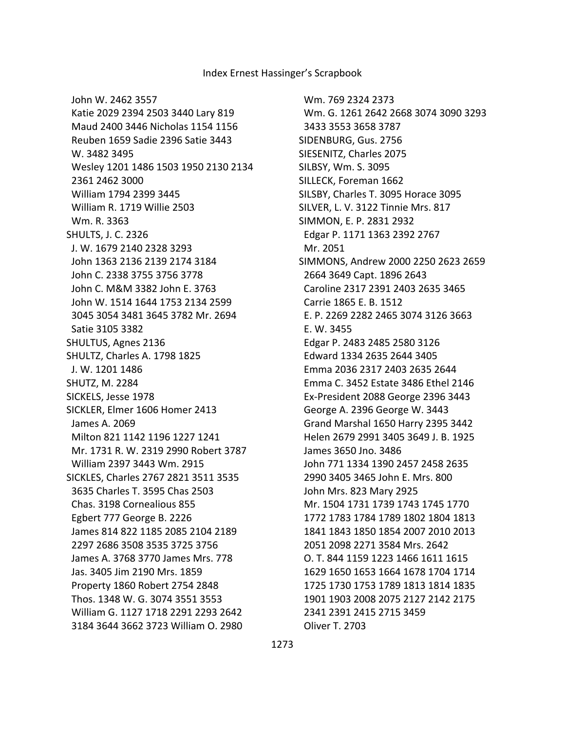John W. 2462 3557
Katie 2029 2394 2503 3440 Lary 819
Maud 2400 3446 Nicholas 1154 1156
Reuben 1659 Sadie 2396 Satie 3443
W. 3482 3495
Wesley 1201 1486 1503 1950 2130 2134 2361 2462 3000
William 1794 2399 3445
William R. 1719 Willie 2503
Wm. R. 3363

SHULTS, J. C. 2326
J. W. 1679 2140 2328 3293
John 1363 2136 2139 2174 3184
John C. 2338 3755 3756 3778
John C. M&M 3382 John E. 3763
John W. 1514 1644 1753 2134 2599 3045 3054 3481 3645 3782 Mr. 2694
Satie 3105 3382

SHULTUS, Agnes 2136

SHULTZ, Charles A. 1798 1825
J. W. 1201 1486

SHUTZ, M. 2284

SICKELS, Jesse 1978

SICKLER, Elmer 1606 Homer 2413
James A. 2069
Milton 821 1142 1196 1227 1241
Mr. 1731 R. W. 2319 2990 Robert 3787
William 2397 3443 Wm. 2915

SICKLES, Charles 2767 2821 3511 3535 3635 Charles T. 3595 Chas 2503
Chas. 3198 Cornealious 855
Egbert 777 George B. 2226
James 814 822 1185 2085 2104 2189 2297 2686 3508 3535 3725 3756
James A. 3768 3770 James Mrs. 778
Jas. 3405 Jim 2190 Mrs. 1859
Property 1860 Robert 2754 2848
Thos. 1348 W. G. 3074 3551 3553
William G. 1127 1718 2291 2293 2642 3184 3644 3662 3723 William O. 2980
Wm. 769 2324 2373
Wm. G. 1261 2642 2668 3074 3090 3293 3433 3553 3658 3787

SIDENBURG, Gus. 2756

SIESENITZ, Charles 2075

SILBSY, Wm. S. 3095

SILLECK, Foreman 1662

SILSBY, Charles T. 3095 Horace 3095

SILVER, L. V. 3122 Tinnie Mrs. 817

SIMMON, E. P. 2831 2932
Edgar P. 1171 1363 2392 2767
Mr. 2051

SIMMONS, Andrew 2000 2250 2623 2659 2664 3649 Capt. 1896 2643
Caroline 2317 2391 2403 2635 3465
Carrie 1865 E. B. 1512
E. P. 2269 2282 2465 3074 3126 3663
E. W. 3455
Edgar P. 2483 2485 2580 3126
Edward 1334 2635 2644 3405
Emma 2036 2317 2403 2635 2644
Emma C. 3452 Estate 3486 Ethel 2146
Ex-President 2088 George 2396 3443
George A. 2396 George W. 3443
Grand Marshal 1650 Harry 2395 3442
Helen 2679 2991 3405 3649 J. B. 1925
James 3650 Jno. 3486
John 771 1334 1390 2457 2458 2635 2990 3405 3465 John E. Mrs. 800
John Mrs. 823 Mary 2925
Mr. 1504 1731 1739 1743 1745 1770 1772 1783 1784 1789 1802 1804 1813 1841 1843 1850 1854 2007 2010 2013 2051 2098 2271 3584 Mrs. 2642
O. T. 844 1159 1223 1466 1611 1615 1629 1650 1653 1664 1678 1704 1714 1725 1730 1753 1789 1813 1814 1835 1901 1903 2008 2075 2127 2142 2175 2341 2391 2415 2715 3459
Oliver T. 2703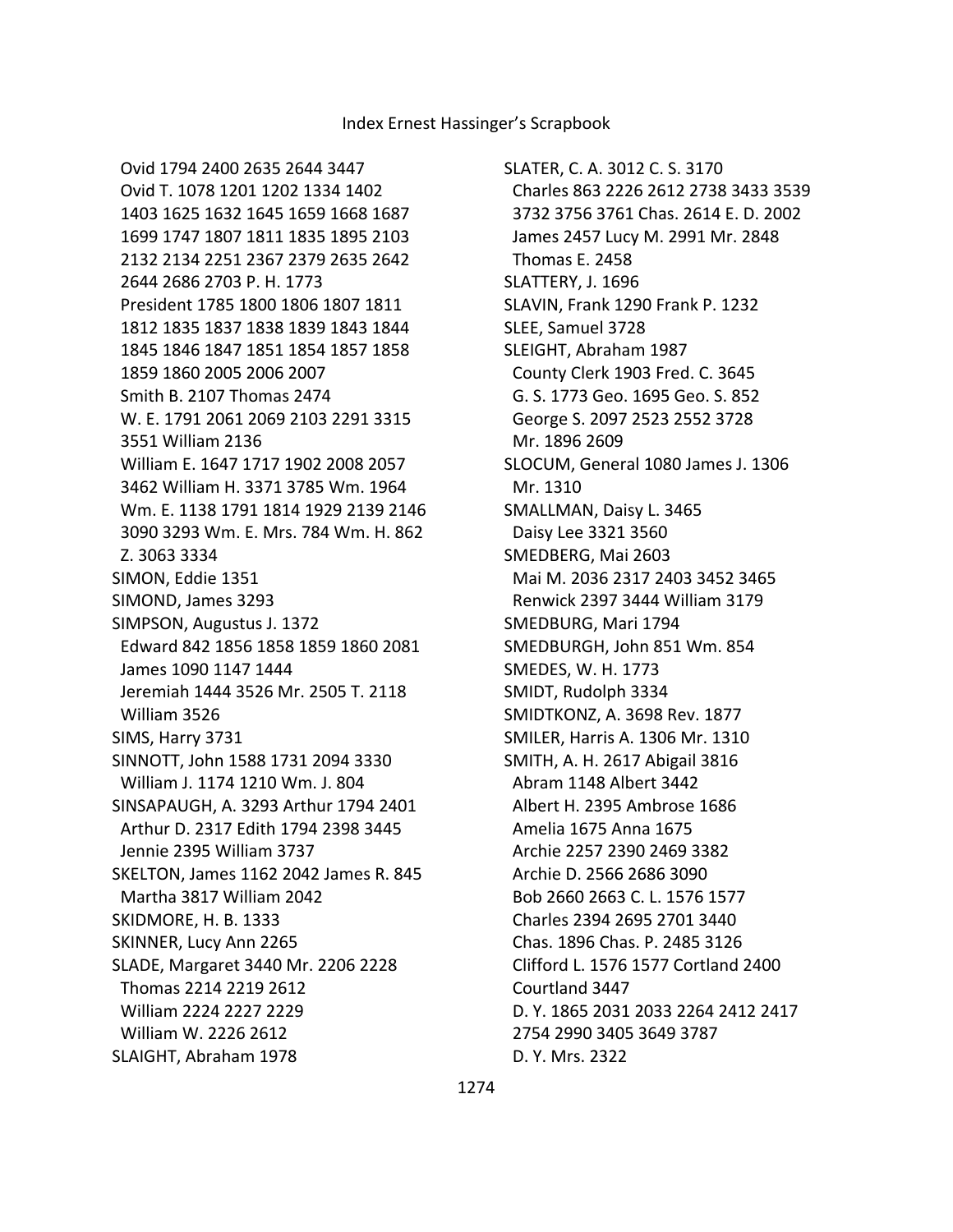Ovid 1794 2400 2635 2644 3447
Ovid T. 1078 1201 1202 1334 1402 1403 1625 1632 1645 1659 1668 1687 1699 1747 1807 1811 1835 1895 2103 2132 2134 2251 2367 2379 2635 2642 2644 2686 2703 P. H. 1773
President 1785 1800 1806 1807 1811 1812 1835 1837 1838 1839 1843 1844 1845 1846 1847 1851 1854 1857 1858 1859 1860 2005 2006 2007
Smith B. 2107 Thomas 2474
W. E. 1791 2061 2069 2103 2291 3315 3551 William 2136
William E. 1647 1717 1902 2008 2057 3462 William H. 3371 3785 Wm. 1964
Wm. E. 1138 1791 1814 1929 2139 2146 3090 3293 Wm. E. Mrs. 784 Wm. H. 862
Z. 3063 3334

SIMON, Eddie 1351

SIMOND, James 3293

SIMPSON, Augustus J. 1372
Edward 842 1856 1858 1859 1860 2081
James 1090 1147 1444
Jeremiah 1444 3526 Mr. 2505 T. 2118
William 3526

SIMS, Harry 3731

SINNOTT, John 1588 1731 2094 3330
William J. 1174 1210 Wm. J. 804

SINSAPAUGH, A. 3293 Arthur 1794 2401
Arthur D. 2317 Edith 1794 2398 3445
Jennie 2395 William 3737

SKELTON, James 1162 2042 James R. 845
Martha 3817 William 2042

SKIDMORE, H. B. 1333

SKINNER, Lucy Ann 2265

SLADE, Margaret 3440 Mr. 2206 2228
Thomas 2214 2219 2612
William 2224 2227 2229
William W. 2226 2612

SLAIGHT, Abraham 1978

SLATER, C. A. 3012 C. S. 3170
Charles 863 2226 2612 2738 3433 3539 3732 3756 3761 Chas. 2614 E. D. 2002
James 2457 Lucy M. 2991 Mr. 2848
Thomas E. 2458

SLATTERY, J. 1696

SLAVIN, Frank 1290 Frank P. 1232

SLEE, Samuel 3728

SLEIGHT, Abraham 1987
County Clerk 1903 Fred. C. 3645
G. S. 1773 Geo. 1695 Geo. S. 852
George S. 2097 2523 2552 3728
Mr. 1896 2609

SLOCUM, General 1080 James J. 1306
Mr. 1310

SMALLMAN, Daisy L. 3465
Daisy Lee 3321 3560

SMEDBERG, Mai 2603
Mai M. 2036 2317 2403 3452 3465
Renwick 2397 3444 William 3179

SMEDBURG, Mari 1794

SMEDBURGH, John 851 Wm. 854

SMEDES, W. H. 1773

SMIDT, Rudolph 3334

SMIDTKONZ, A. 3698 Rev. 1877

SMILER, Harris A. 1306 Mr. 1310

SMITH, A. H. 2617 Abigail 3816
Abram 1148 Albert 3442
Albert H. 2395 Ambrose 1686
Amelia 1675 Anna 1675
Archie 2257 2390 2469 3382
Archie D. 2566 2686 3090
Bob 2660 2663 C. L. 1576 1577
Charles 2394 2695 2701 3440
Chas. 1896 Chas. P. 2485 3126
Clifford L. 1576 1577 Cortland 2400
Courtland 3447
D. Y. 1865 2031 2033 2264 2412 2417 2754 2990 3405 3649 3787
D. Y. Mrs. 2322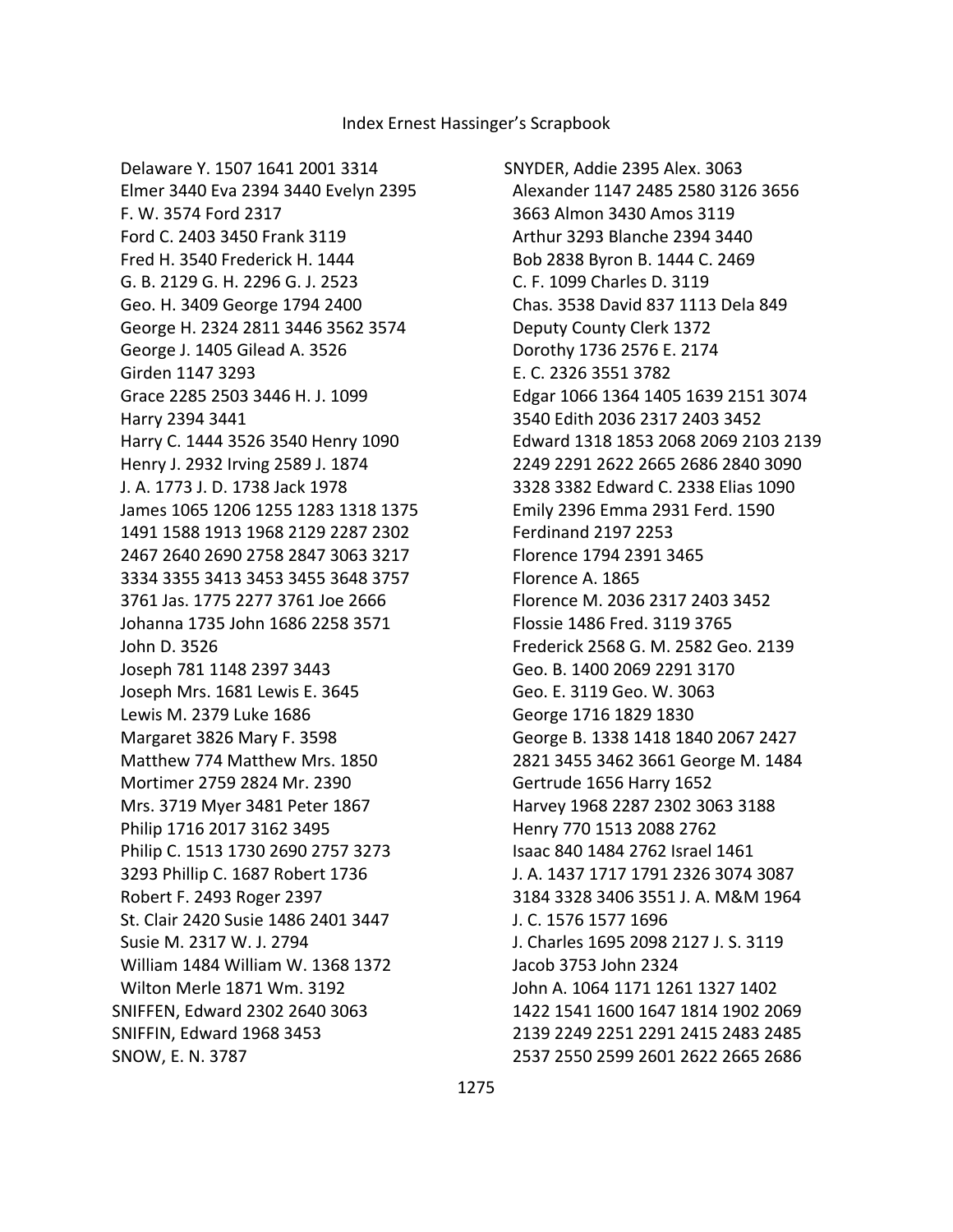Delaware Y. 1507 1641 2001 3314
Elmer 3440 Eva 2394 3440 Evelyn 2395
F. W. 3574 Ford 2317
Ford C. 2403 3450 Frank 3119
Fred H. 3540 Frederick H. 1444
G. B. 2129 G. H. 2296 G. J. 2523
Geo. H. 3409 George 1794 2400
George H. 2324 2811 3446 3562 3574
George J. 1405 Gilead A. 3526
Girden 1147 3293
Grace 2285 2503 3446 H. J. 1099
Harry 2394 3441
Harry C. 1444 3526 3540 Henry 1090
Henry J. 2932 Irving 2589 J. 1874
J. A. 1773 J. D. 1738 Jack 1978
James 1065 1206 1255 1283 1318 1375 1491 1588 1913 1968 2129 2287 2302 2467 2640 2690 2758 2847 3063 3217 3334 3355 3413 3453 3455 3648 3757 3761 Jas. 1775 2277 3761 Joe 2666
Johanna 1735 John 1686 2258 3571
John D. 3526
Joseph 781 1148 2397 3443
Joseph Mrs. 1681 Lewis E. 3645
Lewis M. 2379 Luke 1686
Margaret 3826 Mary F. 3598
Matthew 774 Matthew Mrs. 1850
Mortimer 2759 2824 Mr. 2390
Mrs. 3719 Myer 3481 Peter 1867
Philip 1716 2017 3162 3495
Philip C. 1513 1730 2690 2757 3273 3293 Phillip C. 1687 Robert 1736
Robert F. 2493 Roger 2397
St. Clair 2420 Susie 1486 2401 3447
Susie M. 2317 W. J. 2794
William 1484 William W. 1368 1372
Wilton Merle 1871 Wm. 3192

SNIFFEN, Edward 2302 2640 3063

SNIFFIN, Edward 1968 3453

SNOW, E. N. 3787

SNYDER, Addie 2395 Alex. 3063
Alexander 1147 2485 2580 3126 3656 3663 Almon 3430 Amos 3119
Arthur 3293 Blanche 2394 3440
Bob 2838 Byron B. 1444 C. 2469
C. F. 1099 Charles D. 3119
Chas. 3538 David 837 1113 Dela 849
Deputy County Clerk 1372
Dorothy 1736 2576 E. 2174
E. C. 2326 3551 3782
Edgar 1066 1364 1405 1639 2151 3074 3540 Edith 2036 2317 2403 3452
Edward 1318 1853 2068 2069 2103 2139 2249 2291 2622 2665 2686 2840 3090 3328 3382 Edward C. 2338 Elias 1090
Emily 2396 Emma 2931 Ferd. 1590
Ferdinand 2197 2253
Florence 1794 2391 3465
Florence A. 1865
Florence M. 2036 2317 2403 3452
Flossie 1486 Fred. 3119 3765
Frederick 2568 G. M. 2582 Geo. 2139
Geo. B. 1400 2069 2291 3170
Geo. E. 3119 Geo. W. 3063
George 1716 1829 1830
George B. 1338 1418 1840 2067 2427 2821 3455 3462 3661 George M. 1484
Gertrude 1656 Harry 1652
Harvey 1968 2287 2302 3063 3188
Henry 770 1513 2088 2762
Isaac 840 1484 2762 Israel 1461
J. A. 1437 1717 1791 2326 3074 3087 3184 3328 3406 3551 J. A. M&M 1964
J. C. 1576 1577 1696
J. Charles 1695 2098 2127 J. S. 3119
Jacob 3753 John 2324
John A. 1064 1171 1261 1327 1402 1422 1541 1600 1647 1814 1902 2069 2139 2249 2251 2291 2415 2483 2485 2537 2550 2599 2601 2622 2665 2686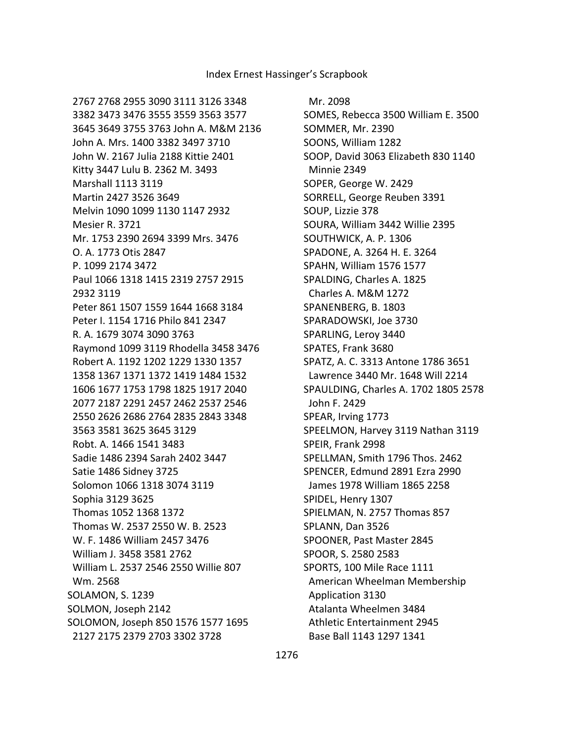2767 2768 2955 3090 3111 3126 3348 3382 3473 3476 3555 3559 3563 3577 3645 3649 3755 3763 John A. M&M 2136
John A. Mrs. 1400 3382 3497 3710
John W. 2167 Julia 2188 Kittie 2401
Kitty 3447 Lulu B. 2362 M. 3493
Marshall 1113 3119
Martin 2427 3526 3649
Melvin 1090 1099 1130 1147 2932
Mesier R. 3721
Mr. 1753 2390 2694 3399 Mrs. 3476
O. A. 1773 Otis 2847
P. 1099 2174 3472
Paul 1066 1318 1415 2319 2757 2915 2932 3119
Peter 861 1507 1559 1644 1668 3184
Peter I. 1154 1716 Philo 841 2347
R. A. 1679 3074 3090 3763
Raymond 1099 3119 Rhodella 3458 3476
Robert A. 1192 1202 1229 1330 1357 1358 1367 1371 1372 1419 1484 1532 1606 1677 1753 1798 1825 1917 2040 2077 2187 2291 2457 2462 2537 2546 2550 2626 2686 2764 2835 2843 3348 3563 3581 3625 3645 3129
Robt. A. 1466 1541 3483
Sadie 1486 2394 Sarah 2402 3447
Satie 1486 Sidney 3725
Solomon 1066 1318 3074 3119
Sophia 3129 3625
Thomas 1052 1368 1372
Thomas W. 2537 2550 W. B. 2523
W. F. 1486 William 2457 3476
William J. 3458 3581 2762
William L. 2537 2546 2550 Willie 807
Wm. 2568

SOLAMON, S. 1239

SOLMON, Joseph 2142

SOLOMON, Joseph 850 1576 1577 1695 2127 2175 2379 2703 3302 3728
Mr. 2098

SOMES, Rebecca 3500 William E. 3500

SOMMER, Mr. 2390

SOONS, William 1282

SOOP, David 3063 Elizabeth 830 1140
Minnie 2349

SOPER, George W. 2429

SORRELL, George Reuben 3391

SOUP, Lizzie 378

SOURA, William 3442 Willie 2395

SOUTHWICK, A. P. 1306

SPADONE, A. 3264 H. E. 3264

SPAHN, William 1576 1577

SPALDING, Charles A. 1825
Charles A. M&M 1272

SPANENBERG, B. 1803

SPARADOWSKI, Joe 3730

SPARLING, Leroy 3440

SPATES, Frank 3680

SPATZ, A. C. 3313 Antone 1786 3651
Lawrence 3440 Mr. 1648 Will 2214

SPAULDING, Charles A. 1702 1805 2578
John F. 2429

SPEAR, Irving 1773

SPEELMON, Harvey 3119 Nathan 3119

SPEIR, Frank 2998

SPELLMAN, Smith 1796 Thos. 2462

SPENCER, Edmund 2891 Ezra 2990
James 1978 William 1865 2258

SPIDEL, Henry 1307

SPIELMAN, N. 2757 Thomas 857

SPLANN, Dan 3526

SPOONER, Past Master 2845

SPOOR, S. 2580 2583

SPORTS, 100 Mile Race 1111
American Wheelman Membership Application 3130
Atalanta Wheelmen 3484
Athletic Entertainment 2945
Base Ball 1143 1297 1341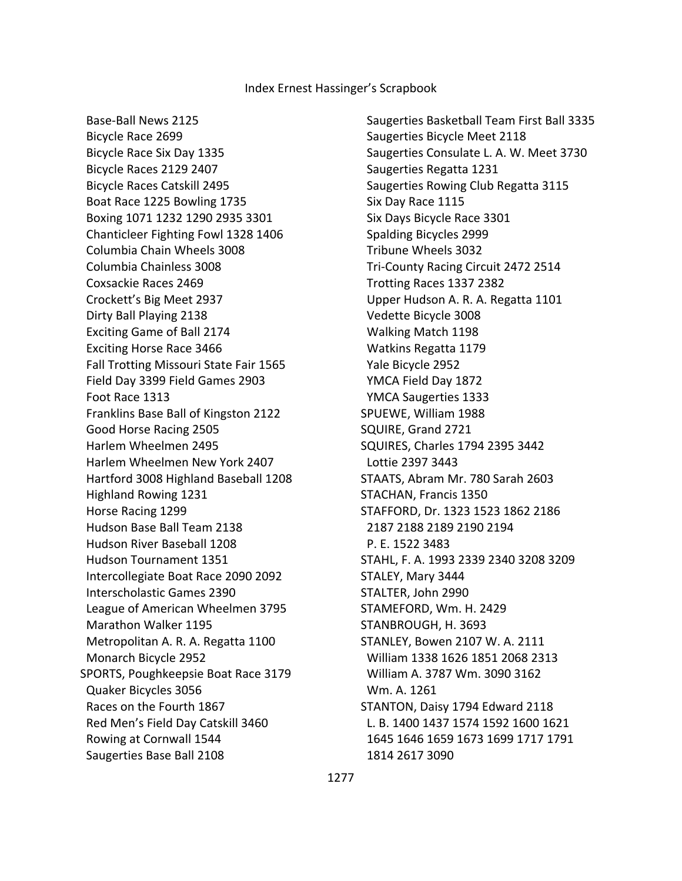Base-Ball News 2125
Bicycle Race 2699
Bicycle Race Six Day 1335
Bicycle Races 2129 2407
Bicycle Races Catskill 2495
Boat Race 1225 Bowling 1735
Boxing 1071 1232 1290 2935 3301
Chanticleer Fighting Fowl 1328 1406
Columbia Chain Wheels 3008
Columbia Chainless 3008
Coxsackie Races 2469
Crockett's Big Meet 2937
Dirty Ball Playing 2138
Exciting Game of Ball 2174
Exciting Horse Race 3466
Fall Trotting Missouri State Fair 1565
Field Day 3399 Field Games 2903
Foot Race 1313
Franklins Base Ball of Kingston 2122
Good Horse Racing 2505
Harlem Wheelmen 2495
Harlem Wheelmen New York 2407
Hartford 3008 Highland Baseball 1208
Highland Rowing 1231
Horse Racing 1299
Hudson Base Ball Team 2138
Hudson River Baseball 1208
Hudson Tournament 1351
Intercollegiate Boat Race 2090 2092
Interscholastic Games 2390
League of American Wheelmen 3795
Marathon Walker 1195
Metropolitan A. R. A. Regatta 1100
Monarch Bicycle 2952

SPORTS, Poughkeepsie Boat Race 3179
Quaker Bicycles 3056
Races on the Fourth 1867
Red Men's Field Day Catskill 3460
Rowing at Cornwall 1544
Saugerties Base Ball 2108
Saugerties Basketball Team First Ball 3335
Saugerties Bicycle Meet 2118
Saugerties Consulate L. A. W. Meet 3730
Saugerties Regatta 1231
Saugerties Rowing Club Regatta 3115
Six Day Race 1115
Six Days Bicycle Race 3301
Spalding Bicycles 2999
Tribune Wheels 3032
Tri-County Racing Circuit 2472 2514
Trotting Races 1337 2382
Upper Hudson A. R. A. Regatta 1101
Vedette Bicycle 3008
Walking Match 1198
Watkins Regatta 1179
Yale Bicycle 2952
YMCA Field Day 1872
YMCA Saugerties 1333

SPUEWE, William 1988

SQUIRE, Grand 2721

SQUIRES, Charles 1794 2395 3442
Lottie 2397 3443

STAATS, Abram Mr. 780 Sarah 2603

STACHAN, Francis 1350

STAFFORD, Dr. 1323 1523 1862 2186 2187 2188 2189 2190 2194
P. E. 1522 3483

STAHL, F. A. 1993 2339 2340 3208 3209

STALEY, Mary 3444

STALTER, John 2990

STAMEFORD, Wm. H. 2429

STANBROUGH, H. 3693

STANLEY, Bowen 2107 W. A. 2111
William 1338 1626 1851 2068 2313
William A. 3787 Wm. 3090 3162
Wm. A. 1261

STANTON, Daisy 1794 Edward 2118
L. B. 1400 1437 1574 1592 1600 1621 1645 1646 1659 1673 1699 1717 1791 1814 2617 3090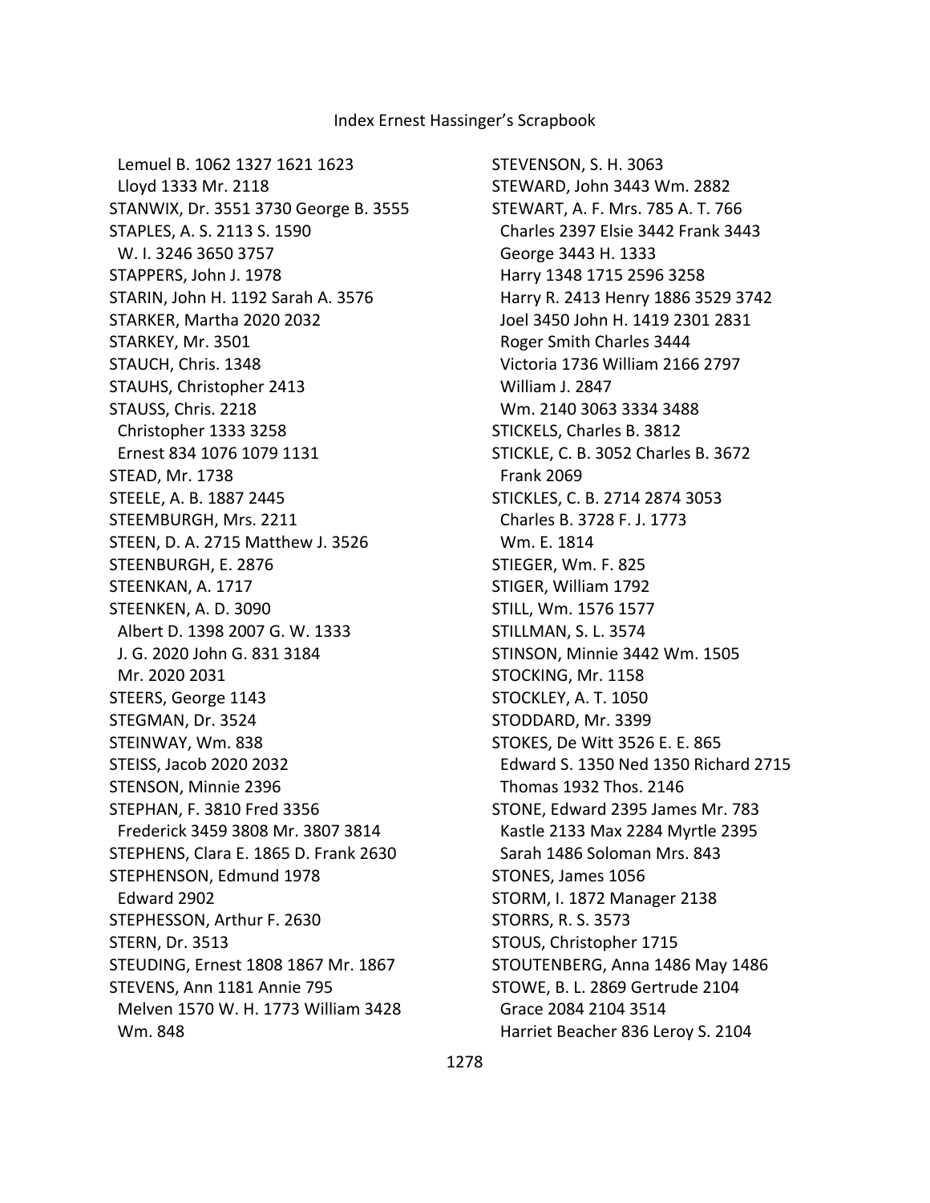Lemuel B. 1062 1327 1621 1623
Lloyd 1333 Mr. 2118
STANWIX, Dr. 3551 3730 George B. 3555
STAPLES, A. S. 2113 S. 1590
W. I. 3246 3650 3757
STAPPERS, John J. 1978
STARIN, John H. 1192 Sarah A. 3576
STARKER, Martha 2020 2032
STARKEY, Mr. 3501
STAUCH, Chris. 1348
STAUHS, Christopher 2413
STAUSS, Chris. 2218
Christopher 1333 3258
Ernest 834 1076 1079 1131
STEAD, Mr. 1738
STEELE, A. B. 1887 2445
STEEMBURGH, Mrs. 2211
STEEN, D. A. 2715 Matthew J. 3526
STEENBURGH, E. 2876
STEENKAN, A. 1717
STEENKEN, A. D. 3090
Albert D. 1398 2007 G. W. 1333
J. G. 2020 John G. 831 3184
Mr. 2020 2031
STEERS, George 1143
STEGMAN, Dr. 3524
STEINWAY, Wm. 838
STEISS, Jacob 2020 2032
STENSON, Minnie 2396
STEPHAN, F. 3810 Fred 3356
Frederick 3459 3808 Mr. 3807 3814
STEPHENS, Clara E. 1865 D. Frank 2630
STEPHENSON, Edmund 1978
Edward 2902
STEPHESSON, Arthur F. 2630
STERN, Dr. 3513
STEUDING, Ernest 1808 1867 Mr. 1867
STEVENS, Ann 1181 Annie 795
Melven 1570 W. H. 1773 William 3428
Wm. 848
STEVENSON, S. H. 3063
STEWARD, John 3443 Wm. 2882
STEWART, A. F. Mrs. 785 A. T. 766
Charles 2397 Elsie 3442 Frank 3443
George 3443 H. 1333
Harry 1348 1715 2596 3258
Harry R. 2413 Henry 1886 3529 3742
Joel 3450 John H. 1419 2301 2831
Roger Smith Charles 3444
Victoria 1736 William 2166 2797
William J. 2847
Wm. 2140 3063 3334 3488
STICKELS, Charles B. 3812
STICKLE, C. B. 3052 Charles B. 3672
Frank 2069
STICKLES, C. B. 2714 2874 3053
Charles B. 3728 F. J. 1773
Wm. E. 1814
STIEGER, Wm. F. 825
STIGER, William 1792
STILL, Wm. 1576 1577
STILLMAN, S. L. 3574
STINSON, Minnie 3442 Wm. 1505
STOCKING, Mr. 1158
STOCKLEY, A. T. 1050
STODDARD, Mr. 3399
STOKES, De Witt 3526 E. E. 865
Edward S. 1350 Ned 1350 Richard 2715
Thomas 1932 Thos. 2146
STONE, Edward 2395 James Mr. 783
Kastle 2133 Max 2284 Myrtle 2395
Sarah 1486 Soloman Mrs. 843
STONES, James 1056
STORM, I. 1872 Manager 2138
STORRS, R. S. 3573
STOUS, Christopher 1715
STOUTENBERG, Anna 1486 May 1486
STOWE, B. L. 2869 Gertrude 2104
Grace 2084 2104 3514
Harriet Beacher 836 Leroy S. 2104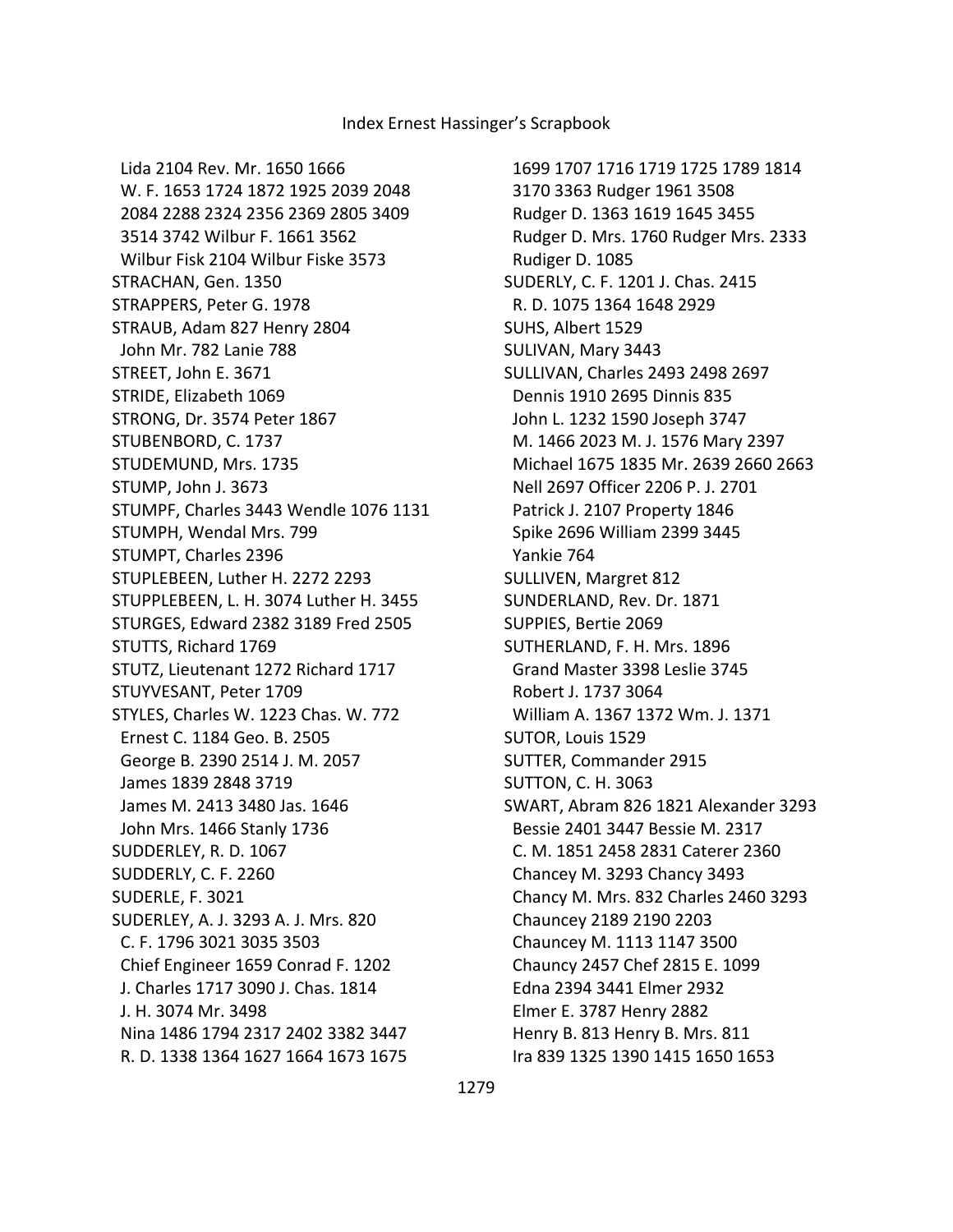Lida 2104 Rev. Mr. 1650 1666
W. F. 1653 1724 1872 1925 2039 2048 2084 2288 2324 2356 2369 2805 3409 3514 3742 Wilbur F. 1661 3562
Wilbur Fisk 2104 Wilbur Fiske 3573
STRACHAN, Gen. 1350
STRAPPERS, Peter G. 1978
STRAUB, Adam 827 Henry 2804
John Mr. 782 Lanie 788
STREET, John E. 3671
STRIDE, Elizabeth 1069
STRONG, Dr. 3574 Peter 1867
STUBENBORD, C. 1737
STUDEMUND, Mrs. 1735
STUMP, John J. 3673
STUMPF, Charles 3443 Wendle 1076 1131
STUMPH, Wendal Mrs. 799
STUMPT, Charles 2396
STUPLEBEEN, Luther H. 2272 2293
STUPPLEBEEN, L. H. 3074 Luther H. 3455
STURGES, Edward 2382 3189 Fred 2505
STUTTS, Richard 1769
STUTZ, Lieutenant 1272 Richard 1717
STUYVESANT, Peter 1709
STYLES, Charles W. 1223 Chas. W. 772
Ernest C. 1184 Geo. B. 2505
George B. 2390 2514 J. M. 2057
James 1839 2848 3719
James M. 2413 3480 Jas. 1646
John Mrs. 1466 Stanly 1736
SUDDERLEY, R. D. 1067
SUDDERLY, C. F. 2260
SUDERLE, F. 3021
SUDERLEY, A. J. 3293 A. J. Mrs. 820
C. F. 1796 3021 3035 3503
Chief Engineer 1659 Conrad F. 1202
J. Charles 1717 3090 J. Chas. 1814
J. H. 3074 Mr. 3498
Nina 1486 1794 2317 2402 3382 3447
R. D. 1338 1364 1627 1664 1673 1675 1699 1707 1716 1719 1725 1789 1814 3170 3363 Rudger 1961 3508
Rudger D. 1363 1619 1645 3455
Rudger D. Mrs. 1760 Rudger Mrs. 2333
Rudiger D. 1085
SUDERLY, C. F. 1201 J. Chas. 2415
R. D. 1075 1364 1648 2929
SUHS, Albert 1529
SULIVAN, Mary 3443
SULLIVAN, Charles 2493 2498 2697
Dennis 1910 2695 Dinnis 835
John L. 1232 1590 Joseph 3747
M. 1466 2023 M. J. 1576 Mary 2397
Michael 1675 1835 Mr. 2639 2660 2663
Nell 2697 Officer 2206 P. J. 2701
Patrick J. 2107 Property 1846
Spike 2696 William 2399 3445
Yankie 764
SULLIVEN, Margret 812
SUNDERLAND, Rev. Dr. 1871
SUPPIES, Bertie 2069
SUTHERLAND, F. H. Mrs. 1896
Grand Master 3398 Leslie 3745
Robert J. 1737 3064
William A. 1367 1372 Wm. J. 1371
SUTOR, Louis 1529
SUTTER, Commander 2915
SUTTON, C. H. 3063
SWART, Abram 826 1821 Alexander 3293
Bessie 2401 3447 Bessie M. 2317
C. M. 1851 2458 2831 Caterer 2360
Chancey M. 3293 Chancy 3493
Chancy M. Mrs. 832 Charles 2460 3293
Chauncey 2189 2190 2203
Chauncey M. 1113 1147 3500
Chauncy 2457 Chef 2815 E. 1099
Edna 2394 3441 Elmer 2932
Elmer E. 3787 Henry 2882
Henry B. 813 Henry B. Mrs. 811
Ira 839 1325 1390 1415 1650 1653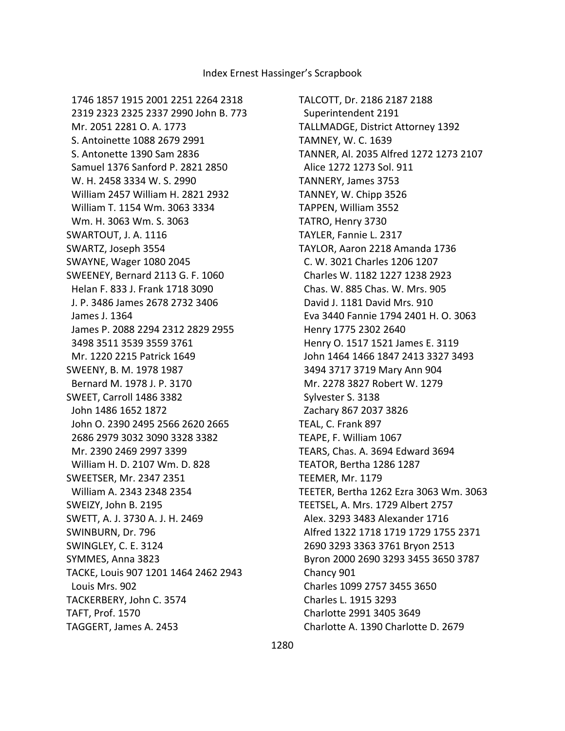1746 1857 1915 2001 2251 2264 2318
2319 2323 2325 2337 2990 John B. 773
Mr. 2051 2281 O. A. 1773
S. Antoinette 1088 2679 2991
S. Antonette 1390 Sam 2836
Samuel 1376 Sanford P. 2821 2850
W. H. 2458 3334 W. S. 2990
William 2457 William H. 2821 2932
William T. 1154 Wm. 3063 3334
Wm. H. 3063 Wm. S. 3063

SWARTOUT, J. A. 1116
SWARTZ, Joseph 3554
SWAYNE, Wager 1080 2045
SWEENEY, Bernard 2113 G. F. 1060
Helan F. 833 J. Frank 1718 3090
J. P. 3486 James 2678 2732 3406
James J. 1364
James P. 2088 2294 2312 2829 2955
3498 3511 3539 3559 3761
Mr. 1220 2215 Patrick 1649
SWEENY, B. M. 1978 1987
Bernard M. 1978 J. P. 3170
SWEET, Carroll 1486 3382
John 1486 1652 1872
John O. 2390 2495 2566 2620 2665
2686 2979 3032 3090 3328 3382
Mr. 2390 2469 2997 3399
William H. D. 2107 Wm. D. 828
SWEETSER, Mr. 2347 2351
William A. 2343 2348 2354
SWEIZY, John B. 2195
SWETT, A. J. 3730 A. J. H. 2469
SWINBURN, Dr. 796
SWINGLEY, C. E. 3124
SYMMES, Anna 3823
TACKE, Louis 907 1201 1464 2462 2943
Louis Mrs. 902
TACKERBERY, John C. 3574
TAFT, Prof. 1570
TAGGERT, James A. 2453
TALCOTT, Dr. 2186 2187 2188
Superintendent 2191
TALLMADGE, District Attorney 1392
TAMNEY, W. C. 1639
TANNER, Al. 2035 Alfred 1272 1273 2107
Alice 1272 1273 Sol. 911
TANNERY, James 3753
TANNEY, W. Chipp 3526
TAPPEN, William 3552
TATRO, Henry 3730
TAYLER, Fannie L. 2317
TAYLOR, Aaron 2218 Amanda 1736
C. W. 3021 Charles 1206 1207
Charles W. 1182 1227 1238 2923
Chas. W. 885 Chas. W. Mrs. 905
David J. 1181 David Mrs. 910
Eva 3440 Fannie 1794 2401 H. O. 3063
Henry 1775 2302 2640
Henry O. 1517 1521 James E. 3119
John 1464 1466 1847 2413 3327 3493
3494 3717 3719 Mary Ann 904
Mr. 2278 3827 Robert W. 1279
Sylvester S. 3138
Zachary 867 2037 3826
TEAL, C. Frank 897
TEAPE, F. William 1067
TEARS, Chas. A. 3694 Edward 3694
TEATOR, Bertha 1286 1287
TEEMER, Mr. 1179
TEETER, Bertha 1262 Ezra 3063 Wm. 3063
TEETSEL, A. Mrs. 1729 Albert 2757
Alex. 3293 3483 Alexander 1716
Alfred 1322 1718 1719 1729 1755 2371
2690 3293 3363 3761 Bryon 2513
Byron 2000 2690 3293 3455 3650 3787
Chancy 901
Charles 1099 2757 3455 3650
Charles L. 1915 3293
Charlotte 2991 3405 3649
Charlotte A. 1390 Charlotte D. 2679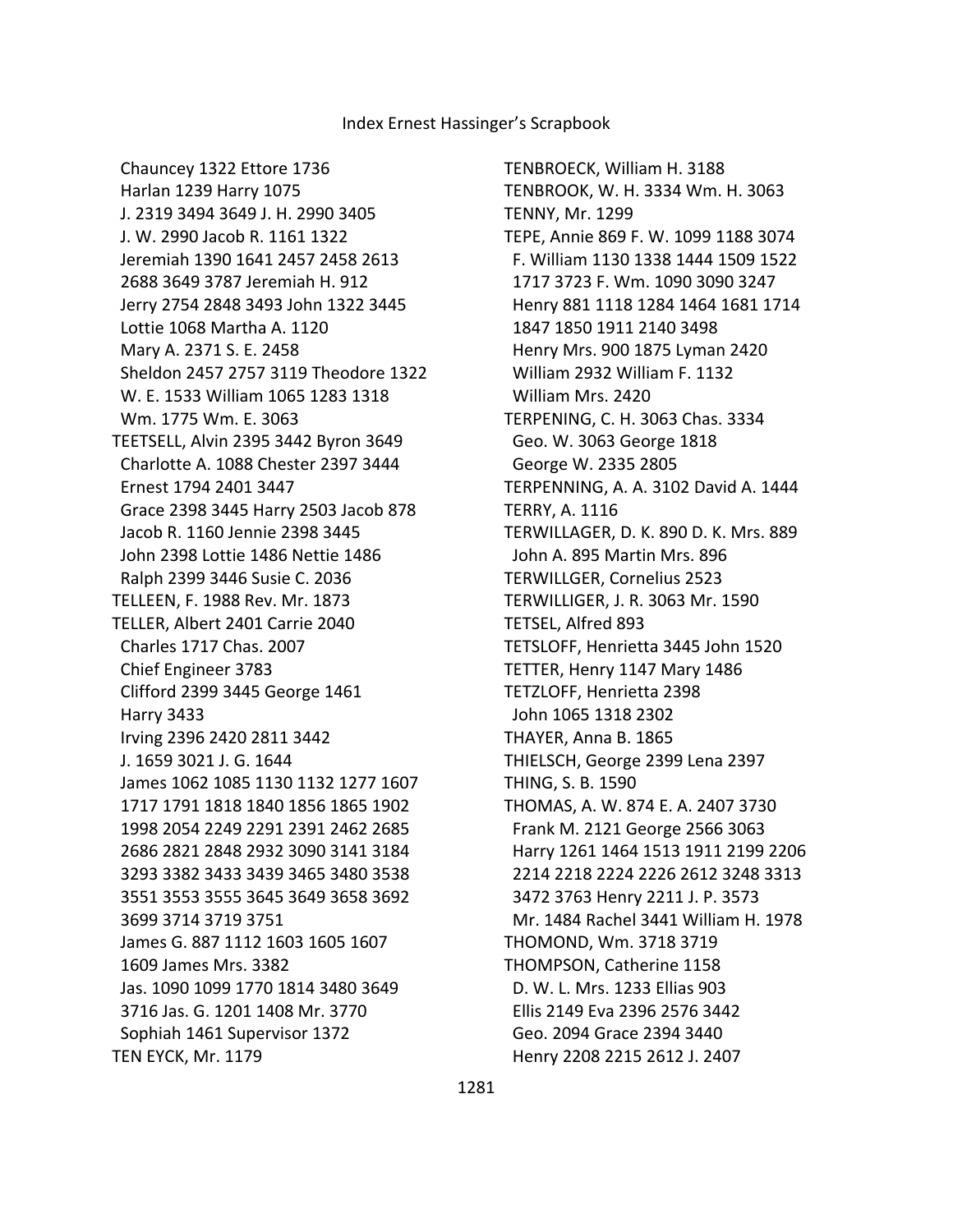Chauncey 1322 Ettore 1736
Harlan 1239 Harry 1075
J. 2319 3494 3649 J. H. 2990 3405
J. W. 2990 Jacob R. 1161 1322
Jeremiah 1390 1641 2457 2458 2613
2688 3649 3787 Jeremiah H. 912
Jerry 2754 2848 3493 John 1322 3445
Lottie 1068 Martha A. 1120
Mary A. 2371 S. E. 2458
Sheldon 2457 2757 3119 Theodore 1322
W. E. 1533 William 1065 1283 1318
Wm. 1775 Wm. E. 3063

TEETSELL, Alvin 2395 3442 Byron 3649
Charlotte A. 1088 Chester 2397 3444
Ernest 1794 2401 3447
Grace 2398 3445 Harry 2503 Jacob 878
Jacob R. 1160 Jennie 2398 3445
John 2398 Lottie 1486 Nettie 1486
Ralph 2399 3446 Susie C. 2036

TELLEEN, F. 1988 Rev. Mr. 1873

TELLER, Albert 2401 Carrie 2040
Charles 1717 Chas. 2007
Chief Engineer 3783
Clifford 2399 3445 George 1461
Harry 3433
Irving 2396 2420 2811 3442
J. 1659 3021 J. G. 1644
James 1062 1085 1130 1132 1277 1607
1717 1791 1818 1840 1856 1865 1902
1998 2054 2249 2291 2391 2462 2685
2686 2821 2848 2932 3090 3141 3184
3293 3382 3433 3439 3465 3480 3538
3551 3553 3555 3645 3649 3658 3692
3699 3714 3719 3751
James G. 887 1112 1603 1605 1607
1609 James Mrs. 3382
Jas. 1090 1099 1770 1814 3480 3649
3716 Jas. G. 1201 1408 Mr. 3770
Sophiah 1461 Supervisor 1372

TEN EYCK, Mr. 1179

TENBROECK, William H. 3188

TENBROOK, W. H. 3334 Wm. H. 3063

TENNY, Mr. 1299

TEPE, Annie 869 F. W. 1099 1188 3074
F. William 1130 1338 1444 1509 1522
1717 3723 F. Wm. 1090 3090 3247
Henry 881 1118 1284 1464 1681 1714
1847 1850 1911 2140 3498
Henry Mrs. 900 1875 Lyman 2420
William 2932 William F. 1132
William Mrs. 2420

TERPENING, C. H. 3063 Chas. 3334
Geo. W. 3063 George 1818
George W. 2335 2805

TERPENNING, A. A. 3102 David A. 1444

TERRY, A. 1116

TERWILLAGER, D. K. 890 D. K. Mrs. 889
John A. 895 Martin Mrs. 896

TERWILLGER, Cornelius 2523

TERWILLIGER, J. R. 3063 Mr. 1590

TETSEL, Alfred 893

TETSLOFF, Henrietta 3445 John 1520

TETTER, Henry 1147 Mary 1486

TETZLOFF, Henrietta 2398
John 1065 1318 2302

THAYER, Anna B. 1865

THIELSCH, George 2399 Lena 2397

THING, S. B. 1590

THOMAS, A. W. 874 E. A. 2407 3730
Frank M. 2121 George 2566 3063
Harry 1261 1464 1513 1911 2199 2206
2214 2218 2224 2226 2612 3248 3313
3472 3763 Henry 2211 J. P. 3573
Mr. 1484 Rachel 3441 William H. 1978

THOMOND, Wm. 3718 3719

THOMPSON, Catherine 1158
D. W. L. Mrs. 1233 Ellias 903
Ellis 2149 Eva 2396 2576 3442
Geo. 2094 Grace 2394 3440
Henry 2208 2215 2612 J. 2407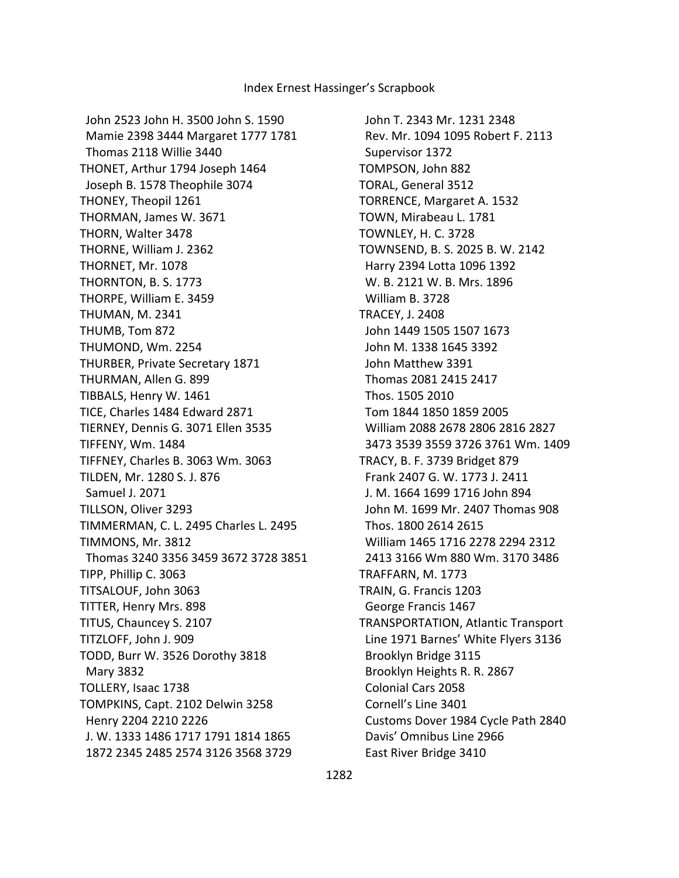John 2523 John H. 3500 John S. 1590
Mamie 2398 3444 Margaret 1777 1781
Thomas 2118 Willie 3440
THONET, Arthur 1794 Joseph 1464
Joseph B. 1578 Theophile 3074
THONEY, Theopil 1261
THORMAN, James W. 3671
THORN, Walter 3478
THORNE, William J. 2362
THORNET, Mr. 1078
THORNTON, B. S. 1773
THORPE, William E. 3459
THUMAN, M. 2341
THUMB, Tom 872
THUMOND, Wm. 2254
THURBER, Private Secretary 1871
THURMAN, Allen G. 899
TIBBALS, Henry W. 1461
TICE, Charles 1484 Edward 2871
TIERNEY, Dennis G. 3071 Ellen 3535
TIFFENY, Wm. 1484
TIFFNEY, Charles B. 3063 Wm. 3063
TILDEN, Mr. 1280 S. J. 876
Samuel J. 2071
TILLSON, Oliver 3293
TIMMERMAN, C. L. 2495 Charles L. 2495
TIMMONS, Mr. 3812
Thomas 3240 3356 3459 3672 3728 3851
TIPP, Phillip C. 3063
TITSALOUF, John 3063
TITTER, Henry Mrs. 898
TITUS, Chauncey S. 2107
TITZLOFF, John J. 909
TODD, Burr W. 3526 Dorothy 3818
Mary 3832
TOLLERY, Isaac 1738
TOMPKINS, Capt. 2102 Delwin 3258
Henry 2204 2210 2226
J. W. 1333 1486 1717 1791 1814 1865
1872 2345 2485 2574 3126 3568 3729
John T. 2343 Mr. 1231 2348
Rev. Mr. 1094 1095 Robert F. 2113
Supervisor 1372
TOMPSON, John 882
TORAL, General 3512
TORRENCE, Margaret A. 1532
TOWN, Mirabeau L. 1781
TOWNLEY, H. C. 3728
TOWNSEND, B. S. 2025 B. W. 2142
Harry 2394 Lotta 1096 1392
W. B. 2121 W. B. Mrs. 1896
William B. 3728
TRACEY, J. 2408
John 1449 1505 1507 1673
John M. 1338 1645 3392
John Matthew 3391
Thomas 2081 2415 2417
Thos. 1505 2010
Tom 1844 1850 1859 2005
William 2088 2678 2806 2816 2827
3473 3539 3559 3726 3761 Wm. 1409
TRACY, B. F. 3739 Bridget 879
Frank 2407 G. W. 1773 J. 2411
J. M. 1664 1699 1716 John 894
John M. 1699 Mr. 2407 Thomas 908
Thos. 1800 2614 2615
William 1465 1716 2278 2294 2312
2413 3166 Wm 880 Wm. 3170 3486
TRAFFARN, M. 1773
TRAIN, G. Francis 1203
George Francis 1467
TRANSPORTATION, Atlantic Transport
Line 1971 Barnes' White Flyers 3136
Brooklyn Bridge 3115
Brooklyn Heights R. R. 2867
Colonial Cars 2058
Cornell's Line 3401
Customs Dover 1984 Cycle Path 2840
Davis' Omnibus Line 2966
East River Bridge 3410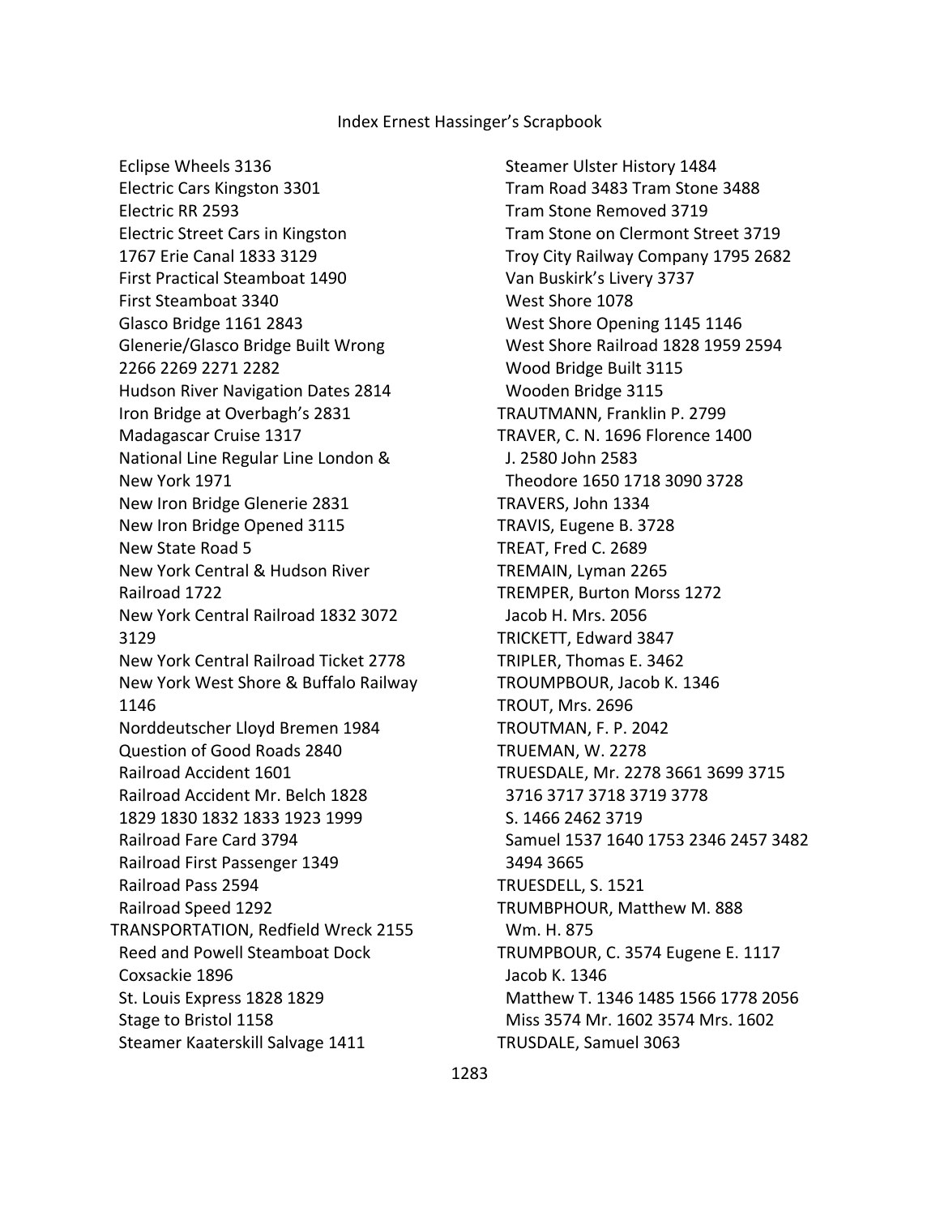Eclipse Wheels 3136
Electric Cars Kingston 3301
Electric RR 2593
Electric Street Cars in Kingston 1767 Erie Canal 1833 3129
First Practical Steamboat 1490
First Steamboat 3340
Glasco Bridge 1161 2843
Glenerie/Glasco Bridge Built Wrong 2266 2269 2271 2282
Hudson River Navigation Dates 2814
Iron Bridge at Overbagh's 2831
Madagascar Cruise 1317
National Line Regular Line London & New York 1971
New Iron Bridge Glenerie 2831
New Iron Bridge Opened 3115
New State Road 5
New York Central & Hudson River Railroad 1722
New York Central Railroad 1832 3072 3129
New York Central Railroad Ticket 2778
New York West Shore & Buffalo Railway 1146
Norddeutscher Lloyd Bremen 1984
Question of Good Roads 2840
Railroad Accident 1601
Railroad Accident Mr. Belch 1828 1829 1830 1832 1833 1923 1999
Railroad Fare Card 3794
Railroad First Passenger 1349
Railroad Pass 2594
Railroad Speed 1292

TRANSPORTATION, Redfield Wreck 2155
Reed and Powell Steamboat Dock Coxsackie 1896
St. Louis Express 1828 1829
Stage to Bristol 1158
Steamer Kaaterskill Salvage 1411
Steamer Ulster History 1484
Tram Road 3483 Tram Stone 3488
Tram Stone Removed 3719
Tram Stone on Clermont Street 3719
Troy City Railway Company 1795 2682
Van Buskirk's Livery 3737
West Shore 1078
West Shore Opening 1145 1146
West Shore Railroad 1828 1959 2594
Wood Bridge Built 3115
Wooden Bridge 3115

TRAUTMANN, Franklin P. 2799

TRAVER, C. N. 1696 Florence 1400
J. 2580 John 2583
Theodore 1650 1718 3090 3728

TRAVERS, John 1334

TRAVIS, Eugene B. 3728

TREAT, Fred C. 2689

TREMAIN, Lyman 2265

TREMPER, Burton Morss 1272
Jacob H. Mrs. 2056

TRICKETT, Edward 3847

TRIPLER, Thomas E. 3462

TROUMPBOUR, Jacob K. 1346

TROUT, Mrs. 2696

TROUTMAN, F. P. 2042

TRUEMAN, W. 2278

TRUESDALE, Mr. 2278 3661 3699 3715 3716 3717 3718 3719 3778
S. 1466 2462 3719
Samuel 1537 1640 1753 2346 2457 3482 3494 3665

TRUESDELL, S. 1521

TRUMBPHOUR, Matthew M. 888
Wm. H. 875

TRUMPBOUR, C. 3574 Eugene E. 1117
Jacob K. 1346
Matthew T. 1346 1485 1566 1778 2056
Miss 3574 Mr. 1602 3574 Mrs. 1602

TRUSDALE, Samuel 3063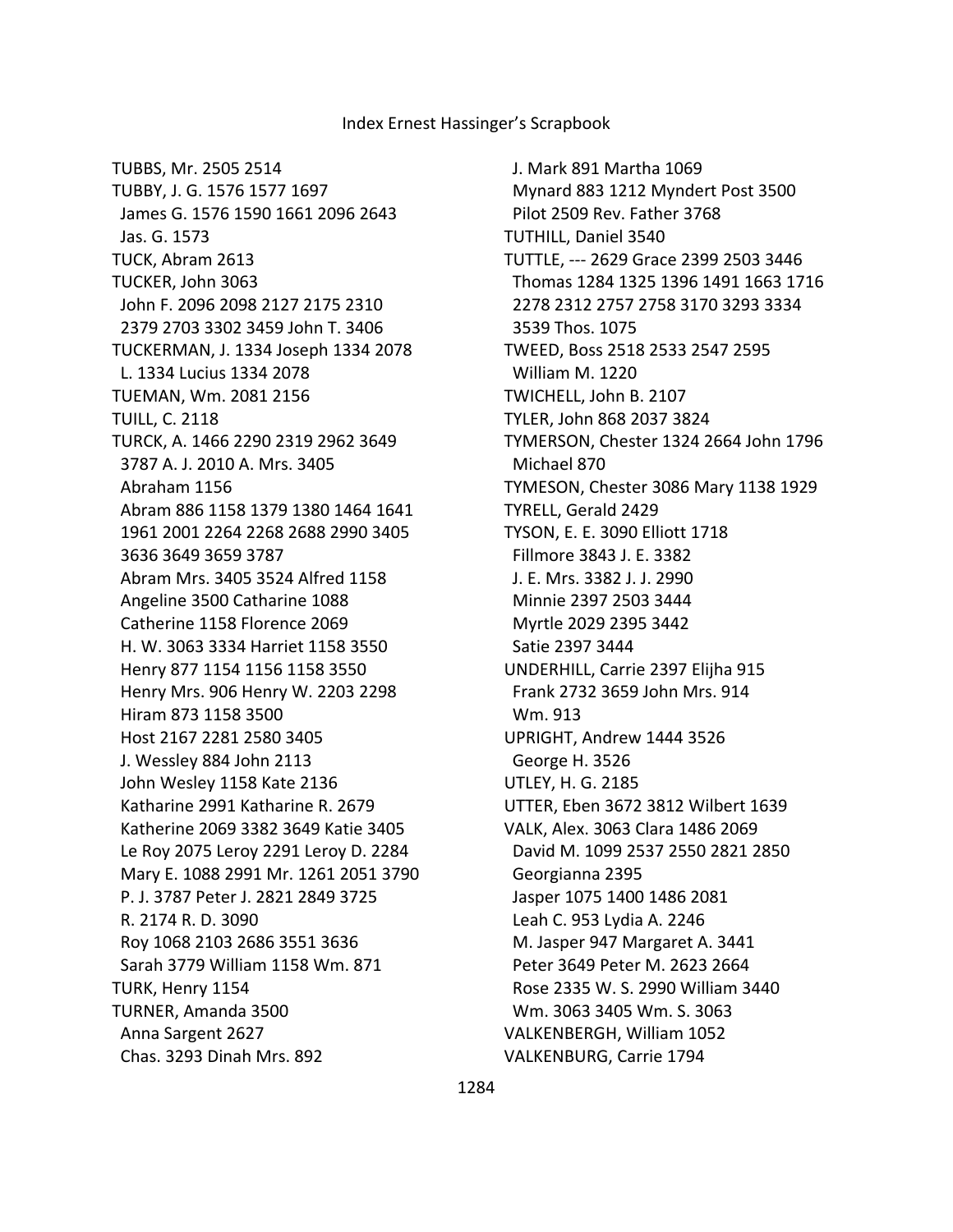TUBBS, Mr. 2505 2514
TUBBY, J. G. 1576 1577 1697
  James G. 1576 1590 1661 2096 2643
  Jas. G. 1573
TUCK, Abram 2613
TUCKER, John 3063
  John F. 2096 2098 2127 2175 2310
  2379 2703 3302 3459 John T. 3406
TUCKERMAN, J. 1334 Joseph 1334 2078
  L. 1334 Lucius 1334 2078
TUEMAN, Wm. 2081 2156
TUILL, C. 2118
TURCK, A. 1466 2290 2319 2962 3649
  3787 A. J. 2010 A. Mrs. 3405
  Abraham 1156
  Abram 886 1158 1379 1380 1464 1641
  1961 2001 2264 2268 2688 2990 3405
  3636 3649 3659 3787
  Abram Mrs. 3405 3524 Alfred 1158
  Angeline 3500 Catharine 1088
  Catherine 1158 Florence 2069
  H. W. 3063 3334 Harriet 1158 3550
  Henry 877 1154 1156 1158 3550
  Henry Mrs. 906 Henry W. 2203 2298
  Hiram 873 1158 3500
  Host 2167 2281 2580 3405
  J. Wessley 884 John 2113
  John Wesley 1158 Kate 2136
  Katharine 2991 Katharine R. 2679
  Katherine 2069 3382 3649 Katie 3405
  Le Roy 2075 Leroy 2291 Leroy D. 2284
  Mary E. 1088 2991 Mr. 1261 2051 3790
  P. J. 3787 Peter J. 2821 2849 3725
  R. 2174 R. D. 3090
  Roy 1068 2103 2686 3551 3636
  Sarah 3779 William 1158 Wm. 871
TURK, Henry 1154
TURNER, Amanda 3500
  Anna Sargent 2627
  Chas. 3293 Dinah Mrs. 892
  J. Mark 891 Martha 1069
  Mynard 883 1212 Myndert Post 3500
  Pilot 2509 Rev. Father 3768
TUTHILL, Daniel 3540
TUTTLE, --- 2629 Grace 2399 2503 3446
  Thomas 1284 1325 1396 1491 1663 1716
  2278 2312 2757 2758 3170 3293 3334
  3539 Thos. 1075
TWEED, Boss 2518 2533 2547 2595
  William M. 1220
TWICHELL, John B. 2107
TYLER, John 868 2037 3824
TYMERSON, Chester 1324 2664 John 1796
  Michael 870
TYMESON, Chester 3086 Mary 1138 1929
TYRELL, Gerald 2429
TYSON, E. E. 3090 Elliott 1718
  Fillmore 3843 J. E. 3382
  J. E. Mrs. 3382 J. J. 2990
  Minnie 2397 2503 3444
  Myrtle 2029 2395 3442
  Satie 2397 3444
UNDERHILL, Carrie 2397 Elijha 915
  Frank 2732 3659 John Mrs. 914
  Wm. 913
UPRIGHT, Andrew 1444 3526
  George H. 3526
UTLEY, H. G. 2185
UTTER, Eben 3672 3812 Wilbert 1639
VALK, Alex. 3063 Clara 1486 2069
  David M. 1099 2537 2550 2821 2850
  Georgianna 2395
  Jasper 1075 1400 1486 2081
  Leah C. 953 Lydia A. 2246
  M. Jasper 947 Margaret A. 3441
  Peter 3649 Peter M. 2623 2664
  Rose 2335 W. S. 2990 William 3440
  Wm. 3063 3405 Wm. S. 3063
VALKENBERGH, William 1052
VALKENBURG, Carrie 1794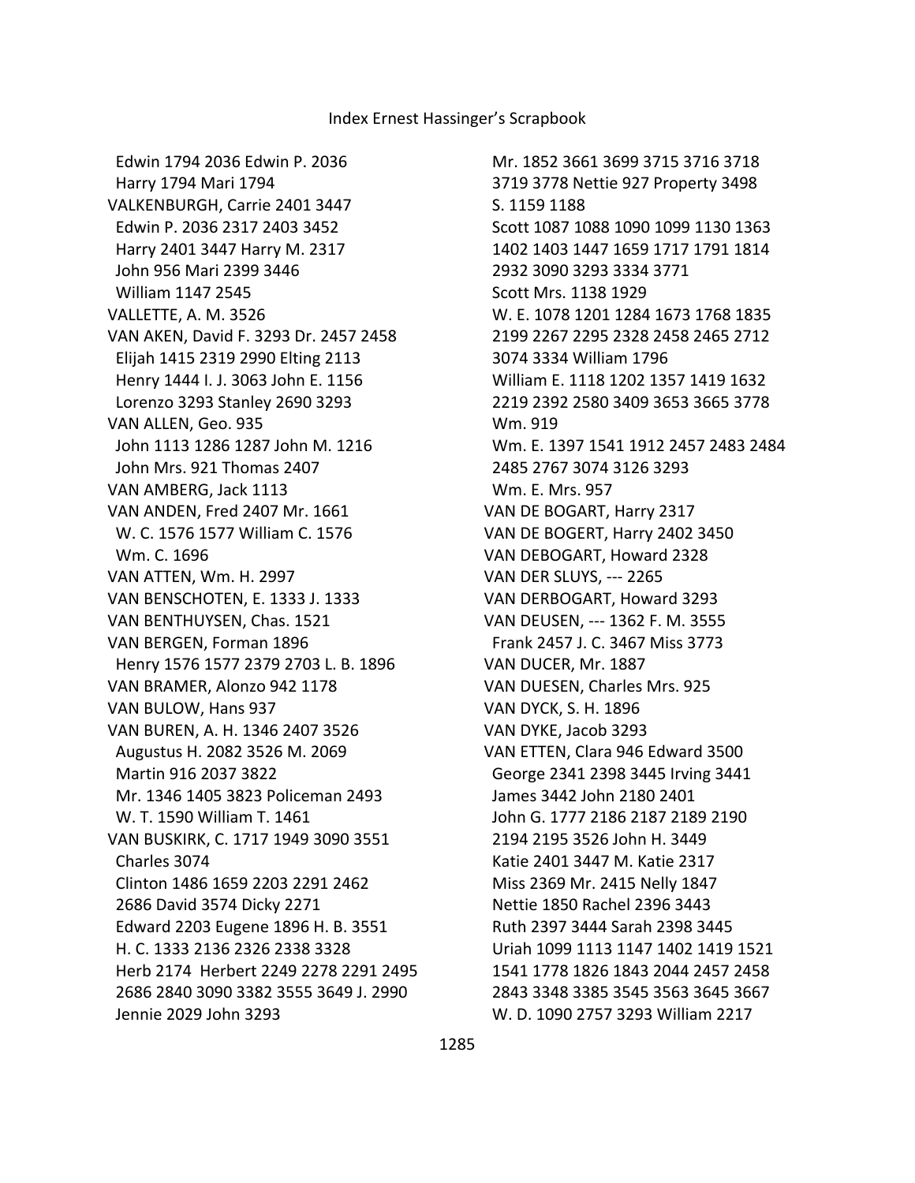Edwin 1794 2036 Edwin P. 2036
Harry 1794 Mari 1794
VALKENBURGH, Carrie 2401 3447
Edwin P. 2036 2317 2403 3452
Harry 2401 3447 Harry M. 2317
John 956 Mari 2399 3446
William 1147 2545
VALLETTE, A. M. 3526
VAN AKEN, David F. 3293 Dr. 2457 2458
Elijah 1415 2319 2990 Elting 2113
Henry 1444 I. J. 3063 John E. 1156
Lorenzo 3293 Stanley 2690 3293
VAN ALLEN, Geo. 935
John 1113 1286 1287 John M. 1216
John Mrs. 921 Thomas 2407
VAN AMBERG, Jack 1113
VAN ANDEN, Fred 2407 Mr. 1661
W. C. 1576 1577 William C. 1576
Wm. C. 1696
VAN ATTEN, Wm. H. 2997
VAN BENSCHOTEN, E. 1333 J. 1333
VAN BENTHUYSEN, Chas. 1521
VAN BERGEN, Forman 1896
Henry 1576 1577 2379 2703 L. B. 1896
VAN BRAMER, Alonzo 942 1178
VAN BULOW, Hans 937
VAN BUREN, A. H. 1346 2407 3526
Augustus H. 2082 3526 M. 2069
Martin 916 2037 3822
Mr. 1346 1405 3823 Policeman 2493
W. T. 1590 William T. 1461
VAN BUSKIRK, C. 1717 1949 3090 3551
Charles 3074
Clinton 1486 1659 2203 2291 2462
2686 David 3574 Dicky 2271
Edward 2203 Eugene 1896 H. B. 3551
H. C. 1333 2136 2326 2338 3328
Herb 2174 Herbert 2249 2278 2291 2495
2686 2840 3090 3382 3555 3649 J. 2990
Jennie 2029 John 3293
Mr. 1852 3661 3699 3715 3716 3718
3719 3778 Nettie 927 Property 3498
S. 1159 1188
Scott 1087 1088 1090 1099 1130 1363
1402 1403 1447 1659 1717 1791 1814
2932 3090 3293 3334 3771
Scott Mrs. 1138 1929
W. E. 1078 1201 1284 1673 1768 1835
2199 2267 2295 2328 2458 2465 2712
3074 3334 William 1796
William E. 1118 1202 1357 1419 1632
2219 2392 2580 3409 3653 3665 3778
Wm. 919
Wm. E. 1397 1541 1912 2457 2483 2484
2485 2767 3074 3126 3293
Wm. E. Mrs. 957
VAN DE BOGART, Harry 2317
VAN DE BOGERT, Harry 2402 3450
VAN DEBOGART, Howard 2328
VAN DER SLUYS, --- 2265
VAN DERBOGART, Howard 3293
VAN DEUSEN, --- 1362 F. M. 3555
Frank 2457 J. C. 3467 Miss 3773
VAN DUCER, Mr. 1887
VAN DUESEN, Charles Mrs. 925
VAN DYCK, S. H. 1896
VAN DYKE, Jacob 3293
VAN ETTEN, Clara 946 Edward 3500
George 2341 2398 3445 Irving 3441
James 3442 John 2180 2401
John G. 1777 2186 2187 2189 2190
2194 2195 3526 John H. 3449
Katie 2401 3447 M. Katie 2317
Miss 2369 Mr. 2415 Nelly 1847
Nettie 1850 Rachel 2396 3443
Ruth 2397 3444 Sarah 2398 3445
Uriah 1099 1113 1147 1402 1419 1521
1541 1778 1826 1843 2044 2457 2458
2843 3348 3385 3545 3563 3645 3667
W. D. 1090 2757 3293 William 2217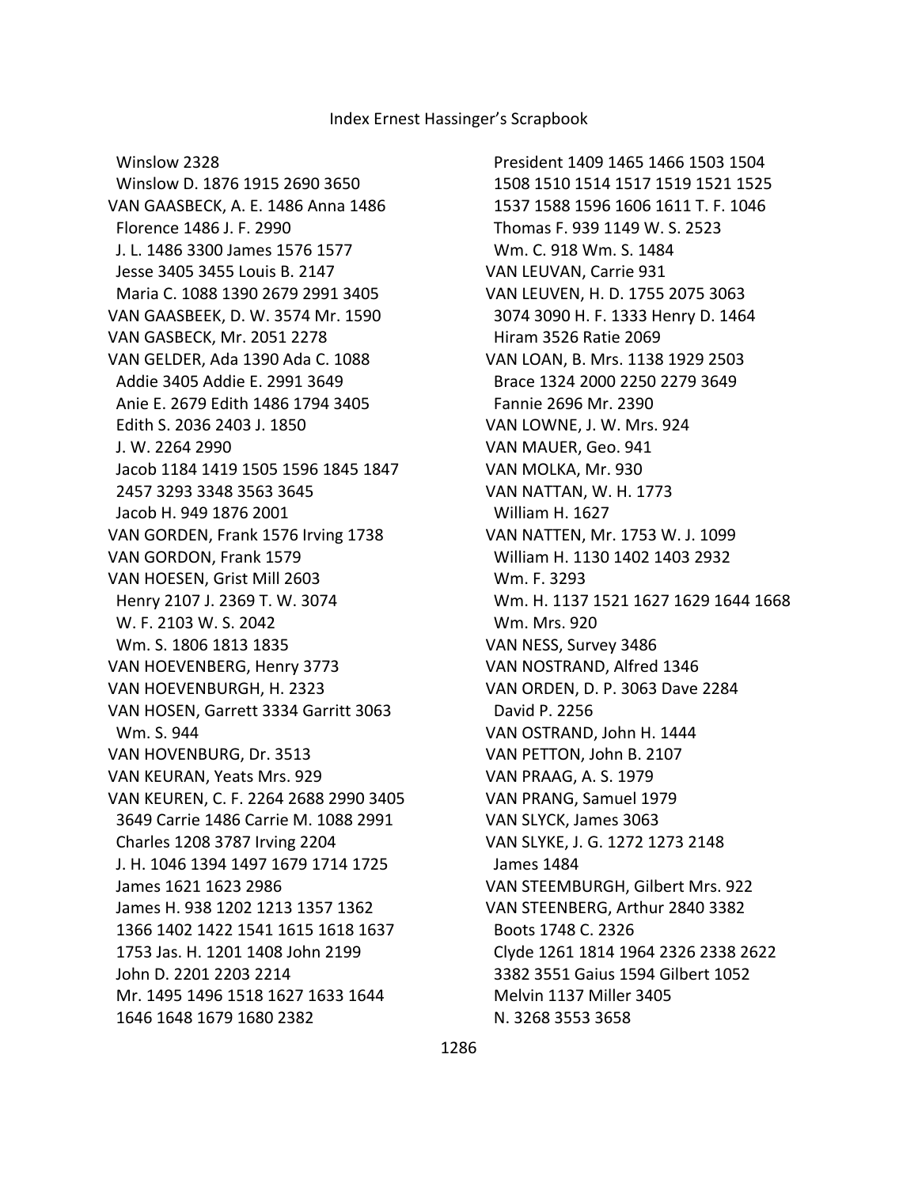Winslow 2328
Winslow D. 1876 1915 2690 3650
VAN GAASBECK, A. E. 1486 Anna 1486
Florence 1486 J. F. 2990
J. L. 1486 3300 James 1576 1577
Jesse 3405 3455 Louis B. 2147
Maria C. 1088 1390 2679 2991 3405
VAN GAASBEEK, D. W. 3574 Mr. 1590
VAN GASBECK, Mr. 2051 2278
VAN GELDER, Ada 1390 Ada C. 1088
Addie 3405 Addie E. 2991 3649
Anie E. 2679 Edith 1486 1794 3405
Edith S. 2036 2403 J. 1850
J. W. 2264 2990
Jacob 1184 1419 1505 1596 1845 1847
2457 3293 3348 3563 3645
Jacob H. 949 1876 2001
VAN GORDEN, Frank 1576 Irving 1738
VAN GORDON, Frank 1579
VAN HOESEN, Grist Mill 2603
Henry 2107 J. 2369 T. W. 3074
W. F. 2103 W. S. 2042
Wm. S. 1806 1813 1835
VAN HOEVENBERG, Henry 3773
VAN HOEVENBURGH, H. 2323
VAN HOSEN, Garrett 3334 Garritt 3063
Wm. S. 944
VAN HOVENBURG, Dr. 3513
VAN KEURAN, Yeats Mrs. 929
VAN KEUREN, C. F. 2264 2688 2990 3405
3649 Carrie 1486 Carrie M. 1088 2991
Charles 1208 3787 Irving 2204
J. H. 1046 1394 1497 1679 1714 1725
James 1621 1623 2986
James H. 938 1202 1213 1357 1362
1366 1402 1422 1541 1615 1618 1637
1753 Jas. H. 1201 1408 John 2199
John D. 2201 2203 2214
Mr. 1495 1496 1518 1627 1633 1644
1646 1648 1679 1680 2382
President 1409 1465 1466 1503 1504
1508 1510 1514 1517 1519 1521 1525
1537 1588 1596 1606 1611 T. F. 1046
Thomas F. 939 1149 W. S. 2523
Wm. C. 918 Wm. S. 1484
VAN LEUVAN, Carrie 931
VAN LEUVEN, H. D. 1755 2075 3063
3074 3090 H. F. 1333 Henry D. 1464
Hiram 3526 Ratie 2069
VAN LOAN, B. Mrs. 1138 1929 2503
Brace 1324 2000 2250 2279 3649
Fannie 2696 Mr. 2390
VAN LOWNE, J. W. Mrs. 924
VAN MAUER, Geo. 941
VAN MOLKA, Mr. 930
VAN NATTAN, W. H. 1773
William H. 1627
VAN NATTEN, Mr. 1753 W. J. 1099
William H. 1130 1402 1403 2932
Wm. F. 3293
Wm. H. 1137 1521 1627 1629 1644 1668
Wm. Mrs. 920
VAN NESS, Survey 3486
VAN NOSTRAND, Alfred 1346
VAN ORDEN, D. P. 3063 Dave 2284
David P. 2256
VAN OSTRAND, John H. 1444
VAN PETTON, John B. 2107
VAN PRAAG, A. S. 1979
VAN PRANG, Samuel 1979
VAN SLYCK, James 3063
VAN SLYKE, J. G. 1272 1273 2148
James 1484
VAN STEEMBURGH, Gilbert Mrs. 922
VAN STEENBERG, Arthur 2840 3382
Boots 1748 C. 2326
Clyde 1261 1814 1964 2326 2338 2622
3382 3551 Gaius 1594 Gilbert 1052
Melvin 1137 Miller 3405
N. 3268 3553 3658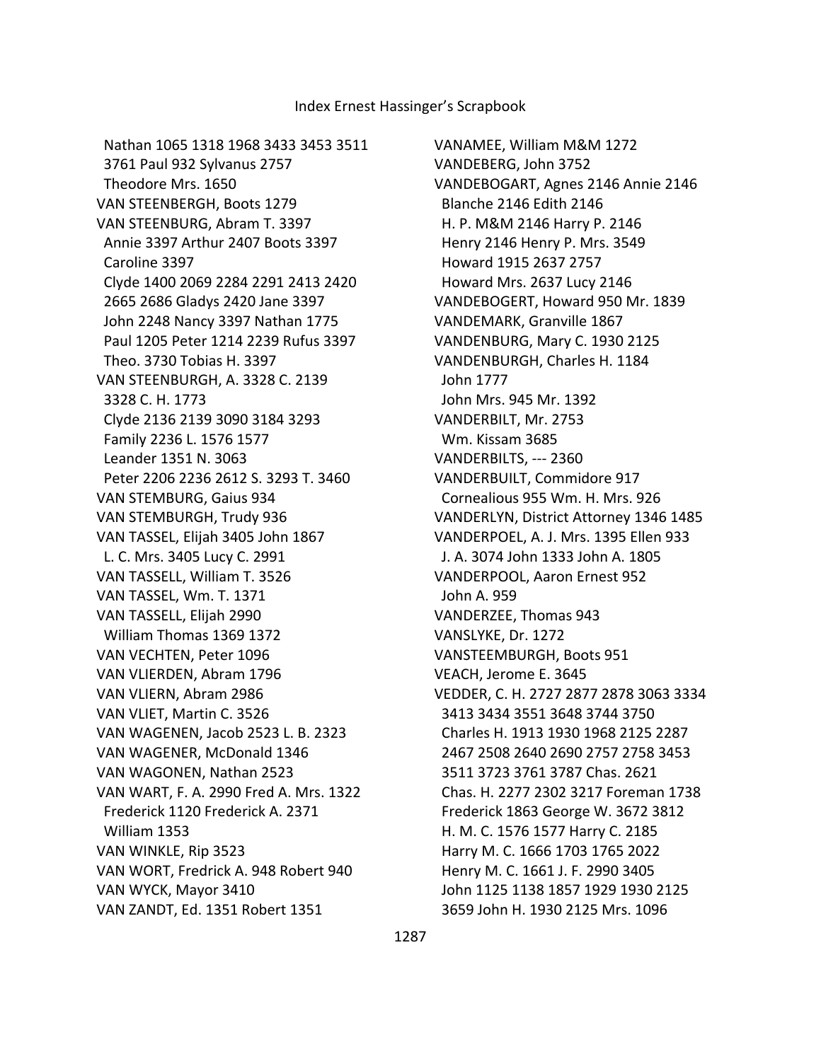Nathan 1065 1318 1968 3433 3453 3511
3761 Paul 932 Sylvanus 2757
Theodore Mrs. 1650
VAN STEENBERGH, Boots 1279
VAN STEENBURG, Abram T. 3397
Annie 3397 Arthur 2407 Boots 3397
Caroline 3397
Clyde 1400 2069 2284 2291 2413 2420
2665 2686 Gladys 2420 Jane 3397
John 2248 Nancy 3397 Nathan 1775
Paul 1205 Peter 1214 2239 Rufus 3397
Theo. 3730 Tobias H. 3397
VAN STEENBURGH, A. 3328 C. 2139
3328 C. H. 1773
Clyde 2136 2139 3090 3184 3293
Family 2236 L. 1576 1577
Leander 1351 N. 3063
Peter 2206 2236 2612 S. 3293 T. 3460
VAN STEMBURG, Gaius 934
VAN STEMBURGH, Trudy 936
VAN TASSEL, Elijah 3405 John 1867
L. C. Mrs. 3405 Lucy C. 2991
VAN TASSELL, William T. 3526
VAN TASSEL, Wm. T. 1371
VAN TASSELL, Elijah 2990
William Thomas 1369 1372
VAN VECHTEN, Peter 1096
VAN VLIERDEN, Abram 1796
VAN VLIERN, Abram 2986
VAN VLIET, Martin C. 3526
VAN WAGENEN, Jacob 2523 L. B. 2323
VAN WAGENER, McDonald 1346
VAN WAGONEN, Nathan 2523
VAN WART, F. A. 2990 Fred A. Mrs. 1322
Frederick 1120 Frederick A. 2371
William 1353
VAN WINKLE, Rip 3523
VAN WORT, Fredrick A. 948 Robert 940
VAN WYCK, Mayor 3410
VAN ZANDT, Ed. 1351 Robert 1351
VANAMEE, William M&M 1272
VANDEBERG, John 3752
VANDEBOGART, Agnes 2146 Annie 2146
Blanche 2146 Edith 2146
H. P. M&M 2146 Harry P. 2146
Henry 2146 Henry P. Mrs. 3549
Howard 1915 2637 2757
Howard Mrs. 2637 Lucy 2146
VANDEBOGERT, Howard 950 Mr. 1839
VANDEMARK, Granville 1867
VANDENBURG, Mary C. 1930 2125
VANDENBURGH, Charles H. 1184
John 1777
John Mrs. 945 Mr. 1392
VANDERBILT, Mr. 2753
Wm. Kissam 3685
VANDERBILTS, --- 2360
VANDERBUILT, Commidore 917
Cornealious 955 Wm. H. Mrs. 926
VANDERLYN, District Attorney 1346 1485
VANDERPOEL, A. J. Mrs. 1395 Ellen 933
J. A. 3074 John 1333 John A. 1805
VANDERPOOL, Aaron Ernest 952
John A. 959
VANDERZEE, Thomas 943
VANSLYKE, Dr. 1272
VANSTEEMBURGH, Boots 951
VEACH, Jerome E. 3645
VEDDER, C. H. 2727 2877 2878 3063 3334
3413 3434 3551 3648 3744 3750
Charles H. 1913 1930 1968 2125 2287
2467 2508 2640 2690 2757 2758 3453
3511 3723 3761 3787 Chas. 2621
Chas. H. 2277 2302 3217 Foreman 1738
Frederick 1863 George W. 3672 3812
H. M. C. 1576 1577 Harry C. 2185
Harry M. C. 1666 1703 1765 2022
Henry M. C. 1661 J. F. 2990 3405
John 1125 1138 1857 1929 1930 2125
3659 John H. 1930 2125 Mrs. 1096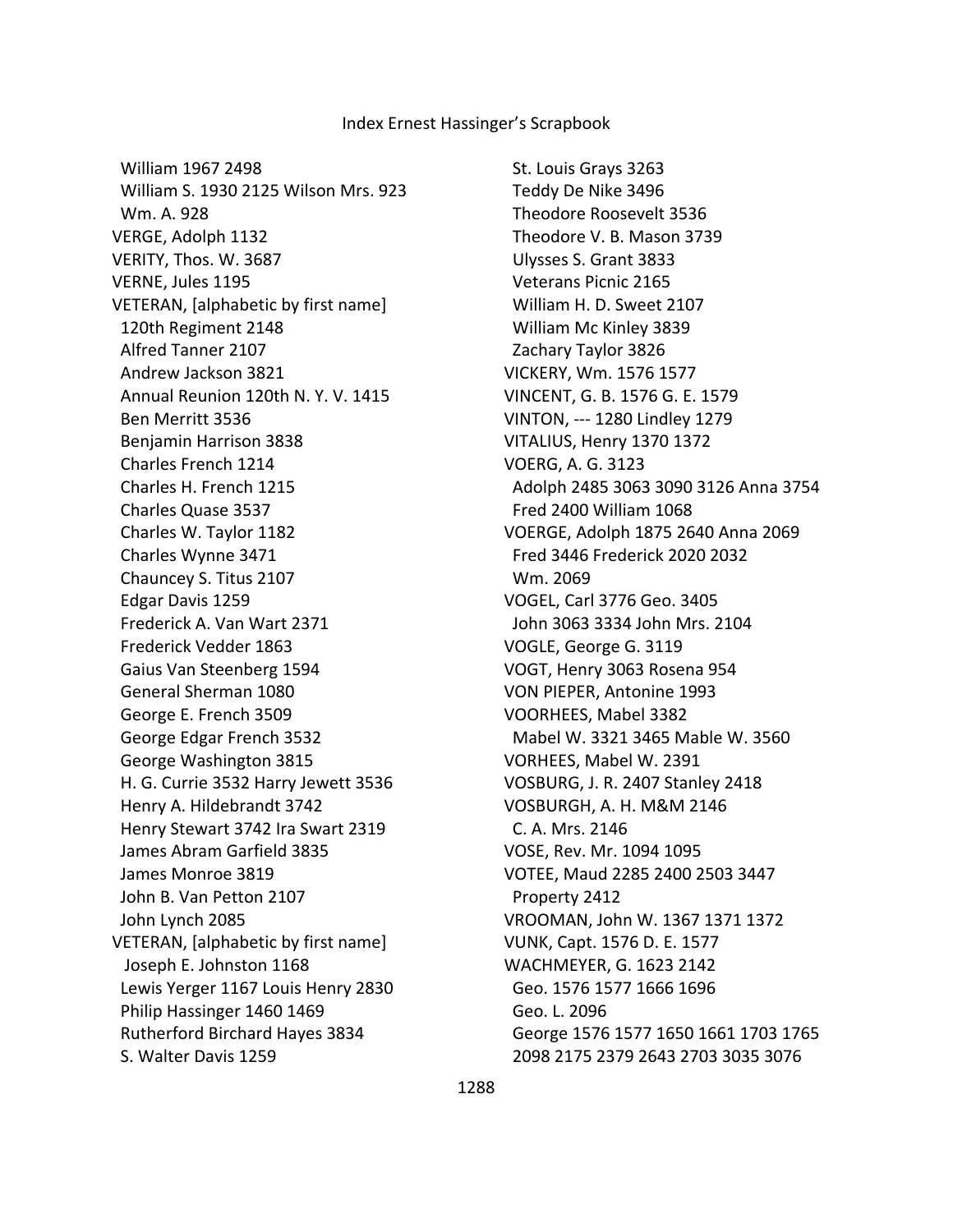William 1967 2498
William S. 1930 2125 Wilson Mrs. 923
Wm. A. 928
VERGE, Adolph 1132
VERITY, Thos. W. 3687
VERNE, Jules 1195
VETERAN, [alphabetic by first name]
120th Regiment 2148
Alfred Tanner 2107
Andrew Jackson 3821
Annual Reunion 120th N. Y. V. 1415
Ben Merritt 3536
Benjamin Harrison 3838
Charles French 1214
Charles H. French 1215
Charles Quase 3537
Charles W. Taylor 1182
Charles Wynne 3471
Chauncey S. Titus 2107
Edgar Davis 1259
Frederick A. Van Wart 2371
Frederick Vedder 1863
Gaius Van Steenberg 1594
General Sherman 1080
George E. French 3509
George Edgar French 3532
George Washington 3815
H. G. Currie 3532 Harry Jewett 3536
Henry A. Hildebrandt 3742
Henry Stewart 3742 Ira Swart 2319
James Abram Garfield 3835
James Monroe 3819
John B. Van Petton 2107
John Lynch 2085
VETERAN, [alphabetic by first name]
Joseph E. Johnston 1168
Lewis Yerger 1167 Louis Henry 2830
Philip Hassinger 1460 1469
Rutherford Birchard Hayes 3834
S. Walter Davis 1259
St. Louis Grays 3263
Teddy De Nike 3496
Theodore Roosevelt 3536
Theodore V. B. Mason 3739
Ulysses S. Grant 3833
Veterans Picnic 2165
William H. D. Sweet 2107
William Mc Kinley 3839
Zachary Taylor 3826
VICKERY, Wm. 1576 1577
VINCENT, G. B. 1576 G. E. 1579
VINTON, --- 1280 Lindley 1279
VITALIUS, Henry 1370 1372
VOERG, A. G. 3123
Adolph 2485 3063 3090 3126 Anna 3754
Fred 2400 William 1068
VOERGE, Adolph 1875 2640 Anna 2069
Fred 3446 Frederick 2020 2032
Wm. 2069
VOGEL, Carl 3776 Geo. 3405
John 3063 3334 John Mrs. 2104
VOGLE, George G. 3119
VOGT, Henry 3063 Rosena 954
VON PIEPER, Antonine 1993
VOORHEES, Mabel 3382
Mabel W. 3321 3465 Mable W. 3560
VORHEES, Mabel W. 2391
VOSBURG, J. R. 2407 Stanley 2418
VOSBURGH, A. H. M&M 2146
C. A. Mrs. 2146
VOSE, Rev. Mr. 1094 1095
VOTEE, Maud 2285 2400 2503 3447
Property 2412
VROOMAN, John W. 1367 1371 1372
VUNK, Capt. 1576 D. E. 1577
WACHMEYER, G. 1623 2142
Geo. 1576 1577 1666 1696
Geo. L. 2096
George 1576 1577 1650 1661 1703 1765
2098 2175 2379 2643 2703 3035 3076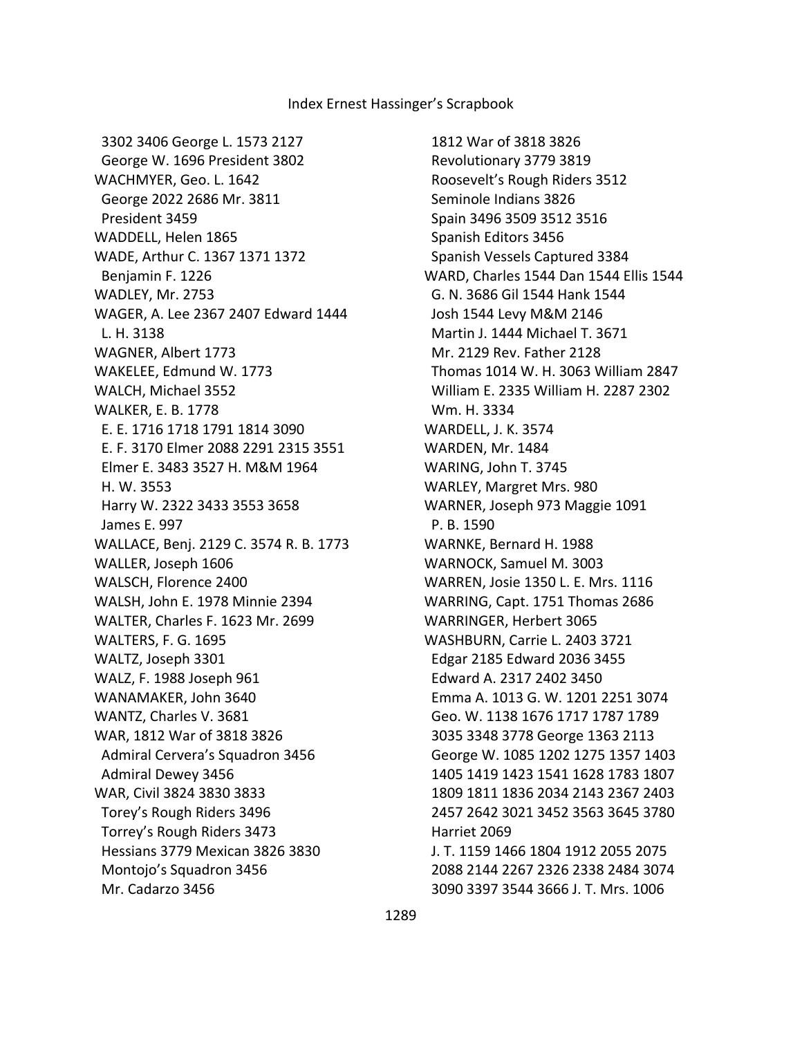3302 3406 George L. 1573 2127
George W. 1696 President 3802
WACHMYER, Geo. L. 1642
George 2022 2686 Mr. 3811
President 3459
WADDELL, Helen 1865
WADE, Arthur C. 1367 1371 1372
Benjamin F. 1226
WADLEY, Mr. 2753
WAGER, A. Lee 2367 2407 Edward 1444
L. H. 3138
WAGNER, Albert 1773
WAKELEE, Edmund W. 1773
WALCH, Michael 3552
WALKER, E. B. 1778
E. E. 1716 1718 1791 1814 3090
E. F. 3170 Elmer 2088 2291 2315 3551
Elmer E. 3483 3527 H. M&M 1964
H. W. 3553
Harry W. 2322 3433 3553 3658
James E. 997
WALLACE, Benj. 2129 C. 3574 R. B. 1773
WALLER, Joseph 1606
WALSCH, Florence 2400
WALSH, John E. 1978 Minnie 2394
WALTER, Charles F. 1623 Mr. 2699
WALTERS, F. G. 1695
WALTZ, Joseph 3301
WALZ, F. 1988 Joseph 961
WANAMAKER, John 3640
WANTZ, Charles V. 3681
WAR, 1812 War of 3818 3826
Admiral Cervera's Squadron 3456
Admiral Dewey 3456
WAR, Civil 3824 3830 3833
Torey's Rough Riders 3496
Torrey's Rough Riders 3473
Hessians 3779 Mexican 3826 3830
Montojo's Squadron 3456
Mr. Cadarzo 3456
1812 War of 3818 3826
Revolutionary 3779 3819
Roosevelt's Rough Riders 3512
Seminole Indians 3826
Spain 3496 3509 3512 3516
Spanish Editors 3456
Spanish Vessels Captured 3384
WARD, Charles 1544 Dan 1544 Ellis 1544
G. N. 3686 Gil 1544 Hank 1544
Josh 1544 Levy M&M 2146
Martin J. 1444 Michael T. 3671
Mr. 2129 Rev. Father 2128
Thomas 1014 W. H. 3063 William 2847
William E. 2335 William H. 2287 2302
Wm. H. 3334
WARDELL, J. K. 3574
WARDEN, Mr. 1484
WARING, John T. 3745
WARLEY, Margret Mrs. 980
WARNER, Joseph 973 Maggie 1091
P. B. 1590
WARNKE, Bernard H. 1988
WARNOCK, Samuel M. 3003
WARREN, Josie 1350 L. E. Mrs. 1116
WARRING, Capt. 1751 Thomas 2686
WARRINGER, Herbert 3065
WASHBURN, Carrie L. 2403 3721
Edgar 2185 Edward 2036 3455
Edward A. 2317 2402 3450
Emma A. 1013 G. W. 1201 2251 3074
Geo. W. 1138 1676 1717 1787 1789
3035 3348 3778 George 1363 2113
George W. 1085 1202 1275 1357 1403
1405 1419 1423 1541 1628 1783 1807
1809 1811 1836 2034 2143 2367 2403
2457 2642 3021 3452 3563 3645 3780
Harriet 2069
J. T. 1159 1466 1804 1912 2055 2075
2088 2144 2267 2326 2338 2484 3074
3090 3397 3544 3666 J. T. Mrs. 1006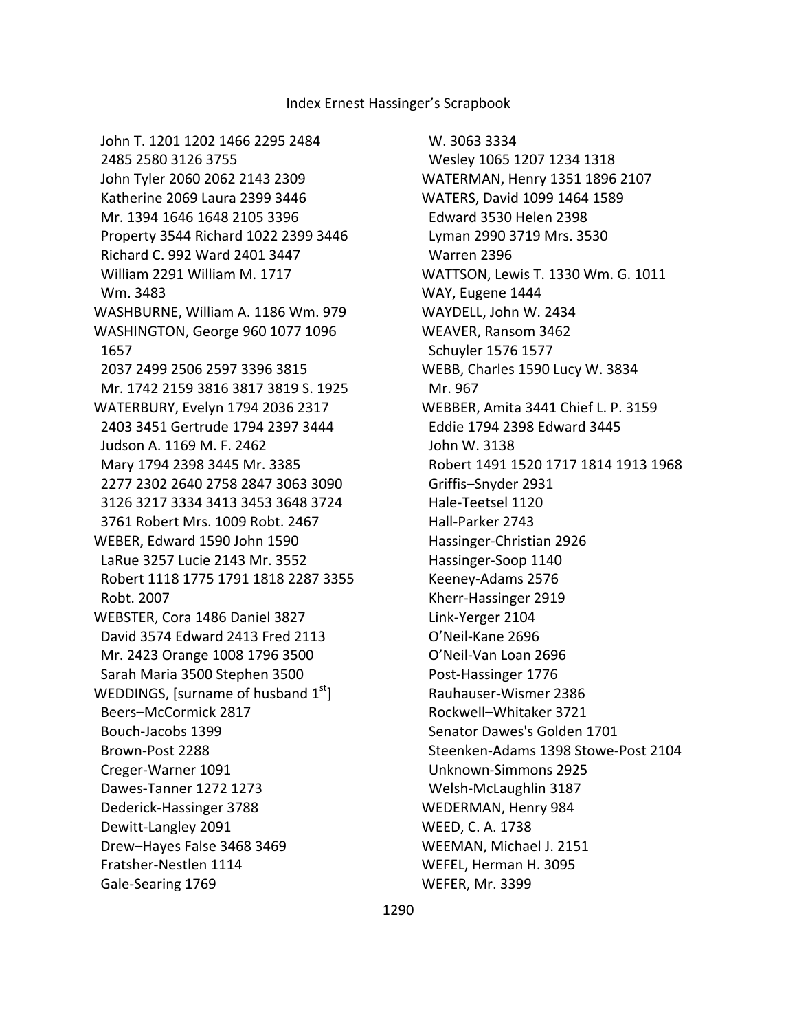John T. 1201 1202 1466 2295 2484
2485 2580 3126 3755
John Tyler 2060 2062 2143 2309
Katherine 2069 Laura 2399 3446
Mr. 1394 1646 1648 2105 3396
Property 3544 Richard 1022 2399 3446
Richard C. 992 Ward 2401 3447
William 2291 William M. 1717
Wm. 3483
WASHBURNE, William A. 1186 Wm. 979
WASHINGTON, George 960 1077 1096
1657
2037 2499 2506 2597 3396 3815
Mr. 1742 2159 3816 3817 3819 S. 1925
WATERBURY, Evelyn 1794 2036 2317
2403 3451 Gertrude 1794 2397 3444
Judson A. 1169 M. F. 2462
Mary 1794 2398 3445 Mr. 3385
2277 2302 2640 2758 2847 3063 3090
3126 3217 3334 3413 3453 3648 3724
3761 Robert Mrs. 1009 Robt. 2467
WEBER, Edward 1590 John 1590
LaRue 3257 Lucie 2143 Mr. 3552
Robert 1118 1775 1791 1818 2287 3355
Robt. 2007
WEBSTER, Cora 1486 Daniel 3827
David 3574 Edward 2413 Fred 2113
Mr. 2423 Orange 1008 1796 3500
Sarah Maria 3500 Stephen 3500
WEDDINGS, [surname of husband 1st]
Beers–McCormick 2817
Bouch-Jacobs 1399
Brown-Post 2288
Creger-Warner 1091
Dawes-Tanner 1272 1273
Dederick-Hassinger 3788
Dewitt-Langley 2091
Drew–Hayes False 3468 3469
Fratsher-Nestlen 1114
Gale-Searing 1769
W. 3063 3334
Wesley 1065 1207 1234 1318
WATERMAN, Henry 1351 1896 2107
WATERS, David 1099 1464 1589
Edward 3530 Helen 2398
Lyman 2990 3719 Mrs. 3530
Warren 2396
WATTSON, Lewis T. 1330 Wm. G. 1011
WAY, Eugene 1444
WAYDELL, John W. 2434
WEAVER, Ransom 3462
Schuyler 1576 1577
WEBB, Charles 1590 Lucy W. 3834
Mr. 967
WEBBER, Amita 3441 Chief L. P. 3159
Eddie 1794 2398 Edward 3445
John W. 3138
Robert 1491 1520 1717 1814 1913 1968
Griffis–Snyder 2931
Hale-Teetsel 1120
Hall-Parker 2743
Hassinger-Christian 2926
Hassinger-Soop 1140
Keeney-Adams 2576
Kherr-Hassinger 2919
Link-Yerger 2104
O'Neil-Kane 2696
O'Neil-Van Loan 2696
Post-Hassinger 1776
Rauhauser-Wismer 2386
Rockwell–Whitaker 3721
Senator Dawes's Golden 1701
Steenken-Adams 1398 Stowe-Post 2104
Unknown-Simmons 2925
Welsh-McLaughlin 3187
WEDERMAN, Henry 984
WEED, C. A. 1738
WEEMAN, Michael J. 2151
WEFEL, Herman H. 3095
WEFER, Mr. 3399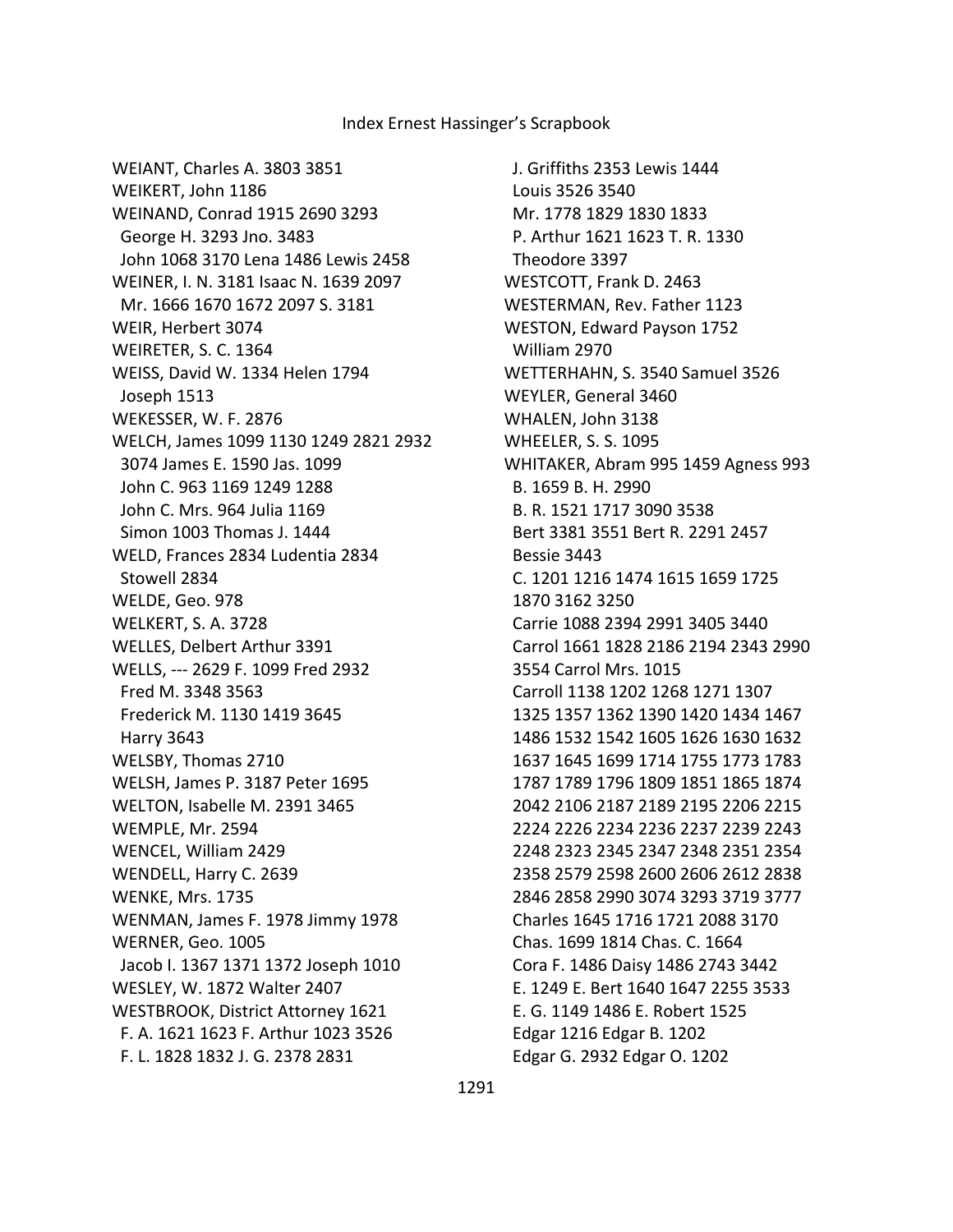WEIANT, Charles A. 3803 3851
WEIKERT, John 1186
WEINAND, Conrad 1915 2690 3293
George H. 3293 Jno. 3483
John 1068 3170 Lena 1486 Lewis 2458
WEINER, I. N. 3181 Isaac N. 1639 2097
Mr. 1666 1670 1672 2097 S. 3181
WEIR, Herbert 3074
WEIRETER, S. C. 1364
WEISS, David W. 1334 Helen 1794
Joseph 1513
WEKESSER, W. F. 2876
WELCH, James 1099 1130 1249 2821 2932
3074 James E. 1590 Jas. 1099
John C. 963 1169 1249 1288
John C. Mrs. 964 Julia 1169
Simon 1003 Thomas J. 1444
WELD, Frances 2834 Ludentia 2834
Stowell 2834
WELDE, Geo. 978
WELKERT, S. A. 3728
WELLES, Delbert Arthur 3391
WELLS, --- 2629 F. 1099 Fred 2932
Fred M. 3348 3563
Frederick M. 1130 1419 3645
Harry 3643
WELSBY, Thomas 2710
WELSH, James P. 3187 Peter 1695
WELTON, Isabelle M. 2391 3465
WEMPLE, Mr. 2594
WENCEL, William 2429
WENDELL, Harry C. 2639
WENKE, Mrs. 1735
WENMAN, James F. 1978 Jimmy 1978
WERNER, Geo. 1005
Jacob I. 1367 1371 1372 Joseph 1010
WESLEY, W. 1872 Walter 2407
WESTBROOK, District Attorney 1621
F. A. 1621 1623 F. Arthur 1023 3526
F. L. 1828 1832 J. G. 2378 2831
J. Griffiths 2353 Lewis 1444
Louis 3526 3540
Mr. 1778 1829 1830 1833
P. Arthur 1621 1623 T. R. 1330
Theodore 3397
WESTCOTT, Frank D. 2463
WESTERMAN, Rev. Father 1123
WESTON, Edward Payson 1752
William 2970
WETTERHAHN, S. 3540 Samuel 3526
WEYLER, General 3460
WHALEN, John 3138
WHEELER, S. S. 1095
WHITAKER, Abram 995 1459 Agness 993
B. 1659 B. H. 2990
B. R. 1521 1717 3090 3538
Bert 3381 3551 Bert R. 2291 2457
Bessie 3443
C. 1201 1216 1474 1615 1659 1725
1870 3162 3250
Carrie 1088 2394 2991 3405 3440
Carrol 1661 1828 2186 2194 2343 2990
3554 Carrol Mrs. 1015
Carroll 1138 1202 1268 1271 1307
1325 1357 1362 1390 1420 1434 1467
1486 1532 1542 1605 1626 1630 1632
1637 1645 1699 1714 1755 1773 1783
1787 1789 1796 1809 1851 1865 1874
2042 2106 2187 2189 2195 2206 2215
2224 2226 2234 2236 2237 2239 2243
2248 2323 2345 2347 2348 2351 2354
2358 2579 2598 2600 2606 2612 2838
2846 2858 2990 3074 3293 3719 3777
Charles 1645 1716 1721 2088 3170
Chas. 1699 1814 Chas. C. 1664
Cora F. 1486 Daisy 1486 2743 3442
E. 1249 E. Bert 1640 1647 2255 3533
E. G. 1149 1486 E. Robert 1525
Edgar 1216 Edgar B. 1202
Edgar G. 2932 Edgar O. 1202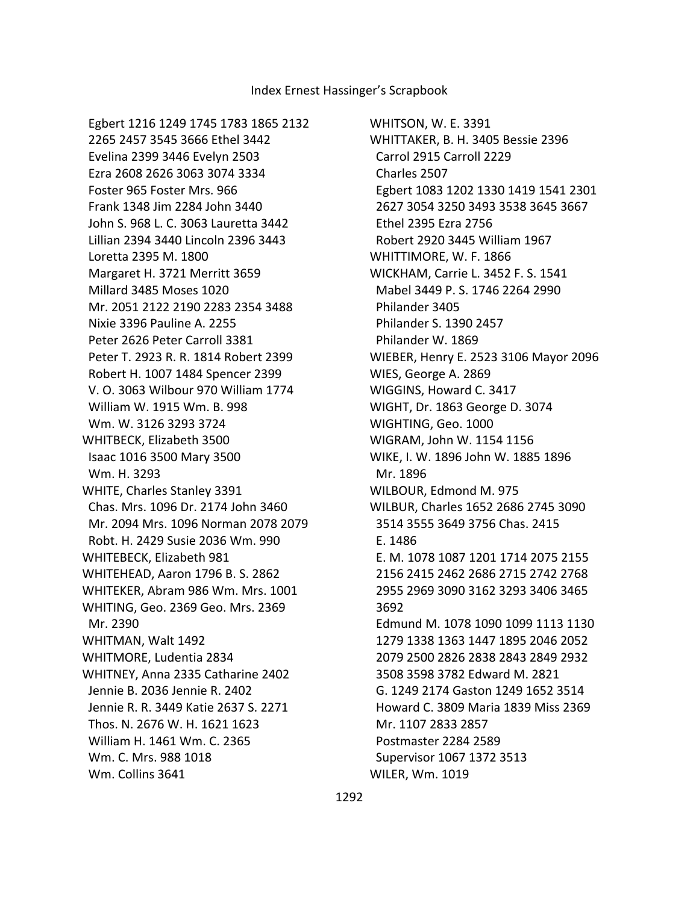Egbert 1216 1249 1745 1783 1865 2132 2265 2457 3545 3666 Ethel 3442
Evelina 2399 3446 Evelyn 2503
Ezra 2608 2626 3063 3074 3334
Foster 965 Foster Mrs. 966
Frank 1348 Jim 2284 John 3440
John S. 968 L. C. 3063 Lauretta 3442
Lillian 2394 3440 Lincoln 2396 3443
Loretta 2395 M. 1800
Margaret H. 3721 Merritt 3659
Millard 3485 Moses 1020
Mr. 2051 2122 2190 2283 2354 3488
Nixie 3396 Pauline A. 2255
Peter 2626 Peter Carroll 3381
Peter T. 2923 R. R. 1814 Robert 2399
Robert H. 1007 1484 Spencer 2399
V. O. 3063 Wilbour 970 William 1774
William W. 1915 Wm. B. 998
Wm. W. 3126 3293 3724

WHITBECK, Elizabeth 3500
Isaac 1016 3500 Mary 3500
Wm. H. 3293

WHITE, Charles Stanley 3391
Chas. Mrs. 1096 Dr. 2174 John 3460
Mr. 2094 Mrs. 1096 Norman 2078 2079
Robt. H. 2429 Susie 2036 Wm. 990

WHITEBECK, Elizabeth 981

WHITEHEAD, Aaron 1796 B. S. 2862

WHITEKER, Abram 986 Wm. Mrs. 1001

WHITING, Geo. 2369 Geo. Mrs. 2369
Mr. 2390

WHITMAN, Walt 1492

WHITMORE, Ludentia 2834

WHITNEY, Anna 2335 Catharine 2402
Jennie B. 2036 Jennie R. 2402
Jennie R. R. 3449 Katie 2637 S. 2271
Thos. N. 2676 W. H. 1621 1623
William H. 1461 Wm. C. 2365
Wm. C. Mrs. 988 1018
Wm. Collins 3641

WHITSON, W. E. 3391

WHITTAKER, B. H. 3405 Bessie 2396
Carrol 2915 Carroll 2229
Charles 2507
Egbert 1083 1202 1330 1419 1541 2301 2627 3054 3250 3493 3538 3645 3667
Ethel 2395 Ezra 2756
Robert 2920 3445 William 1967

WHITTIMORE, W. F. 1866

WICKHAM, Carrie L. 3452 F. S. 1541
Mabel 3449 P. S. 1746 2264 2990
Philander 3405
Philander S. 1390 2457
Philander W. 1869

WIEBER, Henry E. 2523 3106 Mayor 2096

WIES, George A. 2869

WIGGINS, Howard C. 3417

WIGHT, Dr. 1863 George D. 3074

WIGHTING, Geo. 1000

WIGRAM, John W. 1154 1156

WIKE, I. W. 1896 John W. 1885 1896
Mr. 1896

WILBOUR, Edmond M. 975

WILBUR, Charles 1652 2686 2745 3090 3514 3555 3649 3756 Chas. 2415
E. 1486
E. M. 1078 1087 1201 1714 2075 2155 2156 2415 2462 2686 2715 2742 2768 2955 2969 3090 3162 3293 3406 3465 3692
Edmund M. 1078 1090 1099 1113 1130 1279 1338 1363 1447 1895 2046 2052 2079 2500 2826 2838 2843 2849 2932 3508 3598 3782 Edward M. 2821
G. 1249 2174 Gaston 1249 1652 3514
Howard C. 3809 Maria 1839 Miss 2369
Mr. 1107 2833 2857
Postmaster 2284 2589
Supervisor 1067 1372 3513

WILER, Wm. 1019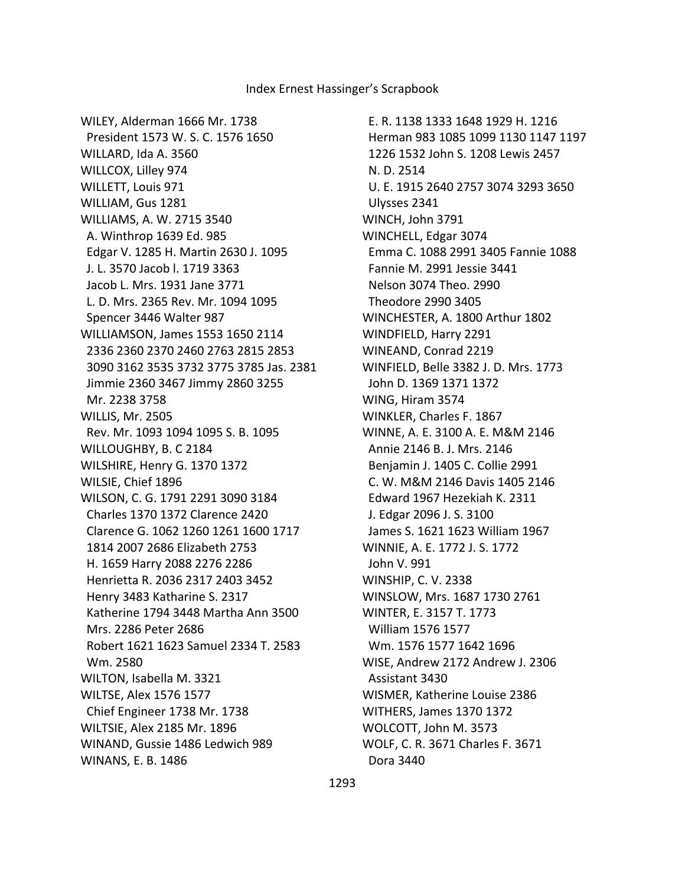WILEY, Alderman 1666 Mr. 1738
President 1573 W. S. C. 1576 1650
WILLARD, Ida A. 3560
WILLCOX, Lilley 974
WILLETT, Louis 971
WILLIAM, Gus 1281
WILLIAMS, A. W. 2715 3540
A. Winthrop 1639 Ed. 985
Edgar V. 1285 H. Martin 2630 J. 1095
J. L. 3570 Jacob l. 1719 3363
Jacob L. Mrs. 1931 Jane 3771
L. D. Mrs. 2365 Rev. Mr. 1094 1095
Spencer 3446 Walter 987
WILLIAMSON, James 1553 1650 2114
2336 2360 2370 2460 2763 2815 2853
3090 3162 3535 3732 3775 3785 Jas. 2381
Jimmie 2360 3467 Jimmy 2860 3255
Mr. 2238 3758
WILLIS, Mr. 2505
Rev. Mr. 1093 1094 1095 S. B. 1095
WILLOUGHBY, B. C 2184
WILSHIRE, Henry G. 1370 1372
WILSIE, Chief 1896
WILSON, C. G. 1791 2291 3090 3184
Charles 1370 1372 Clarence 2420
Clarence G. 1062 1260 1261 1600 1717
1814 2007 2686 Elizabeth 2753
H. 1659 Harry 2088 2276 2286
Henrietta R. 2036 2317 2403 3452
Henry 3483 Katharine S. 2317
Katherine 1794 3448 Martha Ann 3500
Mrs. 2286 Peter 2686
Robert 1621 1623 Samuel 2334 T. 2583
Wm. 2580
WILTON, Isabella M. 3321
WILTSE, Alex 1576 1577
Chief Engineer 1738 Mr. 1738
WILTSIE, Alex 2185 Mr. 1896
WINAND, Gussie 1486 Ledwich 989
WINANS, E. B. 1486
E. R. 1138 1333 1648 1929 H. 1216
Herman 983 1085 1099 1130 1147 1197
1226 1532 John S. 1208 Lewis 2457
N. D. 2514
U. E. 1915 2640 2757 3074 3293 3650
Ulysses 2341
WINCH, John 3791
WINCHELL, Edgar 3074
Emma C. 1088 2991 3405 Fannie 1088
Fannie M. 2991 Jessie 3441
Nelson 3074 Theo. 2990
Theodore 2990 3405
WINCHESTER, A. 1800 Arthur 1802
WINDFIELD, Harry 2291
WINEAND, Conrad 2219
WINFIELD, Belle 3382 J. D. Mrs. 1773
John D. 1369 1371 1372
WING, Hiram 3574
WINKLER, Charles F. 1867
WINNE, A. E. 3100 A. E. M&M 2146
Annie 2146 B. J. Mrs. 2146
Benjamin J. 1405 C. Collie 2991
C. W. M&M 2146 Davis 1405 2146
Edward 1967 Hezekiah K. 2311
J. Edgar 2096 J. S. 3100
James S. 1621 1623 William 1967
WINNIE, A. E. 1772 J. S. 1772
John V. 991
WINSHIP, C. V. 2338
WINSLOW, Mrs. 1687 1730 2761
WINTER, E. 3157 T. 1773
William 1576 1577
Wm. 1576 1577 1642 1696
WISE, Andrew 2172 Andrew J. 2306
Assistant 3430
WISMER, Katherine Louise 2386
WITHERS, James 1370 1372
WOLCOTT, John M. 3573
WOLF, C. R. 3671 Charles F. 3671
Dora 3440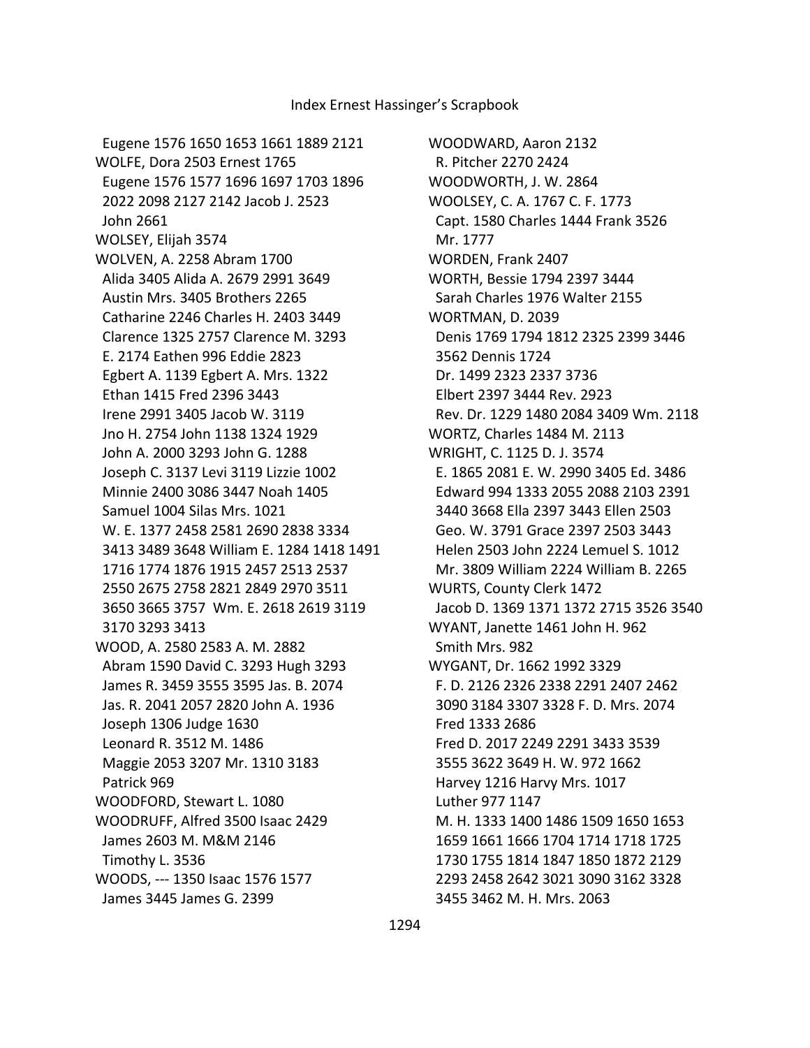Eugene 1576 1650 1653 1661 1889 2121
WOLFE, Dora 2503 Ernest 1765
Eugene 1576 1577 1696 1697 1703 1896 2022 2098 2127 2142 Jacob J. 2523
John 2661
WOLSEY, Elijah 3574
WOLVEN, A. 2258 Abram 1700
Alida 3405 Alida A. 2679 2991 3649
Austin Mrs. 3405 Brothers 2265
Catharine 2246 Charles H. 2403 3449
Clarence 1325 2757 Clarence M. 3293
E. 2174 Eathen 996 Eddie 2823
Egbert A. 1139 Egbert A. Mrs. 1322
Ethan 1415 Fred 2396 3443
Irene 2991 3405 Jacob W. 3119
Jno H. 2754 John 1138 1324 1929
John A. 2000 3293 John G. 1288
Joseph C. 3137 Levi 3119 Lizzie 1002
Minnie 2400 3086 3447 Noah 1405
Samuel 1004 Silas Mrs. 1021
W. E. 1377 2458 2581 2690 2838 3334 3413 3489 3648 William E. 1284 1418 1491 1716 1774 1876 1915 2457 2513 2537 2550 2675 2758 2821 2849 2970 3511 3650 3665 3757 Wm. E. 2618 2619 3119 3170 3293 3413
WOOD, A. 2580 2583 A. M. 2882
Abram 1590 David C. 3293 Hugh 3293
James R. 3459 3555 3595 Jas. B. 2074
Jas. R. 2041 2057 2820 John A. 1936
Joseph 1306 Judge 1630
Leonard R. 3512 M. 1486
Maggie 2053 3207 Mr. 1310 3183
Patrick 969
WOODFORD, Stewart L. 1080
WOODRUFF, Alfred 3500 Isaac 2429
James 2603 M. M&M 2146
Timothy L. 3536
WOODS, --- 1350 Isaac 1576 1577
James 3445 James G. 2399
WOODWARD, Aaron 2132
R. Pitcher 2270 2424
WOODWORTH, J. W. 2864
WOOLSEY, C. A. 1767 C. F. 1773
Capt. 1580 Charles 1444 Frank 3526
Mr. 1777
WORDEN, Frank 2407
WORTH, Bessie 1794 2397 3444
Sarah Charles 1976 Walter 2155
WORTMAN, D. 2039
Denis 1769 1794 1812 2325 2399 3446 3562 Dennis 1724
Dr. 1499 2323 2337 3736
Elbert 2397 3444 Rev. 2923
Rev. Dr. 1229 1480 2084 3409 Wm. 2118
WORTZ, Charles 1484 M. 2113
WRIGHT, C. 1125 D. J. 3574
E. 1865 2081 E. W. 2990 3405 Ed. 3486
Edward 994 1333 2055 2088 2103 2391 3440 3668 Ella 2397 3443 Ellen 2503
Geo. W. 3791 Grace 2397 2503 3443
Helen 2503 John 2224 Lemuel S. 1012
Mr. 3809 William 2224 William B. 2265
WURTS, County Clerk 1472
Jacob D. 1369 1371 1372 2715 3526 3540
WYANT, Janette 1461 John H. 962
Smith Mrs. 982
WYGANT, Dr. 1662 1992 3329
F. D. 2126 2326 2338 2291 2407 2462 3090 3184 3307 3328 F. D. Mrs. 2074
Fred 1333 2686
Fred D. 2017 2249 2291 3433 3539 3555 3622 3649 H. W. 972 1662
Harvey 1216 Harvy Mrs. 1017
Luther 977 1147
M. H. 1333 1400 1486 1509 1650 1653 1659 1661 1666 1704 1714 1718 1725 1730 1755 1814 1847 1850 1872 2129 2293 2458 2642 3021 3090 3162 3328 3455 3462 M. H. Mrs. 2063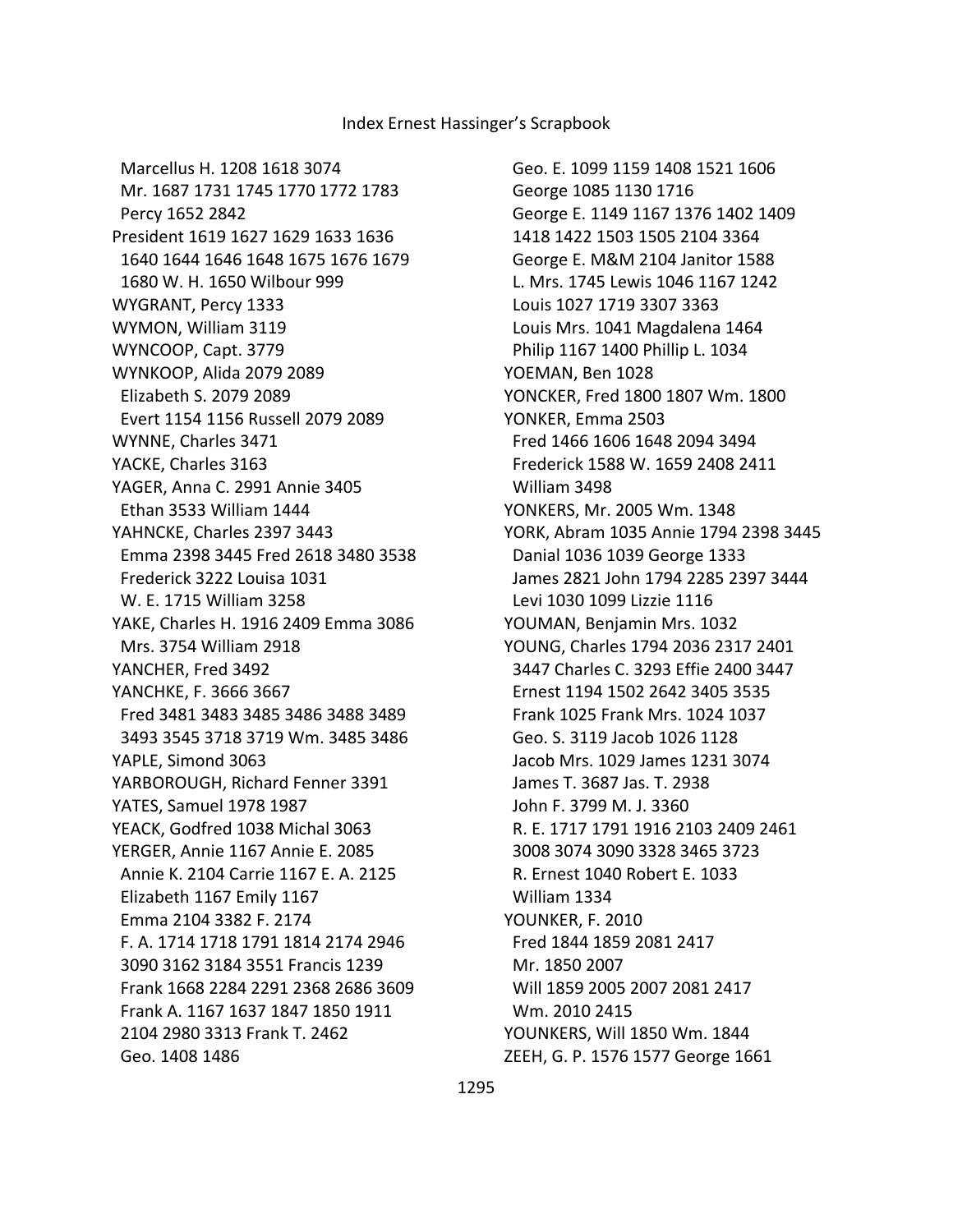Marcellus H. 1208 1618 3074
Mr. 1687 1731 1745 1770 1772 1783
Percy 1652 2842
President 1619 1627 1629 1633 1636
1640 1644 1646 1648 1675 1676 1679
1680 W. H. 1650 Wilbour 999
WYGRANT, Percy 1333
WYMON, William 3119
WYNCOOP, Capt. 3779
WYNKOOP, Alida 2079 2089
Elizabeth S. 2079 2089
Evert 1154 1156 Russell 2079 2089
WYNNE, Charles 3471
YACKE, Charles 3163
YAGER, Anna C. 2991 Annie 3405
Ethan 3533 William 1444
YAHNCKE, Charles 2397 3443
Emma 2398 3445 Fred 2618 3480 3538
Frederick 3222 Louisa 1031
W. E. 1715 William 3258
YAKE, Charles H. 1916 2409 Emma 3086
Mrs. 3754 William 2918
YANCHER, Fred 3492
YANCHKE, F. 3666 3667
Fred 3481 3483 3485 3486 3488 3489
3493 3545 3718 3719 Wm. 3485 3486
YAPLE, Simond 3063
YARBOROUGH, Richard Fenner 3391
YATES, Samuel 1978 1987
YEACK, Godfred 1038 Michal 3063
YERGER, Annie 1167 Annie E. 2085
Annie K. 2104 Carrie 1167 E. A. 2125
Elizabeth 1167 Emily 1167
Emma 2104 3382 F. 2174
F. A. 1714 1718 1791 1814 2174 2946
3090 3162 3184 3551 Francis 1239
Frank 1668 2284 2291 2368 2686 3609
Frank A. 1167 1637 1847 1850 1911
2104 2980 3313 Frank T. 2462
Geo. 1408 1486
Geo. E. 1099 1159 1408 1521 1606
George 1085 1130 1716
George E. 1149 1167 1376 1402 1409
1418 1422 1503 1505 2104 3364
George E. M&M 2104 Janitor 1588
L. Mrs. 1745 Lewis 1046 1167 1242
Louis 1027 1719 3307 3363
Louis Mrs. 1041 Magdalena 1464
Philip 1167 1400 Phillip L. 1034
YOEMAN, Ben 1028
YONCKER, Fred 1800 1807 Wm. 1800
YONKER, Emma 2503
Fred 1466 1606 1648 2094 3494
Frederick 1588 W. 1659 2408 2411
William 3498
YONKERS, Mr. 2005 Wm. 1348
YORK, Abram 1035 Annie 1794 2398 3445
Danial 1036 1039 George 1333
James 2821 John 1794 2285 2397 3444
Levi 1030 1099 Lizzie 1116
YOUMAN, Benjamin Mrs. 1032
YOUNG, Charles 1794 2036 2317 2401
3447 Charles C. 3293 Effie 2400 3447
Ernest 1194 1502 2642 3405 3535
Frank 1025 Frank Mrs. 1024 1037
Geo. S. 3119 Jacob 1026 1128
Jacob Mrs. 1029 James 1231 3074
James T. 3687 Jas. T. 2938
John F. 3799 M. J. 3360
R. E. 1717 1791 1916 2103 2409 2461
3008 3074 3090 3328 3465 3723
R. Ernest 1040 Robert E. 1033
William 1334
YOUNKER, F. 2010
Fred 1844 1859 2081 2417
Mr. 1850 2007
Will 1859 2005 2007 2081 2417
Wm. 2010 2415
YOUNKERS, Will 1850 Wm. 1844
ZEEH, G. P. 1576 1577 George 1661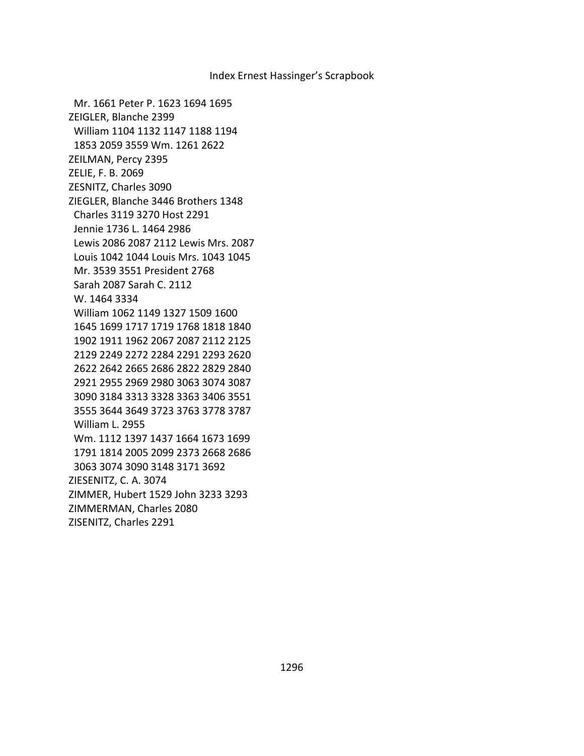Mr. 1661 Peter P. 1623 1694 1695
ZEIGLER, Blanche 2399
William 1104 1132 1147 1188 1194
1853 2059 3559 Wm. 1261 2622
ZEILMAN, Percy 2395
ZELIE, F. B. 2069
ZESNITZ, Charles 3090
ZIEGLER, Blanche 3446 Brothers 1348
Charles 3119 3270 Host 2291
Jennie 1736 L. 1464 2986
Lewis 2086 2087 2112 Lewis Mrs. 2087
Louis 1042 1044 Louis Mrs. 1043 1045
Mr. 3539 3551 President 2768
Sarah 2087 Sarah C. 2112
W. 1464 3334
William 1062 1149 1327 1509 1600
1645 1699 1717 1719 1768 1818 1840
1902 1911 1962 2067 2087 2112 2125
2129 2249 2272 2284 2291 2293 2620
2622 2642 2665 2686 2822 2829 2840
2921 2955 2969 2980 3063 3074 3087
3090 3184 3313 3328 3363 3406 3551
3555 3644 3649 3723 3763 3778 3787
William L. 2955
Wm. 1112 1397 1437 1664 1673 1699
1791 1814 2005 2099 2373 2668 2686
3063 3074 3090 3148 3171 3692
ZIESENITZ, C. A. 3074
ZIMMER, Hubert 1529 John 3233 3293
ZIMMERMAN, Charles 2080
ZISENITZ, Charles 2291